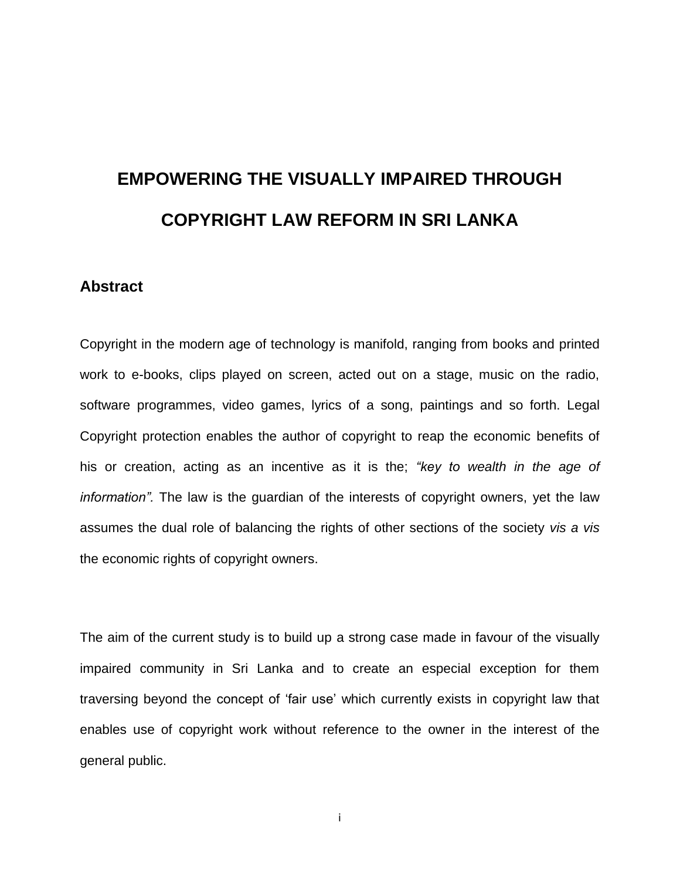# EMPOWERING THE VISUALLY IMPAIRED THROUGH COPYRIGHT LAW REFORM IN SRI LANKA

## Abstract

Copyright in the modern age of technology is manifold, ranging from books and printed work to e-books, clips played on screen, acted out on a stage, music on the radio, software programmes, video games, lyrics of a song, paintings and so forth. Legal Copyright protection enables the author of copyright to reap the economic benefits of his or creation, acting as an incentive as it is the; *"key to wealth in the age of information".* The law is the guardian of the interests of copyright owners, yet the law assumes the dual role of balancing the rights of other sections of the society *vis a vis* the economic rights of copyright owners.

The aim of the current study is to build up a strong case made in favour of the visually impaired community in Sri Lanka and to create an especial exception for them traversing beyond the concept of 'fair use' which currently exists in copyright law that enables use of copyright work without reference to the owner in the interest of the general public.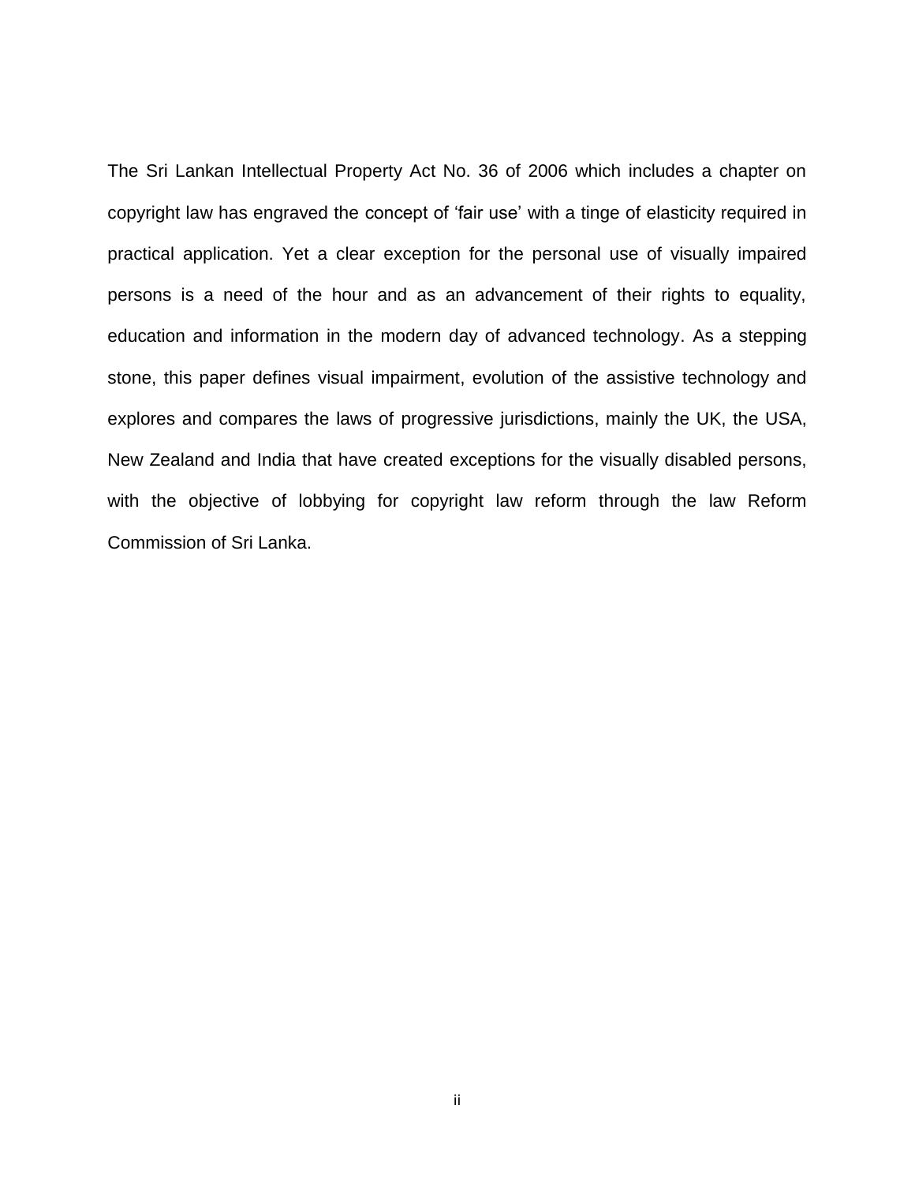The Sri Lankan Intellectual Property Act No. 36 of 2006 which includes a chapter on copyright law has engraved the concept of 'fair use' with a tinge of elasticity required in practical application. Yet a clear exception for the personal use of visually impaired persons is a need of the hour and as an advancement of their rights to equality, education and information in the modern day of advanced technology. As a stepping stone, this paper defines visual impairment, evolution of the assistive technology and explores and compares the laws of progressive jurisdictions, mainly the UK, the USA, New Zealand and India that have created exceptions for the visually disabled persons, with the objective of lobbying for copyright law reform through the law Reform Commission of Sri Lanka.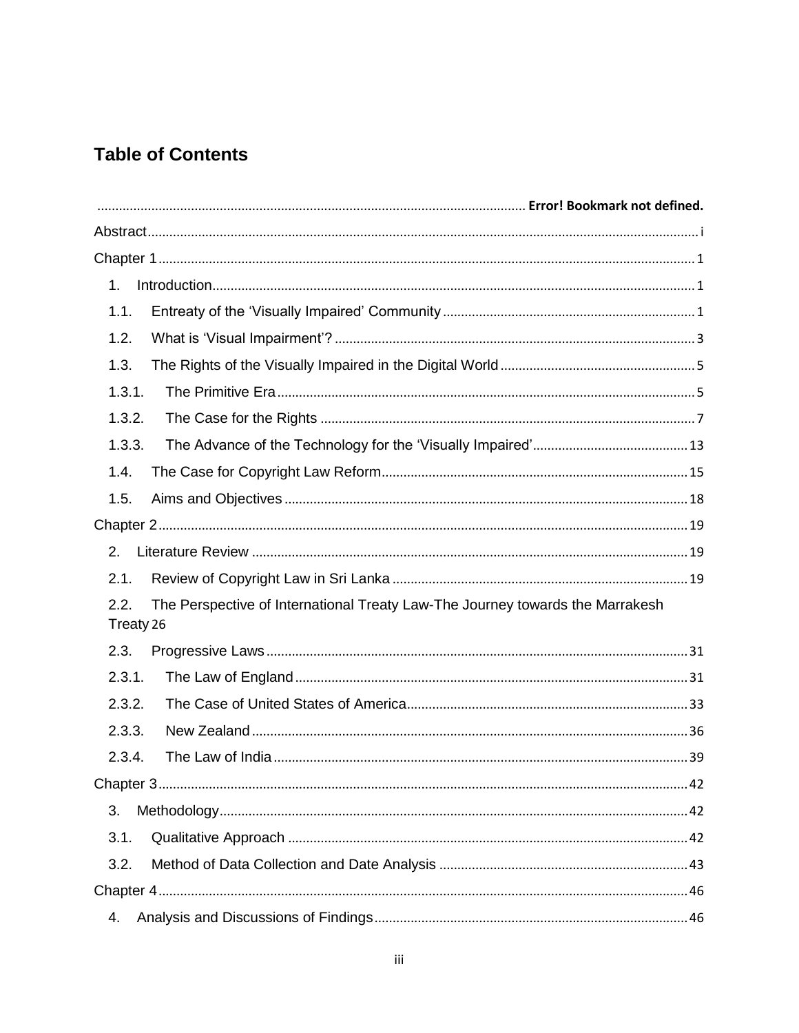# Table of Contents

............................................................................................................................ **Error! Bookmark not defined.**

Abstract ........................................................................................................................................ i

Chapter 1 ...................................................................................................................................... 1

1. Introduction ............................................................................................................................. 1

1.1. Entreaty of the 'Visually Impaired' Community ..................................................................... 1

1.2. What is 'Visual Impairment'? .................................................................................................. 3

1.3. The Rights of the Visually Impaired in the Digital World ...................................................... 5

1.3.1. The Primitive Era ................................................................................................................. 5

1.3.2. The Case for the Rights ....................................................................................................... 7

1.3.3. The Advance of the Technology for the 'Visually Impaired' ........................................... 13

1.4. The Case for Copyright Law Reform .................................................................................... 15

1.5. Aims and Objectives ............................................................................................................. 18

Chapter 2 .................................................................................................................................... 19

2. Literature Review .................................................................................................................. 19

2.1. Review of Copyright Law in Sri Lanka ................................................................................. 19

2.2. The Perspective of International Treaty Law-The Journey towards the Marrakesh Treaty 26

2.3. Progressive Laws .................................................................................................................. 31

2.3.1. The Law of England ........................................................................................................... 31

2.3.2. The Case of United States of America ............................................................................. 33

2.3.3. New Zealand ...................................................................................................................... 36

2.3.4. The Law of India ................................................................................................................ 39

Chapter 3 .................................................................................................................................... 42

3. Methodology ........................................................................................................................... 42

3.1. Qualitative Approach ............................................................................................................ 42

3.2. Method of Data Collection and Date Analysis ..................................................................... 43

Chapter 4 .................................................................................................................................... 46

4. Analysis and Discussions of Findings .................................................................................... 46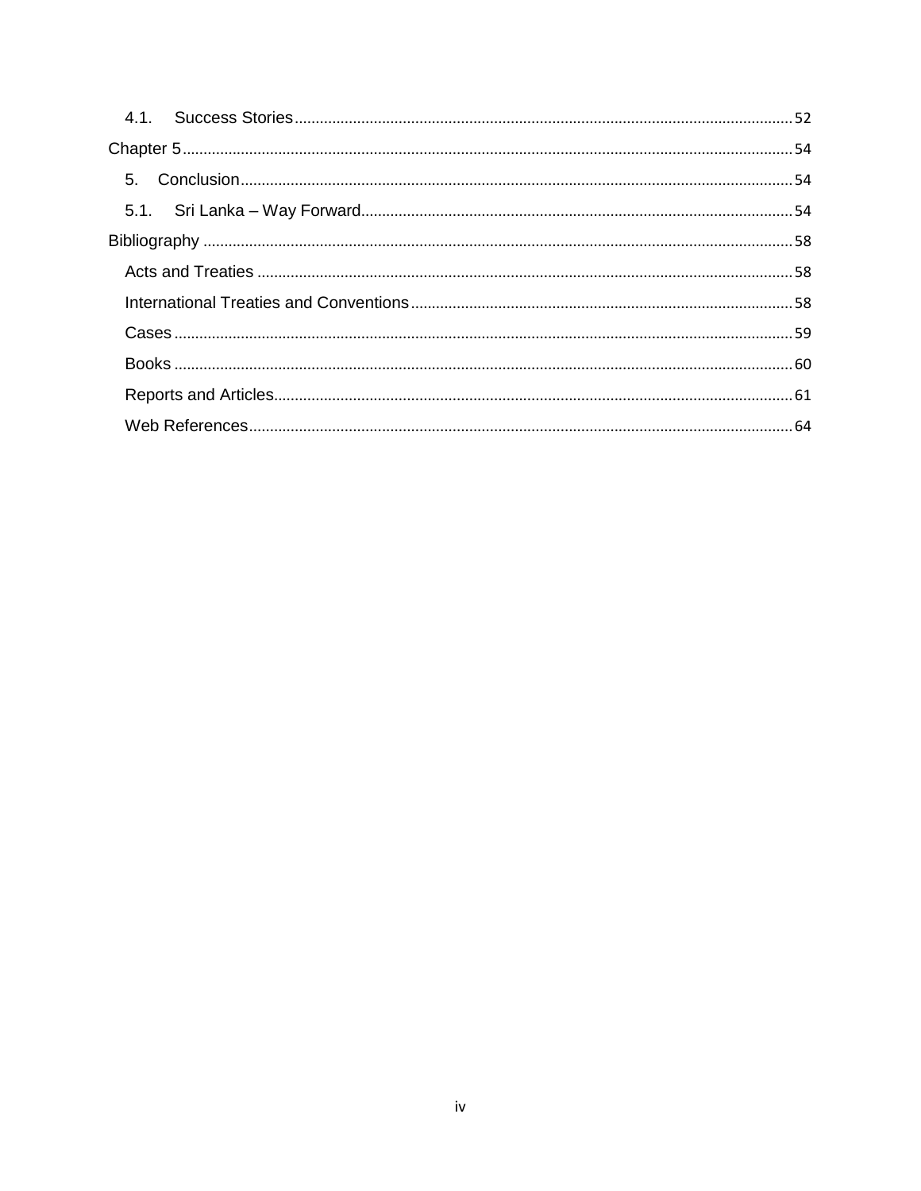4.1. Success Stories ..... 52

Chapter 5 ..... 54

5. Conclusion ..... 54

5.1. Sri Lanka – Way Forward ..... 54

Bibliography ..... 58

Acts and Treaties ..... 58

International Treaties and Conventions ..... 58

Cases ..... 59

Books ..... 60

Reports and Articles ..... 61

Web References ..... 64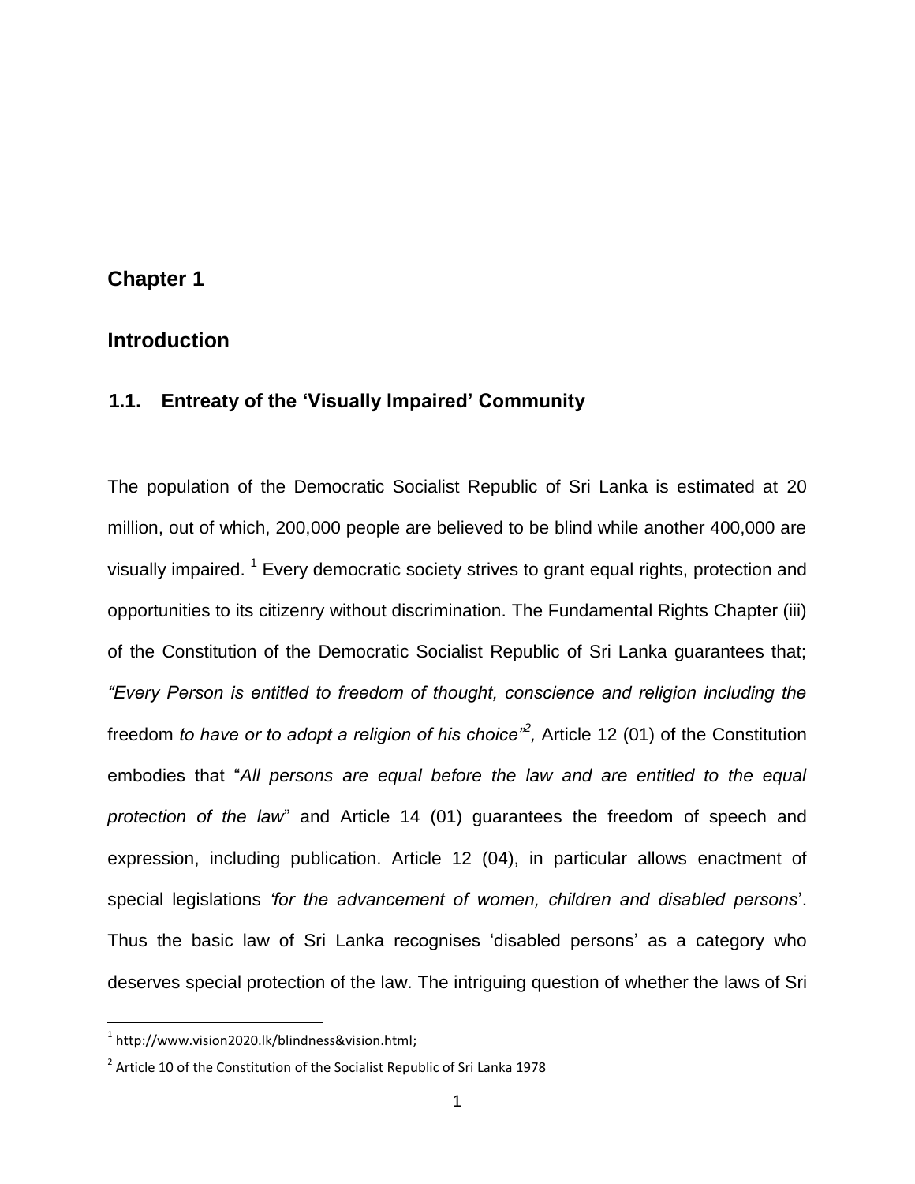# Chapter 1

# Introduction

## 1.1. Entreaty of the 'Visually Impaired' Community

The population of the Democratic Socialist Republic of Sri Lanka is estimated at 20 million, out of which, 200,000 people are believed to be blind while another 400,000 are visually impaired. [1] Every democratic society strives to grant equal rights, protection and opportunities to its citizenry without discrimination. The Fundamental Rights Chapter (iii) of the Constitution of the Democratic Socialist Republic of Sri Lanka guarantees that; *"Every Person is entitled to freedom of thought, conscience and religion including the* freedom *to have or to adopt a religion of his choice"*[2]*,* Article 12 (01) of the Constitution embodies that "*All persons are equal before the law and are entitled to the equal protection of the law*" and Article 14 (01) guarantees the freedom of speech and expression, including publication. Article 12 (04), in particular allows enactment of special legislations *'for the advancement of women, children and disabled persons*'. Thus the basic law of Sri Lanka recognises 'disabled persons' as a category who deserves special protection of the law. The intriguing question of whether the laws of Sri

---

[1] http://www.vision2020.lk/blindness&vision.html;

[2] Article 10 of the Constitution of the Socialist Republic of Sri Lanka 1978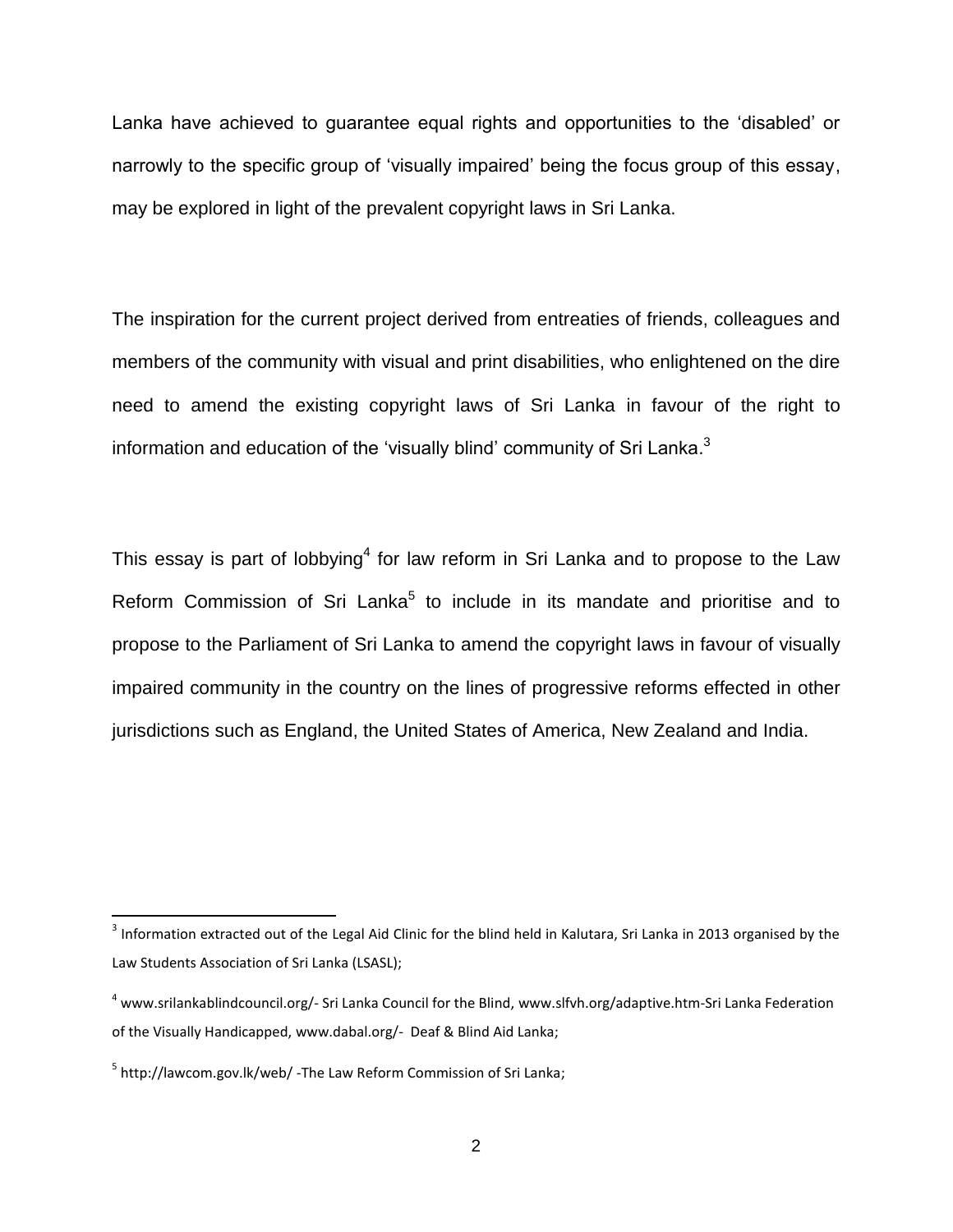Lanka have achieved to guarantee equal rights and opportunities to the 'disabled' or narrowly to the specific group of 'visually impaired' being the focus group of this essay, may be explored in light of the prevalent copyright laws in Sri Lanka.

The inspiration for the current project derived from entreaties of friends, colleagues and members of the community with visual and print disabilities, who enlightened on the dire need to amend the existing copyright laws of Sri Lanka in favour of the right to information and education of the 'visually blind' community of Sri Lanka.[3]

This essay is part of lobbying[4] for law reform in Sri Lanka and to propose to the Law Reform Commission of Sri Lanka[5] to include in its mandate and prioritise and to propose to the Parliament of Sri Lanka to amend the copyright laws in favour of visually impaired community in the country on the lines of progressive reforms effected in other jurisdictions such as England, the United States of America, New Zealand and India.

---

[3] Information extracted out of the Legal Aid Clinic for the blind held in Kalutara, Sri Lanka in 2013 organised by the Law Students Association of Sri Lanka (LSASL);

[4] www.srilankablindcouncil.org/- Sri Lanka Council for the Blind, www.slfvh.org/adaptive.htm-Sri Lanka Federation of the Visually Handicapped, www.dabal.org/- Deaf & Blind Aid Lanka;

[5] http://lawcom.gov.lk/web/ -The Law Reform Commission of Sri Lanka;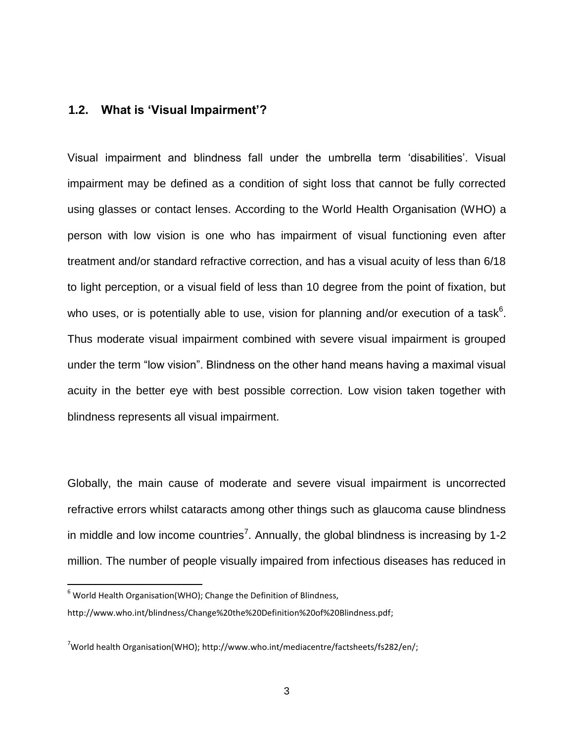## 1.2. What is 'Visual Impairment'?

Visual impairment and blindness fall under the umbrella term 'disabilities'. Visual impairment may be defined as a condition of sight loss that cannot be fully corrected using glasses or contact lenses. According to the World Health Organisation (WHO) a person with low vision is one who has impairment of visual functioning even after treatment and/or standard refractive correction, and has a visual acuity of less than 6/18 to light perception, or a visual field of less than 10 degree from the point of fixation, but who uses, or is potentially able to use, vision for planning and/or execution of a task[6]. Thus moderate visual impairment combined with severe visual impairment is grouped under the term "low vision". Blindness on the other hand means having a maximal visual acuity in the better eye with best possible correction. Low vision taken together with blindness represents all visual impairment.

Globally, the main cause of moderate and severe visual impairment is uncorrected refractive errors whilst cataracts among other things such as glaucoma cause blindness in middle and low income countries[7]. Annually, the global blindness is increasing by 1-2 million. The number of people visually impaired from infectious diseases has reduced in

---

[6] World Health Organisation(WHO); Change the Definition of Blindness, http://www.who.int/blindness/Change%20the%20Definition%20of%20Blindness.pdf;

[7] World health Organisation(WHO); http://www.who.int/mediacentre/factsheets/fs282/en/;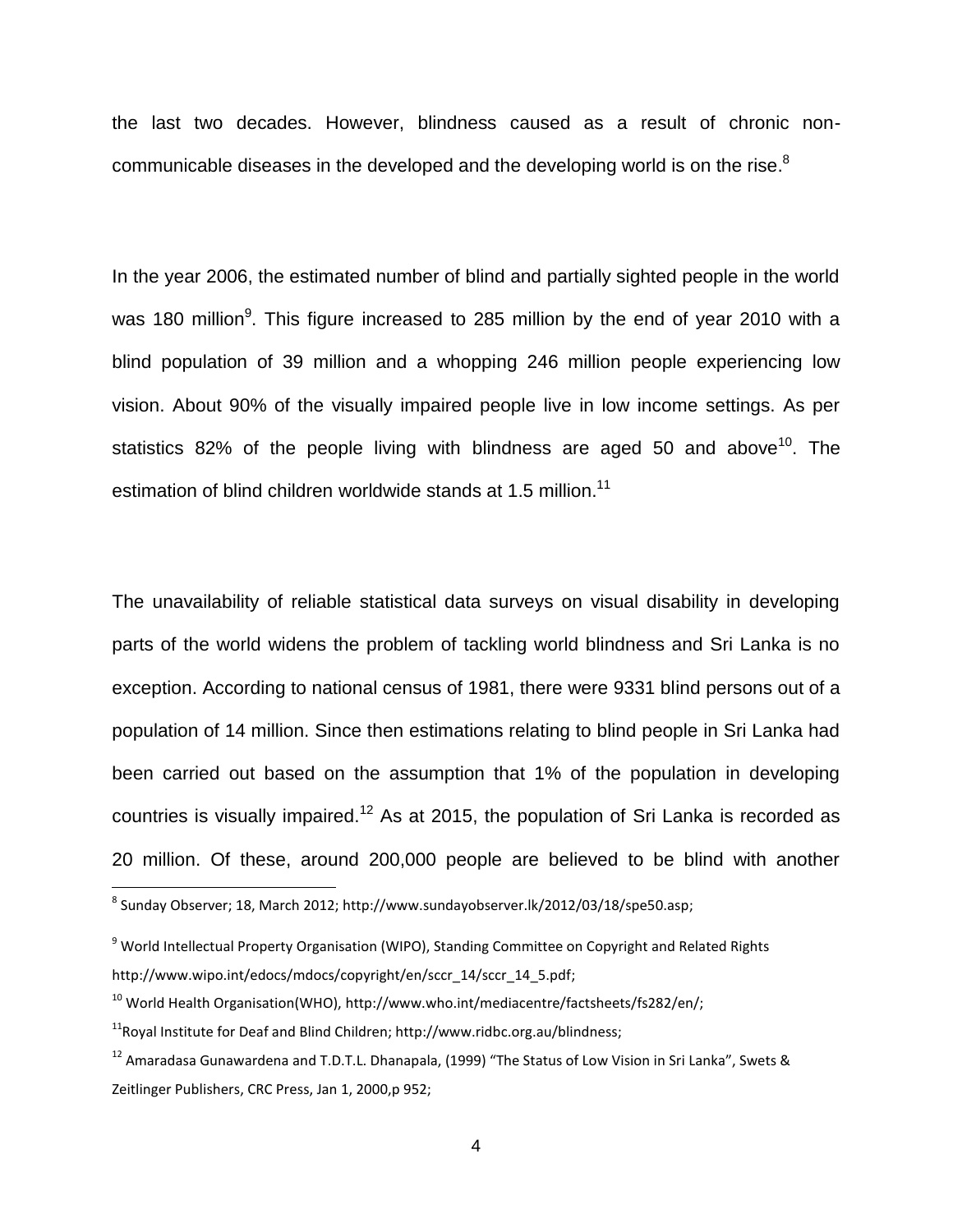the last two decades. However, blindness caused as a result of chronic non-communicable diseases in the developed and the developing world is on the rise.[8]

In the year 2006, the estimated number of blind and partially sighted people in the world was 180 million[9]. This figure increased to 285 million by the end of year 2010 with a blind population of 39 million and a whopping 246 million people experiencing low vision. About 90% of the visually impaired people live in low income settings. As per statistics 82% of the people living with blindness are aged 50 and above[10]. The estimation of blind children worldwide stands at 1.5 million.[11]

The unavailability of reliable statistical data surveys on visual disability in developing parts of the world widens the problem of tackling world blindness and Sri Lanka is no exception. According to national census of 1981, there were 9331 blind persons out of a population of 14 million. Since then estimations relating to blind people in Sri Lanka had been carried out based on the assumption that 1% of the population in developing countries is visually impaired.[12] As at 2015, the population of Sri Lanka is recorded as 20 million. Of these, around 200,000 people are believed to be blind with another

[8] Sunday Observer; 18, March 2012; http://www.sundayobserver.lk/2012/03/18/spe50.asp;

[9] World Intellectual Property Organisation (WIPO), Standing Committee on Copyright and Related Rights http://www.wipo.int/edocs/mdocs/copyright/en/sccr_14/sccr_14_5.pdf;

[10] World Health Organisation(WHO), http://www.who.int/mediacentre/factsheets/fs282/en/;

[11] Royal Institute for Deaf and Blind Children; http://www.ridbc.org.au/blindness;

[12] Amaradasa Gunawardena and T.D.T.L. Dhanapala, (1999) "The Status of Low Vision in Sri Lanka", Swets & Zeitlinger Publishers, CRC Press, Jan 1, 2000,p 952;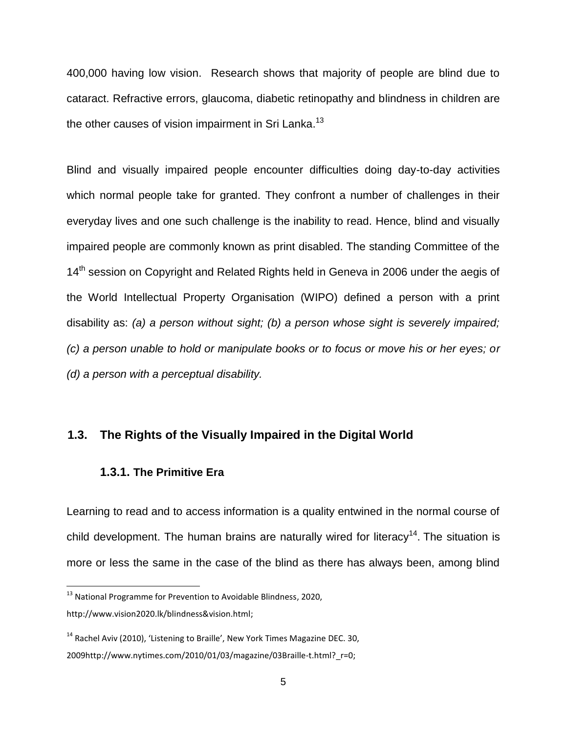400,000 having low vision. Research shows that majority of people are blind due to cataract. Refractive errors, glaucoma, diabetic retinopathy and blindness in children are the other causes of vision impairment in Sri Lanka.[13]

Blind and visually impaired people encounter difficulties doing day-to-day activities which normal people take for granted. They confront a number of challenges in their everyday lives and one such challenge is the inability to read. Hence, blind and visually impaired people are commonly known as print disabled. The standing Committee of the 14th session on Copyright and Related Rights held in Geneva in 2006 under the aegis of the World Intellectual Property Organisation (WIPO) defined a person with a print disability as: *(a) a person without sight; (b) a person whose sight is severely impaired; (c) a person unable to hold or manipulate books or to focus or move his or her eyes; or (d) a person with a perceptual disability.*

## 1.3. The Rights of the Visually Impaired in the Digital World

### 1.3.1. The Primitive Era

Learning to read and to access information is a quality entwined in the normal course of child development. The human brains are naturally wired for literacy[14]. The situation is more or less the same in the case of the blind as there has always been, among blind

---

[13] National Programme for Prevention to Avoidable Blindness, 2020, http://www.vision2020.lk/blindness&vision.html;

[14] Rachel Aviv (2010), 'Listening to Braille', New York Times Magazine DEC. 30, 2009http://www.nytimes.com/2010/01/03/magazine/03Braille-t.html?_r=0;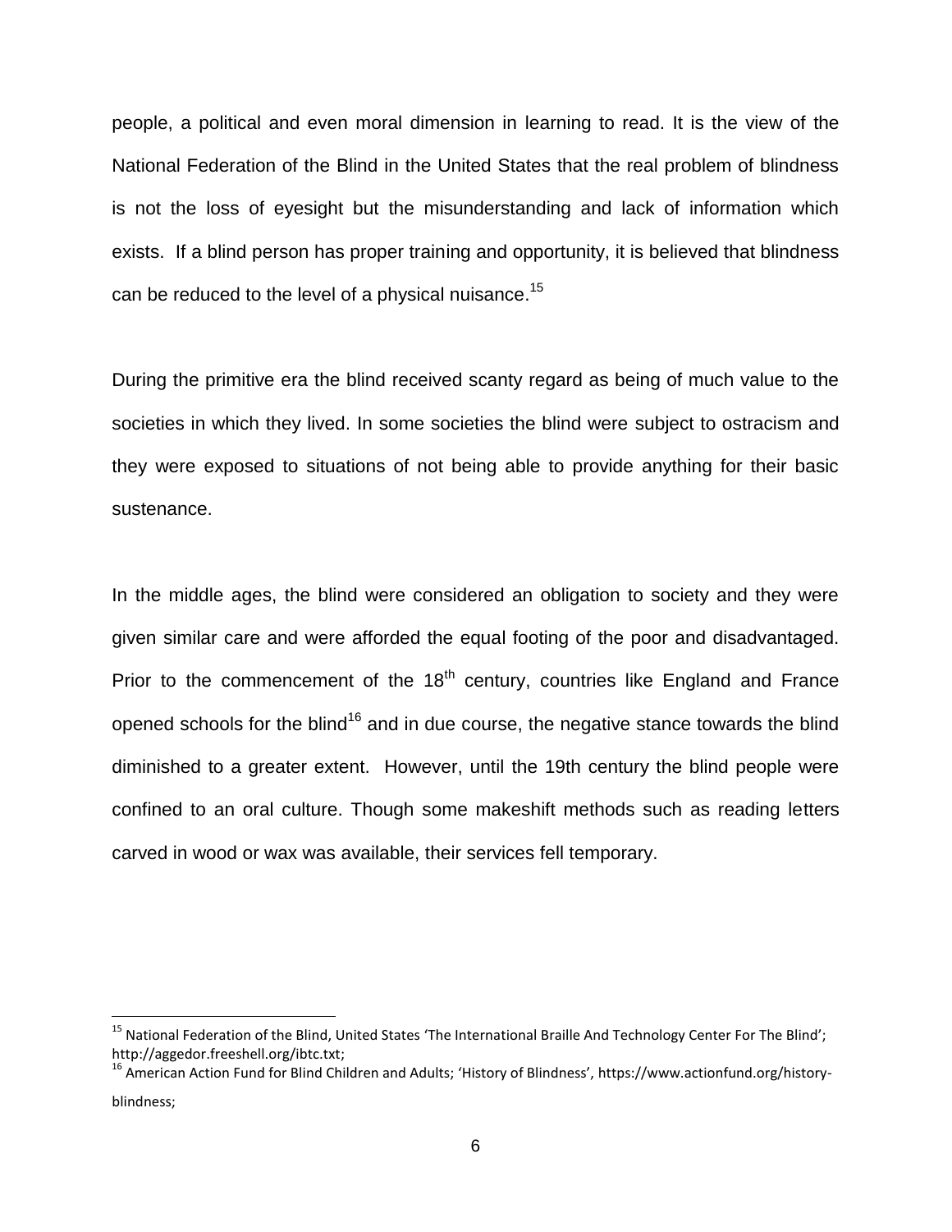people, a political and even moral dimension in learning to read. It is the view of the National Federation of the Blind in the United States that the real problem of blindness is not the loss of eyesight but the misunderstanding and lack of information which exists. If a blind person has proper training and opportunity, it is believed that blindness can be reduced to the level of a physical nuisance.[15]

During the primitive era the blind received scanty regard as being of much value to the societies in which they lived. In some societies the blind were subject to ostracism and they were exposed to situations of not being able to provide anything for their basic sustenance.

In the middle ages, the blind were considered an obligation to society and they were given similar care and were afforded the equal footing of the poor and disadvantaged. Prior to the commencement of the 18th century, countries like England and France opened schools for the blind[16] and in due course, the negative stance towards the blind diminished to a greater extent. However, until the 19th century the blind people were confined to an oral culture. Though some makeshift methods such as reading letters carved in wood or wax was available, their services fell temporary.

---

[15] National Federation of the Blind, United States 'The International Braille And Technology Center For The Blind'; http://aggedor.freeshell.org/ibtc.txt;

[16] American Action Fund for Blind Children and Adults; 'History of Blindness', https://www.actionfund.org/history-blindness;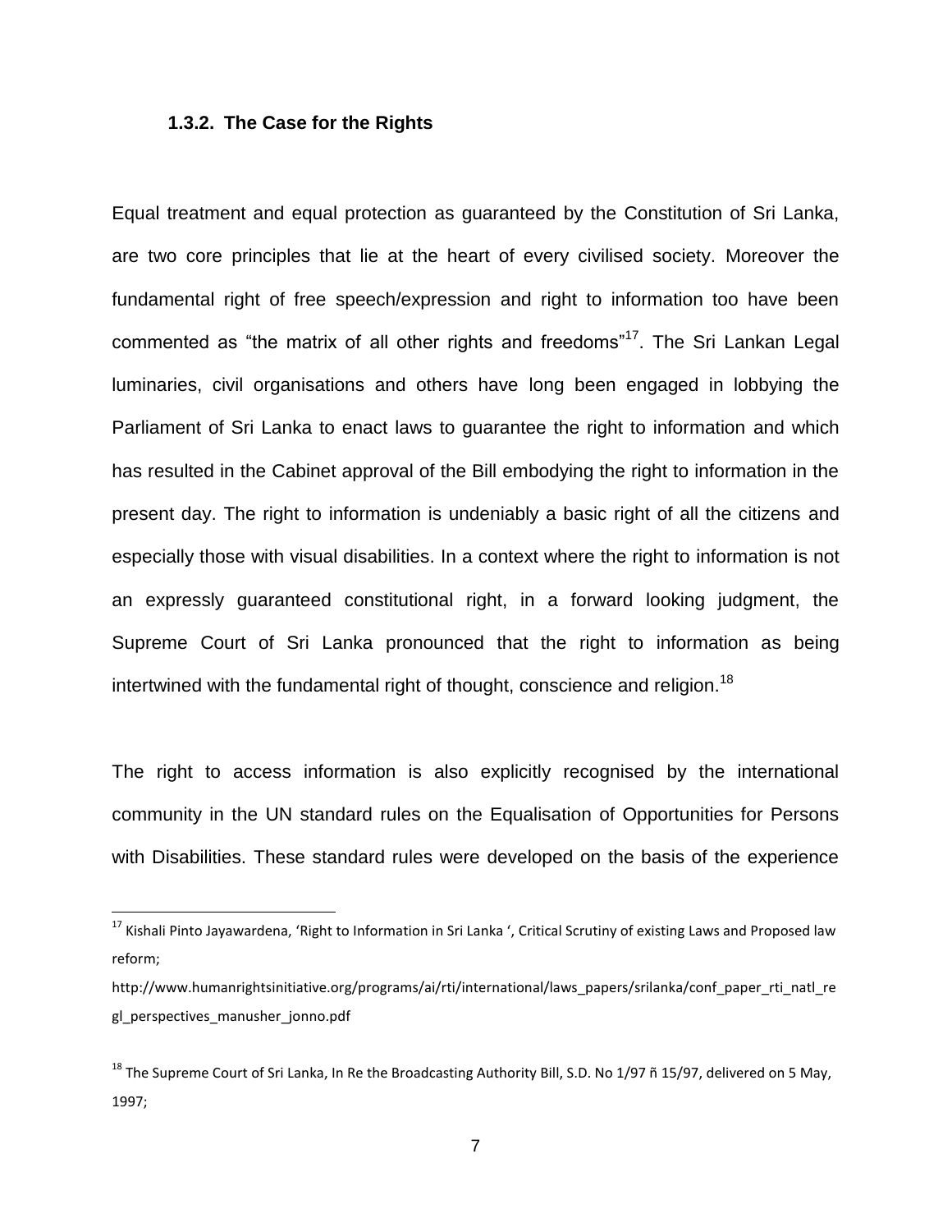### 1.3.2. The Case for the Rights

Equal treatment and equal protection as guaranteed by the Constitution of Sri Lanka, are two core principles that lie at the heart of every civilised society. Moreover the fundamental right of free speech/expression and right to information too have been commented as "the matrix of all other rights and freedoms"[17]. The Sri Lankan Legal luminaries, civil organisations and others have long been engaged in lobbying the Parliament of Sri Lanka to enact laws to guarantee the right to information and which has resulted in the Cabinet approval of the Bill embodying the right to information in the present day. The right to information is undeniably a basic right of all the citizens and especially those with visual disabilities. In a context where the right to information is not an expressly guaranteed constitutional right, in a forward looking judgment, the Supreme Court of Sri Lanka pronounced that the right to information as being intertwined with the fundamental right of thought, conscience and religion.[18]

The right to access information is also explicitly recognised by the international community in the UN standard rules on the Equalisation of Opportunities for Persons with Disabilities. These standard rules were developed on the basis of the experience

---

[17] Kishali Pinto Jayawardena, 'Right to Information in Sri Lanka ', Critical Scrutiny of existing Laws and Proposed law reform; http://www.humanrightsinitiative.org/programs/ai/rti/international/laws_papers/srilanka/conf_paper_rti_natl_regl_perspectives_manusher_jonno.pdf

[18] The Supreme Court of Sri Lanka, In Re the Broadcasting Authority Bill, S.D. No 1/97 ñ 15/97, delivered on 5 May, 1997;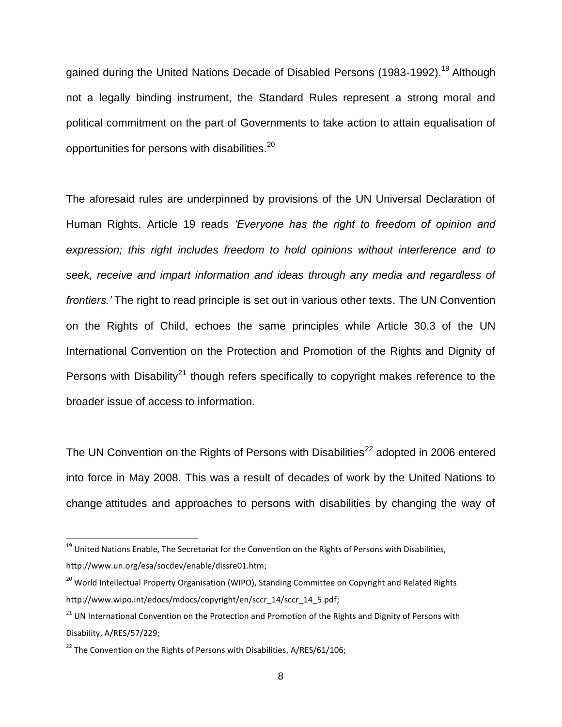gained during the United Nations Decade of Disabled Persons (1983-1992).[19] Although not a legally binding instrument, the Standard Rules represent a strong moral and political commitment on the part of Governments to take action to attain equalisation of opportunities for persons with disabilities.[20]

The aforesaid rules are underpinned by provisions of the UN Universal Declaration of Human Rights. Article 19 reads *'Everyone has the right to freedom of opinion and expression; this right includes freedom to hold opinions without interference and to seek, receive and impart information and ideas through any media and regardless of frontiers.'* The right to read principle is set out in various other texts. The UN Convention on the Rights of Child, echoes the same principles while Article 30.3 of the UN International Convention on the Protection and Promotion of the Rights and Dignity of Persons with Disability[21] though refers specifically to copyright makes reference to the broader issue of access to information.

The UN Convention on the Rights of Persons with Disabilities[22] adopted in 2006 entered into force in May 2008. This was a result of decades of work by the United Nations to change attitudes and approaches to persons with disabilities by changing the way of

---

[19] United Nations Enable, The Secretariat for the Convention on the Rights of Persons with Disabilities, http://www.un.org/esa/socdev/enable/dissre01.htm;

[20] World Intellectual Property Organisation (WIPO), Standing Committee on Copyright and Related Rights http://www.wipo.int/edocs/mdocs/copyright/en/sccr_14/sccr_14_5.pdf;

[21] UN International Convention on the Protection and Promotion of the Rights and Dignity of Persons with Disability, A/RES/57/229;

[22] The Convention on the Rights of Persons with Disabilities, A/RES/61/106;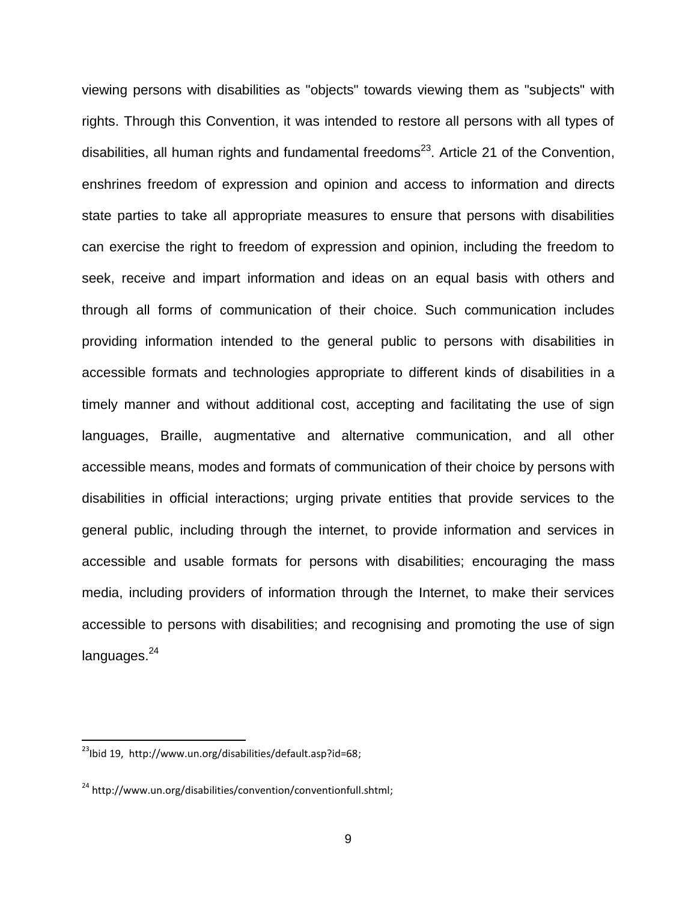viewing persons with disabilities as "objects" towards viewing them as "subjects" with rights. Through this Convention, it was intended to restore all persons with all types of disabilities, all human rights and fundamental freedoms[23]. Article 21 of the Convention, enshrines freedom of expression and opinion and access to information and directs state parties to take all appropriate measures to ensure that persons with disabilities can exercise the right to freedom of expression and opinion, including the freedom to seek, receive and impart information and ideas on an equal basis with others and through all forms of communication of their choice. Such communication includes providing information intended to the general public to persons with disabilities in accessible formats and technologies appropriate to different kinds of disabilities in a timely manner and without additional cost, accepting and facilitating the use of sign languages, Braille, augmentative and alternative communication, and all other accessible means, modes and formats of communication of their choice by persons with disabilities in official interactions; urging private entities that provide services to the general public, including through the internet, to provide information and services in accessible and usable formats for persons with disabilities; encouraging the mass media, including providers of information through the Internet, to make their services accessible to persons with disabilities; and recognising and promoting the use of sign languages.[24]

---

[23] Ibid 19, http://www.un.org/disabilities/default.asp?id=68;

[24] http://www.un.org/disabilities/convention/conventionfull.shtml;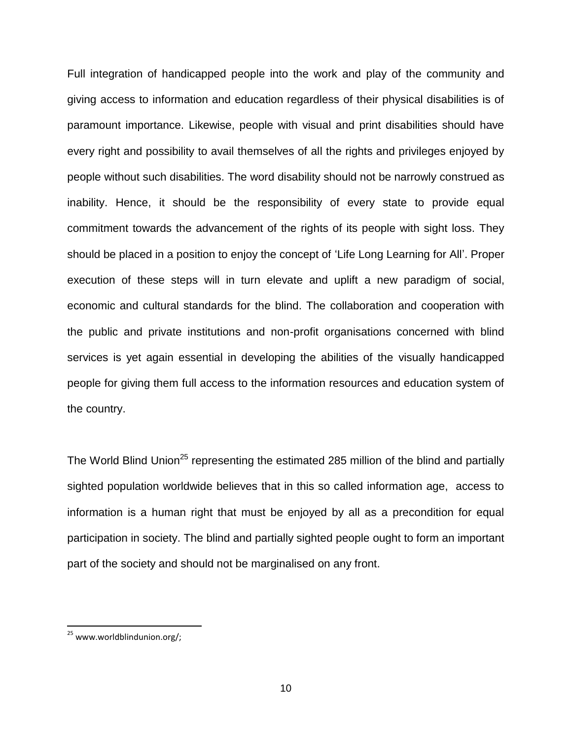Full integration of handicapped people into the work and play of the community and giving access to information and education regardless of their physical disabilities is of paramount importance. Likewise, people with visual and print disabilities should have every right and possibility to avail themselves of all the rights and privileges enjoyed by people without such disabilities. The word disability should not be narrowly construed as inability. Hence, it should be the responsibility of every state to provide equal commitment towards the advancement of the rights of its people with sight loss. They should be placed in a position to enjoy the concept of 'Life Long Learning for All'. Proper execution of these steps will in turn elevate and uplift a new paradigm of social, economic and cultural standards for the blind. The collaboration and cooperation with the public and private institutions and non-profit organisations concerned with blind services is yet again essential in developing the abilities of the visually handicapped people for giving them full access to the information resources and education system of the country.

The World Blind Union[25] representing the estimated 285 million of the blind and partially sighted population worldwide believes that in this so called information age, access to information is a human right that must be enjoyed by all as a precondition for equal participation in society. The blind and partially sighted people ought to form an important part of the society and should not be marginalised on any front.

[25] www.worldblindunion.org/;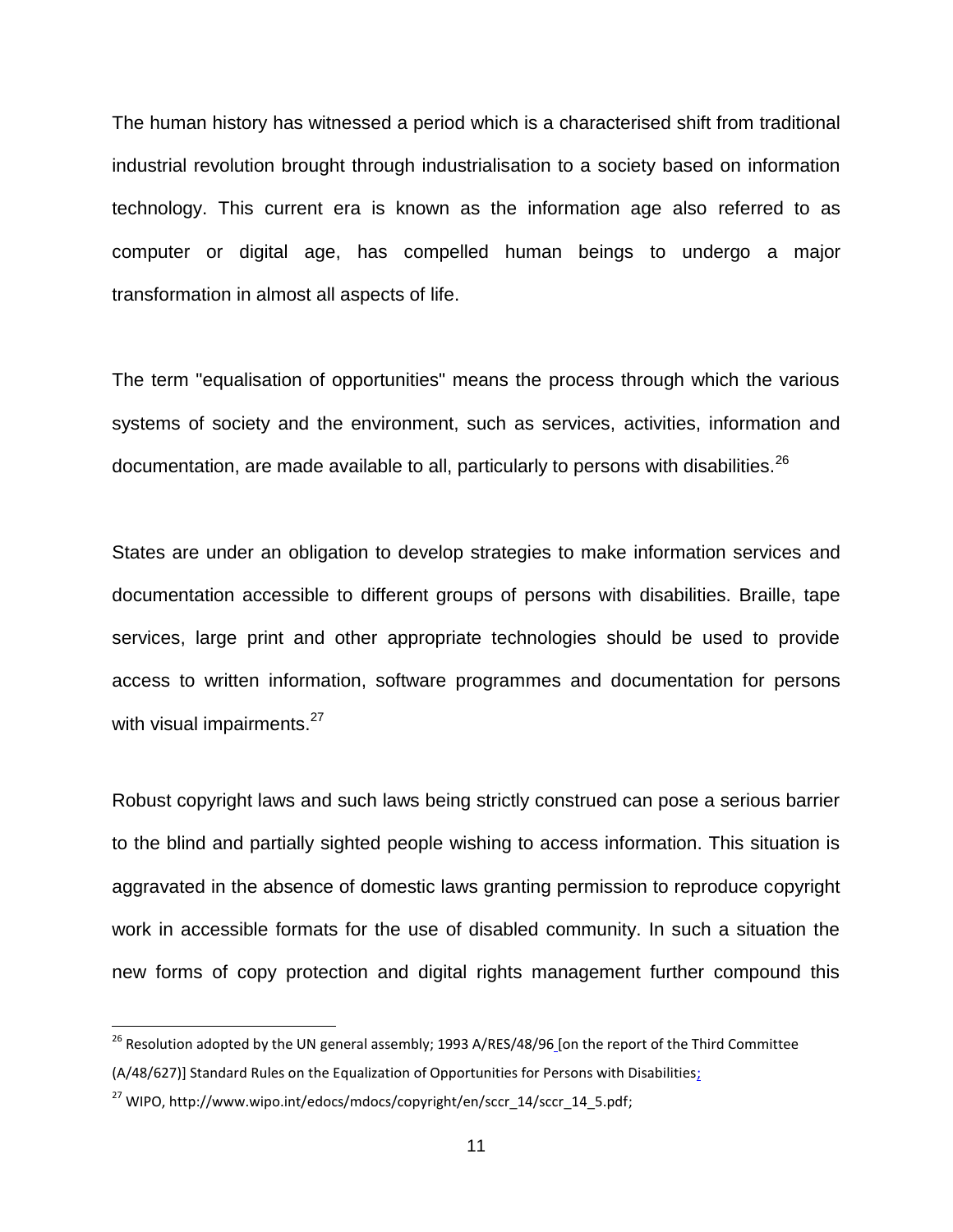The human history has witnessed a period which is a characterised shift from traditional industrial revolution brought through industrialisation to a society based on information technology. This current era is known as the information age also referred to as computer or digital age, has compelled human beings to undergo a major transformation in almost all aspects of life.

The term "equalisation of opportunities" means the process through which the various systems of society and the environment, such as services, activities, information and documentation, are made available to all, particularly to persons with disabilities.[26]

States are under an obligation to develop strategies to make information services and documentation accessible to different groups of persons with disabilities. Braille, tape services, large print and other appropriate technologies should be used to provide access to written information, software programmes and documentation for persons with visual impairments.[27]

Robust copyright laws and such laws being strictly construed can pose a serious barrier to the blind and partially sighted people wishing to access information. This situation is aggravated in the absence of domestic laws granting permission to reproduce copyright work in accessible formats for the use of disabled community. In such a situation the new forms of copy protection and digital rights management further compound this

---

[26] Resolution adopted by the UN general assembly; 1993 A/RES/48/96 [on the report of the Third Committee (A/48/627)] Standard Rules on the Equalization of Opportunities for Persons with Disabilities;

[27] WIPO, http://www.wipo.int/edocs/mdocs/copyright/en/sccr_14/sccr_14_5.pdf;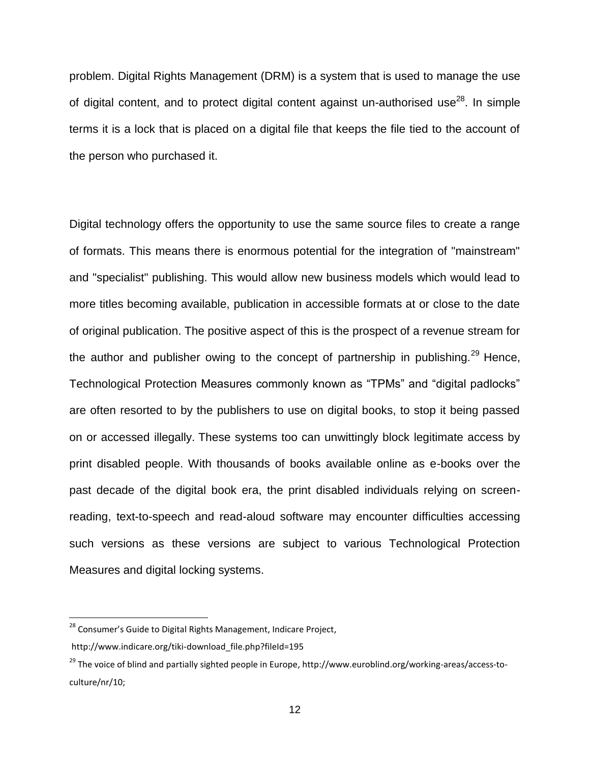problem. Digital Rights Management (DRM) is a system that is used to manage the use of digital content, and to protect digital content against un-authorised use[28]. In simple terms it is a lock that is placed on a digital file that keeps the file tied to the account of the person who purchased it.

Digital technology offers the opportunity to use the same source files to create a range of formats. This means there is enormous potential for the integration of "mainstream" and "specialist" publishing. This would allow new business models which would lead to more titles becoming available, publication in accessible formats at or close to the date of original publication. The positive aspect of this is the prospect of a revenue stream for the author and publisher owing to the concept of partnership in publishing.[29] Hence, Technological Protection Measures commonly known as "TPMs" and "digital padlocks" are often resorted to by the publishers to use on digital books, to stop it being passed on or accessed illegally. These systems too can unwittingly block legitimate access by print disabled people. With thousands of books available online as e-books over the past decade of the digital book era, the print disabled individuals relying on screen-reading, text-to-speech and read-aloud software may encounter difficulties accessing such versions as these versions are subject to various Technological Protection Measures and digital locking systems.

---

[28] Consumer's Guide to Digital Rights Management, Indicare Project, http://www.indicare.org/tiki-download_file.php?fileId=195

[29] The voice of blind and partially sighted people in Europe, http://www.euroblind.org/working-areas/access-to-culture/nr/10;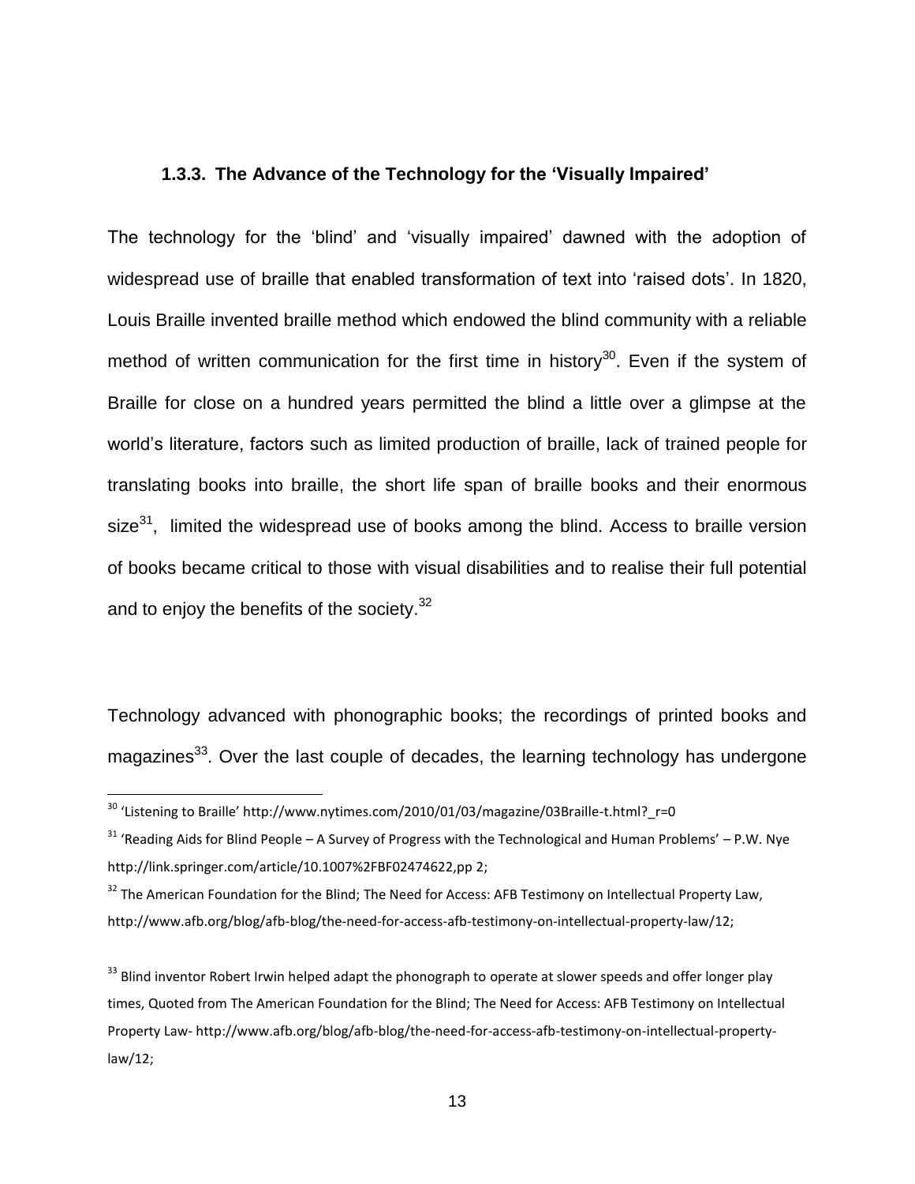### 1.3.3. The Advance of the Technology for the 'Visually Impaired'

The technology for the 'blind' and 'visually impaired' dawned with the adoption of widespread use of braille that enabled transformation of text into 'raised dots'. In 1820, Louis Braille invented braille method which endowed the blind community with a reliable method of written communication for the first time in history[30]. Even if the system of Braille for close on a hundred years permitted the blind a little over a glimpse at the world's literature, factors such as limited production of braille, lack of trained people for translating books into braille, the short life span of braille books and their enormous size[31], limited the widespread use of books among the blind. Access to braille version of books became critical to those with visual disabilities and to realise their full potential and to enjoy the benefits of the society.[32]

Technology advanced with phonographic books; the recordings of printed books and magazines[33]. Over the last couple of decades, the learning technology has undergone

---

[30] 'Listening to Braille' http://www.nytimes.com/2010/01/03/magazine/03Braille-t.html?_r=0

[31] 'Reading Aids for Blind People – A Survey of Progress with the Technological and Human Problems' – P.W. Nye http://link.springer.com/article/10.1007%2FBF02474622,pp 2;

[32] The American Foundation for the Blind; The Need for Access: AFB Testimony on Intellectual Property Law, http://www.afb.org/blog/afb-blog/the-need-for-access-afb-testimony-on-intellectual-property-law/12;

[33] Blind inventor Robert Irwin helped adapt the phonograph to operate at slower speeds and offer longer play times, Quoted from The American Foundation for the Blind; The Need for Access: AFB Testimony on Intellectual Property Law- http://www.afb.org/blog/afb-blog/the-need-for-access-afb-testimony-on-intellectual-property-law/12;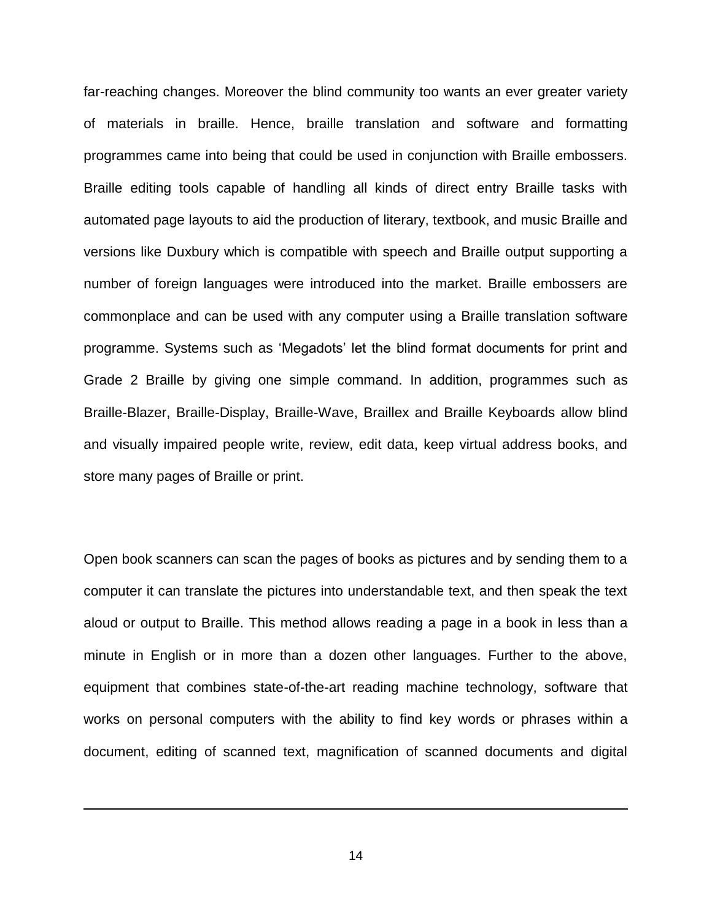far-reaching changes. Moreover the blind community too wants an ever greater variety of materials in braille. Hence, braille translation and software and formatting programmes came into being that could be used in conjunction with Braille embossers. Braille editing tools capable of handling all kinds of direct entry Braille tasks with automated page layouts to aid the production of literary, textbook, and music Braille and versions like Duxbury which is compatible with speech and Braille output supporting a number of foreign languages were introduced into the market. Braille embossers are commonplace and can be used with any computer using a Braille translation software programme. Systems such as 'Megadots' let the blind format documents for print and Grade 2 Braille by giving one simple command. In addition, programmes such as Braille-Blazer, Braille-Display, Braille-Wave, Braillex and Braille Keyboards allow blind and visually impaired people write, review, edit data, keep virtual address books, and store many pages of Braille or print.

Open book scanners can scan the pages of books as pictures and by sending them to a computer it can translate the pictures into understandable text, and then speak the text aloud or output to Braille. This method allows reading a page in a book in less than a minute in English or in more than a dozen other languages. Further to the above, equipment that combines state-of-the-art reading machine technology, software that works on personal computers with the ability to find key words or phrases within a document, editing of scanned text, magnification of scanned documents and digital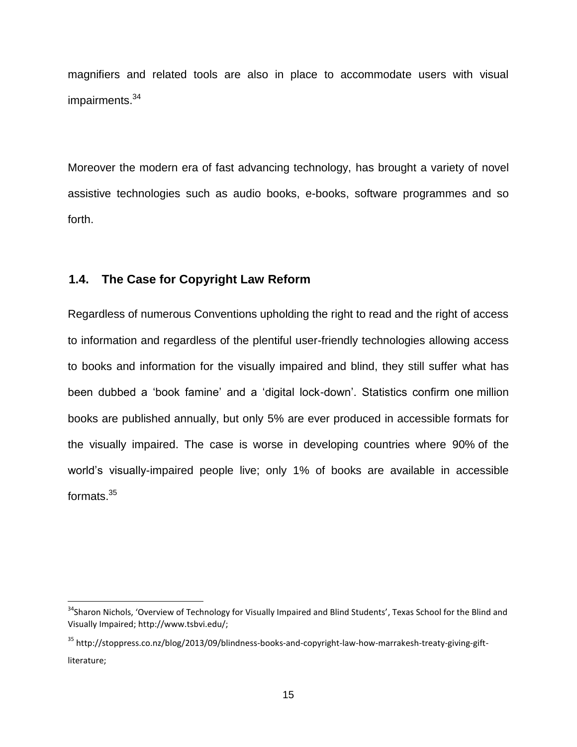magnifiers and related tools are also in place to accommodate users with visual impairments.[34]

Moreover the modern era of fast advancing technology, has brought a variety of novel assistive technologies such as audio books, e-books, software programmes and so forth.

## 1.4. The Case for Copyright Law Reform

Regardless of numerous Conventions upholding the right to read and the right of access to information and regardless of the plentiful user-friendly technologies allowing access to books and information for the visually impaired and blind, they still suffer what has been dubbed a 'book famine' and a 'digital lock-down'. Statistics confirm one million books are published annually, but only 5% are ever produced in accessible formats for the visually impaired. The case is worse in developing countries where 90% of the world's visually-impaired people live; only 1% of books are available in accessible formats.[35]

---

[34] Sharon Nichols, 'Overview of Technology for Visually Impaired and Blind Students', Texas School for the Blind and Visually Impaired; http://www.tsbvi.edu/;

[35] http://stoppress.co.nz/blog/2013/09/blindness-books-and-copyright-law-how-marrakesh-treaty-giving-gift-literature;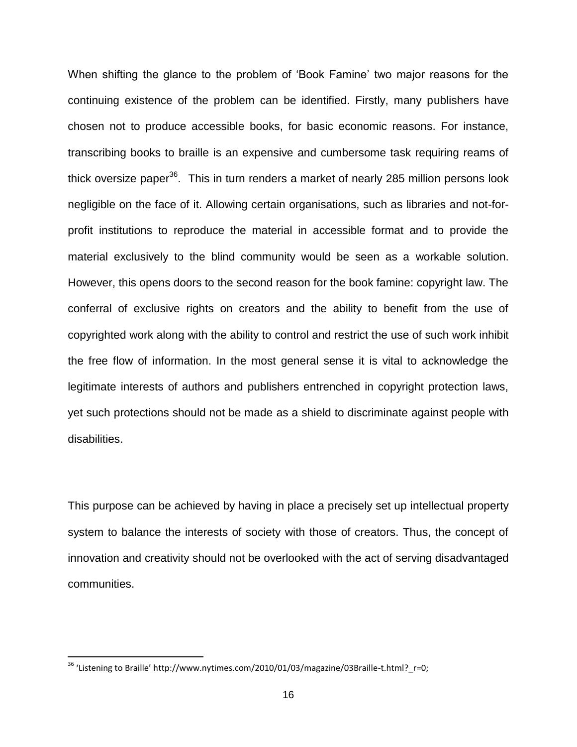When shifting the glance to the problem of 'Book Famine' two major reasons for the continuing existence of the problem can be identified. Firstly, many publishers have chosen not to produce accessible books, for basic economic reasons. For instance, transcribing books to braille is an expensive and cumbersome task requiring reams of thick oversize paper[36]. This in turn renders a market of nearly 285 million persons look negligible on the face of it. Allowing certain organisations, such as libraries and not-for-profit institutions to reproduce the material in accessible format and to provide the material exclusively to the blind community would be seen as a workable solution. However, this opens doors to the second reason for the book famine: copyright law. The conferral of exclusive rights on creators and the ability to benefit from the use of copyrighted work along with the ability to control and restrict the use of such work inhibit the free flow of information. In the most general sense it is vital to acknowledge the legitimate interests of authors and publishers entrenched in copyright protection laws, yet such protections should not be made as a shield to discriminate against people with disabilities.

This purpose can be achieved by having in place a precisely set up intellectual property system to balance the interests of society with those of creators. Thus, the concept of innovation and creativity should not be overlooked with the act of serving disadvantaged communities.

---

[36] 'Listening to Braille' http://www.nytimes.com/2010/01/03/magazine/03Braille-t.html?_r=0;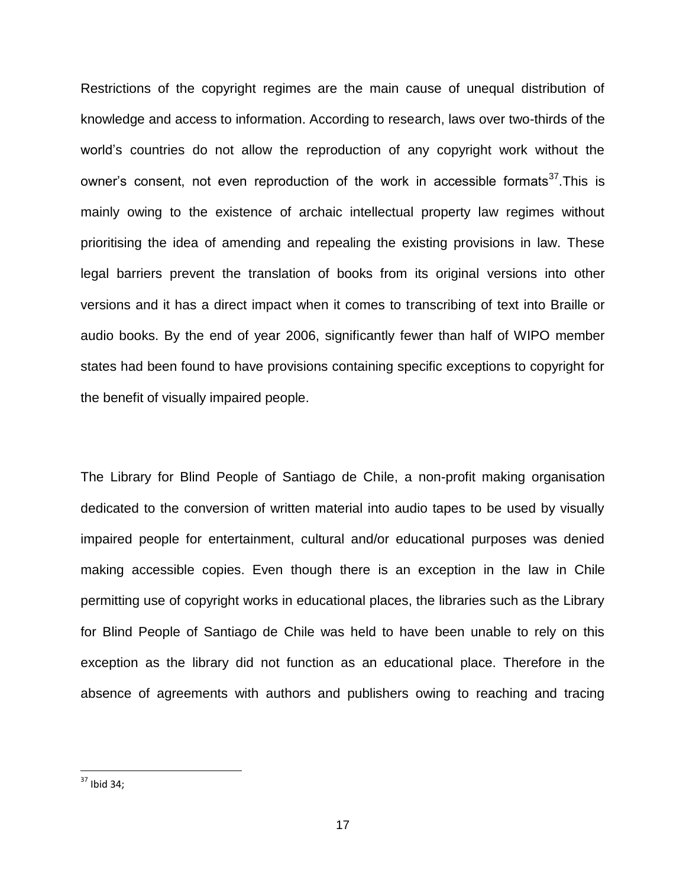Restrictions of the copyright regimes are the main cause of unequal distribution of knowledge and access to information. According to research, laws over two-thirds of the world's countries do not allow the reproduction of any copyright work without the owner's consent, not even reproduction of the work in accessible formats[37].This is mainly owing to the existence of archaic intellectual property law regimes without prioritising the idea of amending and repealing the existing provisions in law. These legal barriers prevent the translation of books from its original versions into other versions and it has a direct impact when it comes to transcribing of text into Braille or audio books. By the end of year 2006, significantly fewer than half of WIPO member states had been found to have provisions containing specific exceptions to copyright for the benefit of visually impaired people.

The Library for Blind People of Santiago de Chile, a non-profit making organisation dedicated to the conversion of written material into audio tapes to be used by visually impaired people for entertainment, cultural and/or educational purposes was denied making accessible copies. Even though there is an exception in the law in Chile permitting use of copyright works in educational places, the libraries such as the Library for Blind People of Santiago de Chile was held to have been unable to rely on this exception as the library did not function as an educational place. Therefore in the absence of agreements with authors and publishers owing to reaching and tracing

[37] Ibid 34;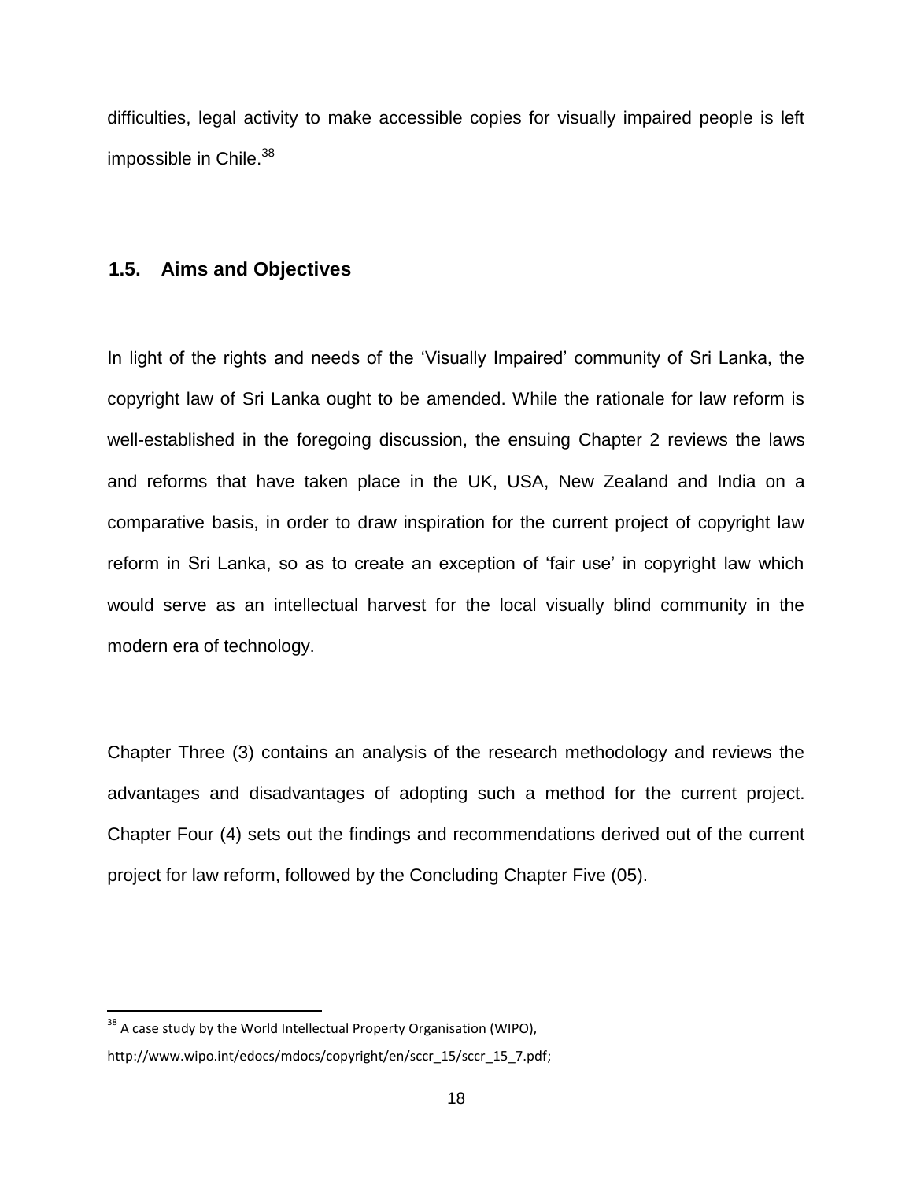difficulties, legal activity to make accessible copies for visually impaired people is left impossible in Chile.[38]

## 1.5. Aims and Objectives

In light of the rights and needs of the 'Visually Impaired' community of Sri Lanka, the copyright law of Sri Lanka ought to be amended. While the rationale for law reform is well-established in the foregoing discussion, the ensuing Chapter 2 reviews the laws and reforms that have taken place in the UK, USA, New Zealand and India on a comparative basis, in order to draw inspiration for the current project of copyright law reform in Sri Lanka, so as to create an exception of 'fair use' in copyright law which would serve as an intellectual harvest for the local visually blind community in the modern era of technology.

Chapter Three (3) contains an analysis of the research methodology and reviews the advantages and disadvantages of adopting such a method for the current project. Chapter Four (4) sets out the findings and recommendations derived out of the current project for law reform, followed by the Concluding Chapter Five (05).

---

[38] A case study by the World Intellectual Property Organisation (WIPO), http://www.wipo.int/edocs/mdocs/copyright/en/sccr_15/sccr_15_7.pdf;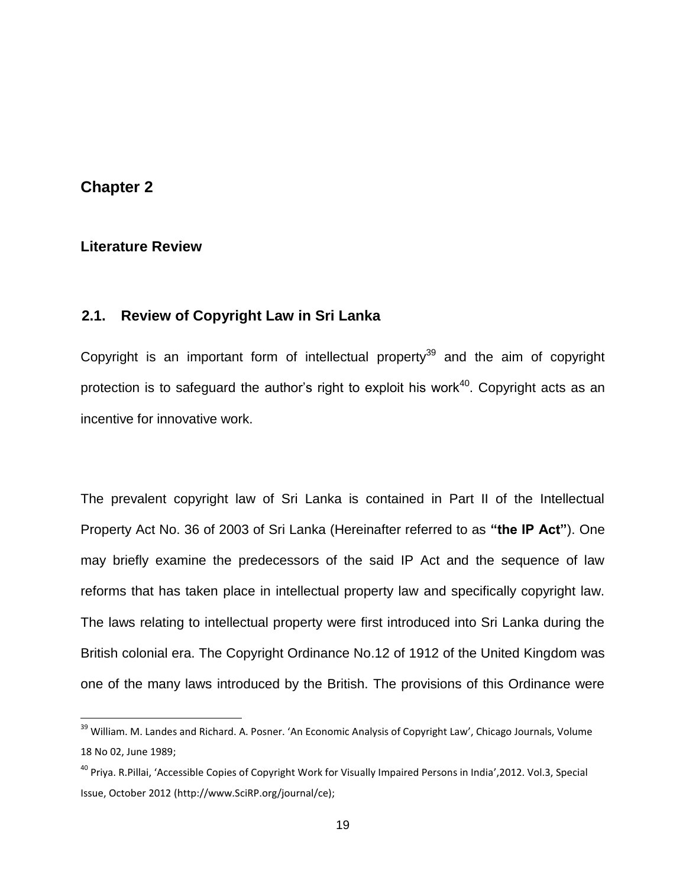# Chapter 2

## Literature Review

### 2.1. Review of Copyright Law in Sri Lanka

Copyright is an important form of intellectual property[39] and the aim of copyright protection is to safeguard the author's right to exploit his work[40]. Copyright acts as an incentive for innovative work.

The prevalent copyright law of Sri Lanka is contained in Part II of the Intellectual Property Act No. 36 of 2003 of Sri Lanka (Hereinafter referred to as **"the IP Act"**). One may briefly examine the predecessors of the said IP Act and the sequence of law reforms that has taken place in intellectual property law and specifically copyright law. The laws relating to intellectual property were first introduced into Sri Lanka during the British colonial era. The Copyright Ordinance No.12 of 1912 of the United Kingdom was one of the many laws introduced by the British. The provisions of this Ordinance were

---

[39] William. M. Landes and Richard. A. Posner. 'An Economic Analysis of Copyright Law', Chicago Journals, Volume 18 No 02, June 1989;

[40] Priya. R.Pillai, 'Accessible Copies of Copyright Work for Visually Impaired Persons in India',2012. Vol.3, Special Issue, October 2012 (http://www.SciRP.org/journal/ce);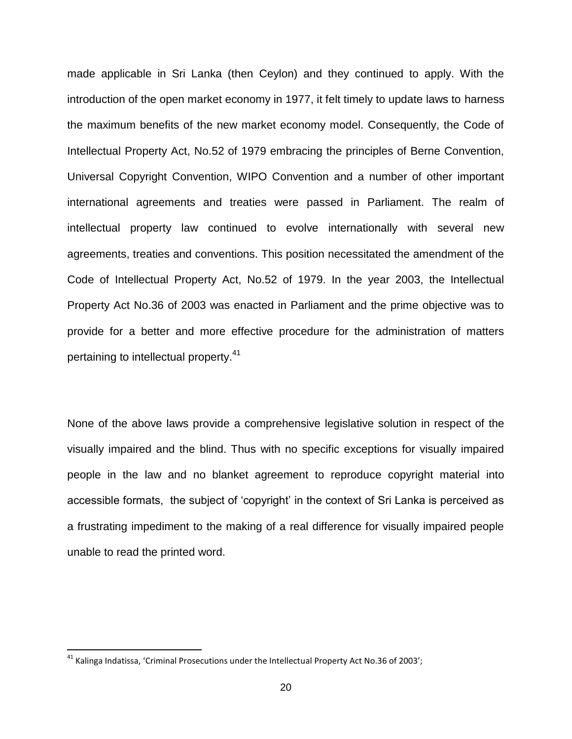made applicable in Sri Lanka (then Ceylon) and they continued to apply. With the introduction of the open market economy in 1977, it felt timely to update laws to harness the maximum benefits of the new market economy model. Consequently, the Code of Intellectual Property Act, No.52 of 1979 embracing the principles of Berne Convention, Universal Copyright Convention, WIPO Convention and a number of other important international agreements and treaties were passed in Parliament. The realm of intellectual property law continued to evolve internationally with several new agreements, treaties and conventions. This position necessitated the amendment of the Code of Intellectual Property Act, No.52 of 1979. In the year 2003, the Intellectual Property Act No.36 of 2003 was enacted in Parliament and the prime objective was to provide for a better and more effective procedure for the administration of matters pertaining to intellectual property.[41]

None of the above laws provide a comprehensive legislative solution in respect of the visually impaired and the blind. Thus with no specific exceptions for visually impaired people in the law and no blanket agreement to reproduce copyright material into accessible formats, the subject of 'copyright' in the context of Sri Lanka is perceived as a frustrating impediment to the making of a real difference for visually impaired people unable to read the printed word.

[41] Kalinga Indatissa, 'Criminal Prosecutions under the Intellectual Property Act No.36 of 2003';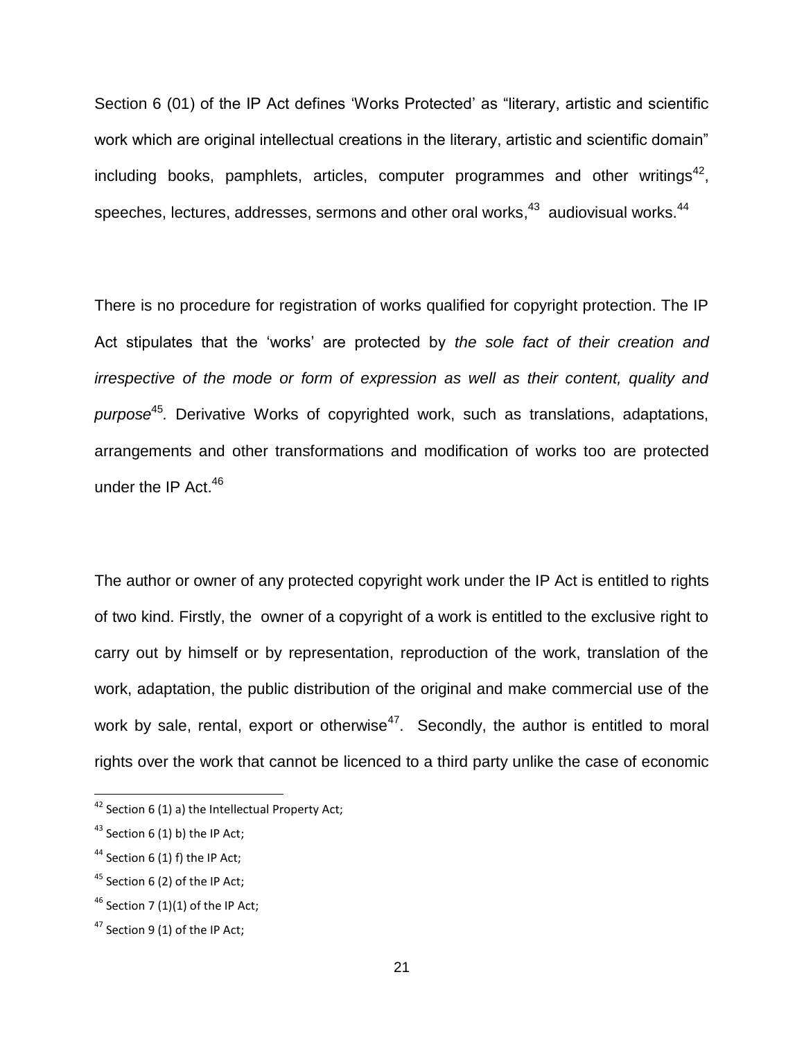Section 6 (01) of the IP Act defines 'Works Protected' as "literary, artistic and scientific work which are original intellectual creations in the literary, artistic and scientific domain" including books, pamphlets, articles, computer programmes and other writings[42], speeches, lectures, addresses, sermons and other oral works,[43] audiovisual works.[44]

There is no procedure for registration of works qualified for copyright protection. The IP Act stipulates that the 'works' are protected by *the sole fact of their creation and irrespective of the mode or form of expression as well as their content, quality and purpose*[45]. Derivative Works of copyrighted work, such as translations, adaptations, arrangements and other transformations and modification of works too are protected under the IP Act.[46]

The author or owner of any protected copyright work under the IP Act is entitled to rights of two kind. Firstly, the owner of a copyright of a work is entitled to the exclusive right to carry out by himself or by representation, reproduction of the work, translation of the work, adaptation, the public distribution of the original and make commercial use of the work by sale, rental, export or otherwise[47]. Secondly, the author is entitled to moral rights over the work that cannot be licenced to a third party unlike the case of economic

[42] Section 6 (1) a) the Intellectual Property Act;

[43] Section 6 (1) b) the IP Act;

[44] Section 6 (1) f) the IP Act;

[45] Section 6 (2) of the IP Act;

[46] Section 7 (1)(1) of the IP Act;

[47] Section 9 (1) of the IP Act;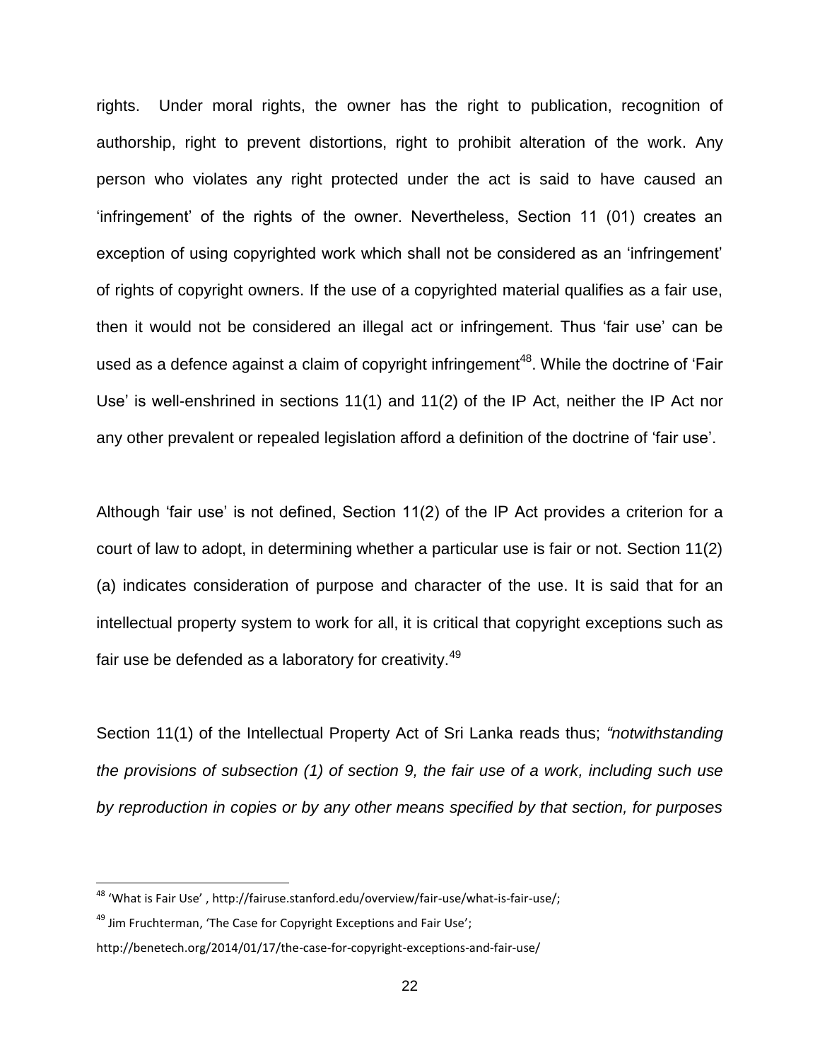rights. Under moral rights, the owner has the right to publication, recognition of authorship, right to prevent distortions, right to prohibit alteration of the work. Any person who violates any right protected under the act is said to have caused an 'infringement' of the rights of the owner. Nevertheless, Section 11 (01) creates an exception of using copyrighted work which shall not be considered as an 'infringement' of rights of copyright owners. If the use of a copyrighted material qualifies as a fair use, then it would not be considered an illegal act or infringement. Thus 'fair use' can be used as a defence against a claim of copyright infringement[48]. While the doctrine of 'Fair Use' is well-enshrined in sections 11(1) and 11(2) of the IP Act, neither the IP Act nor any other prevalent or repealed legislation afford a definition of the doctrine of 'fair use'.

Although 'fair use' is not defined, Section 11(2) of the IP Act provides a criterion for a court of law to adopt, in determining whether a particular use is fair or not. Section 11(2) (a) indicates consideration of purpose and character of the use. It is said that for an intellectual property system to work for all, it is critical that copyright exceptions such as fair use be defended as a laboratory for creativity.[49]

Section 11(1) of the Intellectual Property Act of Sri Lanka reads thus; *"notwithstanding the provisions of subsection (1) of section 9, the fair use of a work, including such use by reproduction in copies or by any other means specified by that section, for purposes*

---

[48] 'What is Fair Use' , http://fairuse.stanford.edu/overview/fair-use/what-is-fair-use/;

[49] Jim Fruchterman, 'The Case for Copyright Exceptions and Fair Use';

http://benetech.org/2014/01/17/the-case-for-copyright-exceptions-and-fair-use/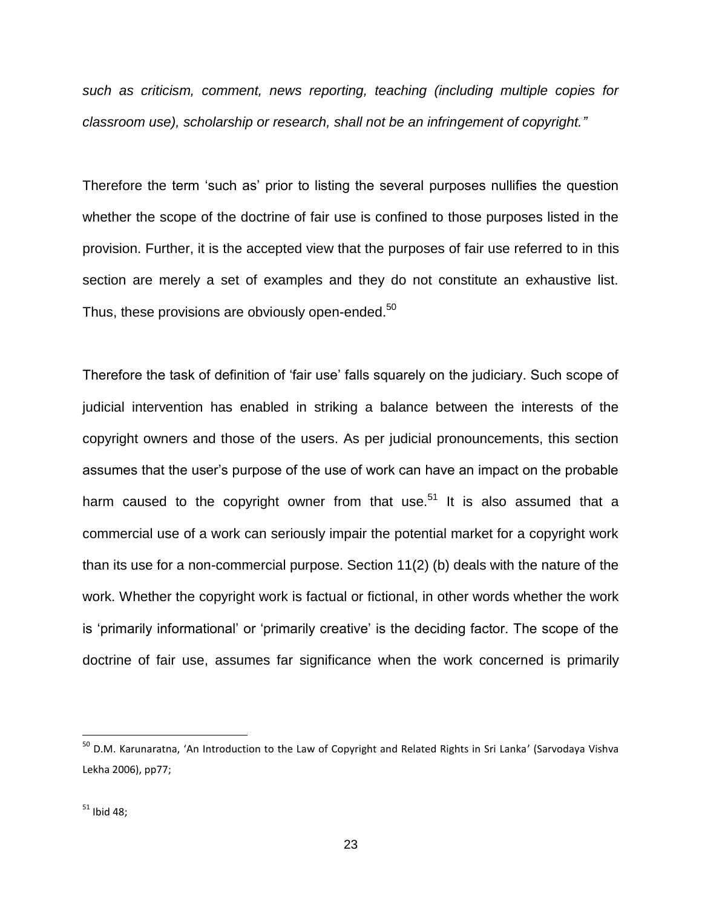*such as criticism, comment, news reporting, teaching (including multiple copies for classroom use), scholarship or research, shall not be an infringement of copyright."*

Therefore the term 'such as' prior to listing the several purposes nullifies the question whether the scope of the doctrine of fair use is confined to those purposes listed in the provision. Further, it is the accepted view that the purposes of fair use referred to in this section are merely a set of examples and they do not constitute an exhaustive list. Thus, these provisions are obviously open-ended.[50]

Therefore the task of definition of 'fair use' falls squarely on the judiciary. Such scope of judicial intervention has enabled in striking a balance between the interests of the copyright owners and those of the users. As per judicial pronouncements, this section assumes that the user's purpose of the use of work can have an impact on the probable harm caused to the copyright owner from that use.[51] It is also assumed that a commercial use of a work can seriously impair the potential market for a copyright work than its use for a non-commercial purpose. Section 11(2) (b) deals with the nature of the work. Whether the copyright work is factual or fictional, in other words whether the work is 'primarily informational' or 'primarily creative' is the deciding factor. The scope of the doctrine of fair use, assumes far significance when the work concerned is primarily

---

[50] D.M. Karunaratna, 'An Introduction to the Law of Copyright and Related Rights in Sri Lanka' (Sarvodaya Vishva Lekha 2006), pp77;

[51] Ibid 48;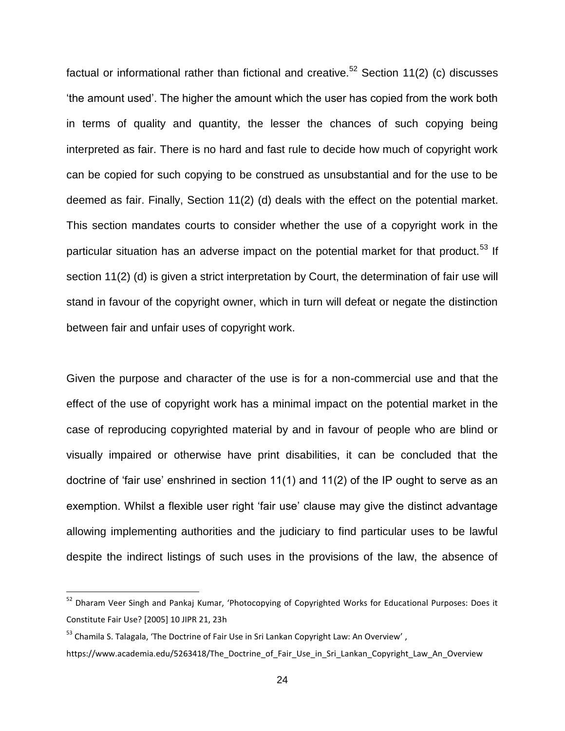factual or informational rather than fictional and creative.[52] Section 11(2) (c) discusses 'the amount used'. The higher the amount which the user has copied from the work both in terms of quality and quantity, the lesser the chances of such copying being interpreted as fair. There is no hard and fast rule to decide how much of copyright work can be copied for such copying to be construed as unsubstantial and for the use to be deemed as fair. Finally, Section 11(2) (d) deals with the effect on the potential market. This section mandates courts to consider whether the use of a copyright work in the particular situation has an adverse impact on the potential market for that product.[53] If section 11(2) (d) is given a strict interpretation by Court, the determination of fair use will stand in favour of the copyright owner, which in turn will defeat or negate the distinction between fair and unfair uses of copyright work.

Given the purpose and character of the use is for a non-commercial use and that the effect of the use of copyright work has a minimal impact on the potential market in the case of reproducing copyrighted material by and in favour of people who are blind or visually impaired or otherwise have print disabilities, it can be concluded that the doctrine of 'fair use' enshrined in section 11(1) and 11(2) of the IP ought to serve as an exemption. Whilst a flexible user right 'fair use' clause may give the distinct advantage allowing implementing authorities and the judiciary to find particular uses to be lawful despite the indirect listings of such uses in the provisions of the law, the absence of

---

[52] Dharam Veer Singh and Pankaj Kumar, 'Photocopying of Copyrighted Works for Educational Purposes: Does it Constitute Fair Use? [2005] 10 JIPR 21, 23h

[53] Chamila S. Talagala, 'The Doctrine of Fair Use in Sri Lankan Copyright Law: An Overview' , https://www.academia.edu/5263418/The_Doctrine_of_Fair_Use_in_Sri_Lankan_Copyright_Law_An_Overview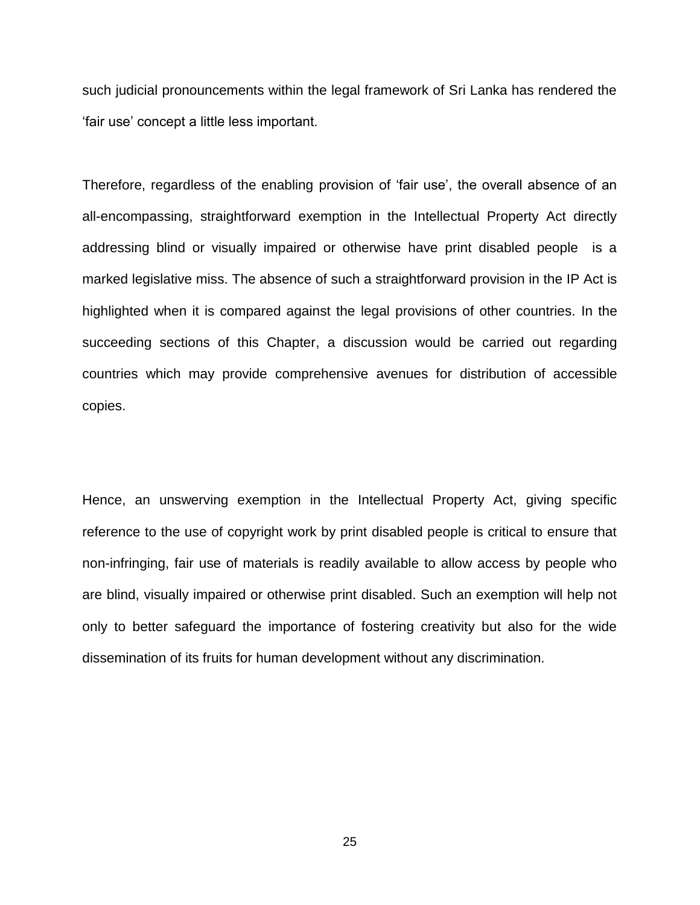such judicial pronouncements within the legal framework of Sri Lanka has rendered the 'fair use' concept a little less important.

Therefore, regardless of the enabling provision of 'fair use', the overall absence of an all-encompassing, straightforward exemption in the Intellectual Property Act directly addressing blind or visually impaired or otherwise have print disabled people is a marked legislative miss. The absence of such a straightforward provision in the IP Act is highlighted when it is compared against the legal provisions of other countries. In the succeeding sections of this Chapter, a discussion would be carried out regarding countries which may provide comprehensive avenues for distribution of accessible copies.

Hence, an unswerving exemption in the Intellectual Property Act, giving specific reference to the use of copyright work by print disabled people is critical to ensure that non-infringing, fair use of materials is readily available to allow access by people who are blind, visually impaired or otherwise print disabled. Such an exemption will help not only to better safeguard the importance of fostering creativity but also for the wide dissemination of its fruits for human development without any discrimination.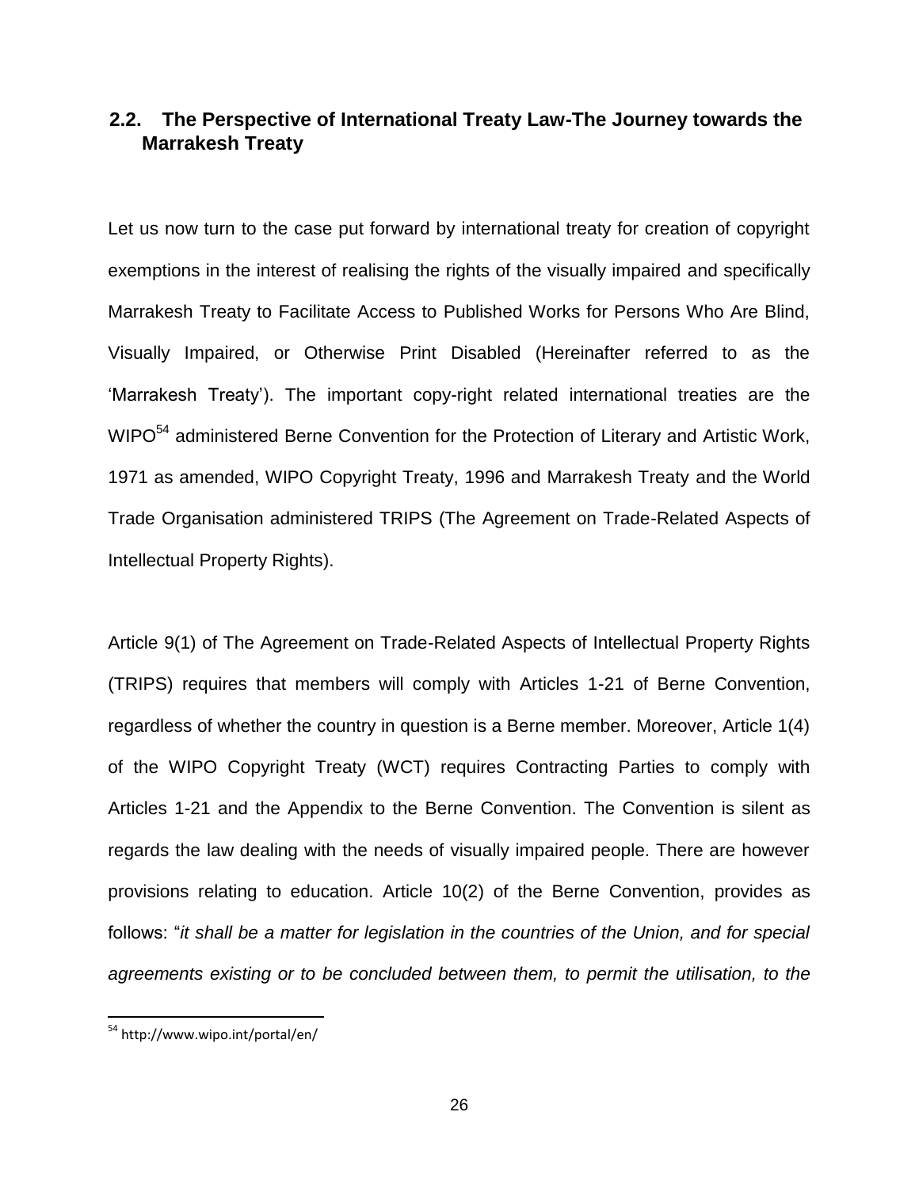## 2.2. The Perspective of International Treaty Law-The Journey towards the Marrakesh Treaty

Let us now turn to the case put forward by international treaty for creation of copyright exemptions in the interest of realising the rights of the visually impaired and specifically Marrakesh Treaty to Facilitate Access to Published Works for Persons Who Are Blind, Visually Impaired, or Otherwise Print Disabled (Hereinafter referred to as the 'Marrakesh Treaty'). The important copy-right related international treaties are the WIPO[54] administered Berne Convention for the Protection of Literary and Artistic Work, 1971 as amended, WIPO Copyright Treaty, 1996 and Marrakesh Treaty and the World Trade Organisation administered TRIPS (The Agreement on Trade-Related Aspects of Intellectual Property Rights).

Article 9(1) of The Agreement on Trade-Related Aspects of Intellectual Property Rights (TRIPS) requires that members will comply with Articles 1-21 of Berne Convention, regardless of whether the country in question is a Berne member. Moreover, Article 1(4) of the WIPO Copyright Treaty (WCT) requires Contracting Parties to comply with Articles 1-21 and the Appendix to the Berne Convention. The Convention is silent as regards the law dealing with the needs of visually impaired people. There are however provisions relating to education. Article 10(2) of the Berne Convention, provides as follows: "*it shall be a matter for legislation in the countries of the Union, and for special agreements existing or to be concluded between them, to permit the utilisation, to the*

---

[54] http://www.wipo.int/portal/en/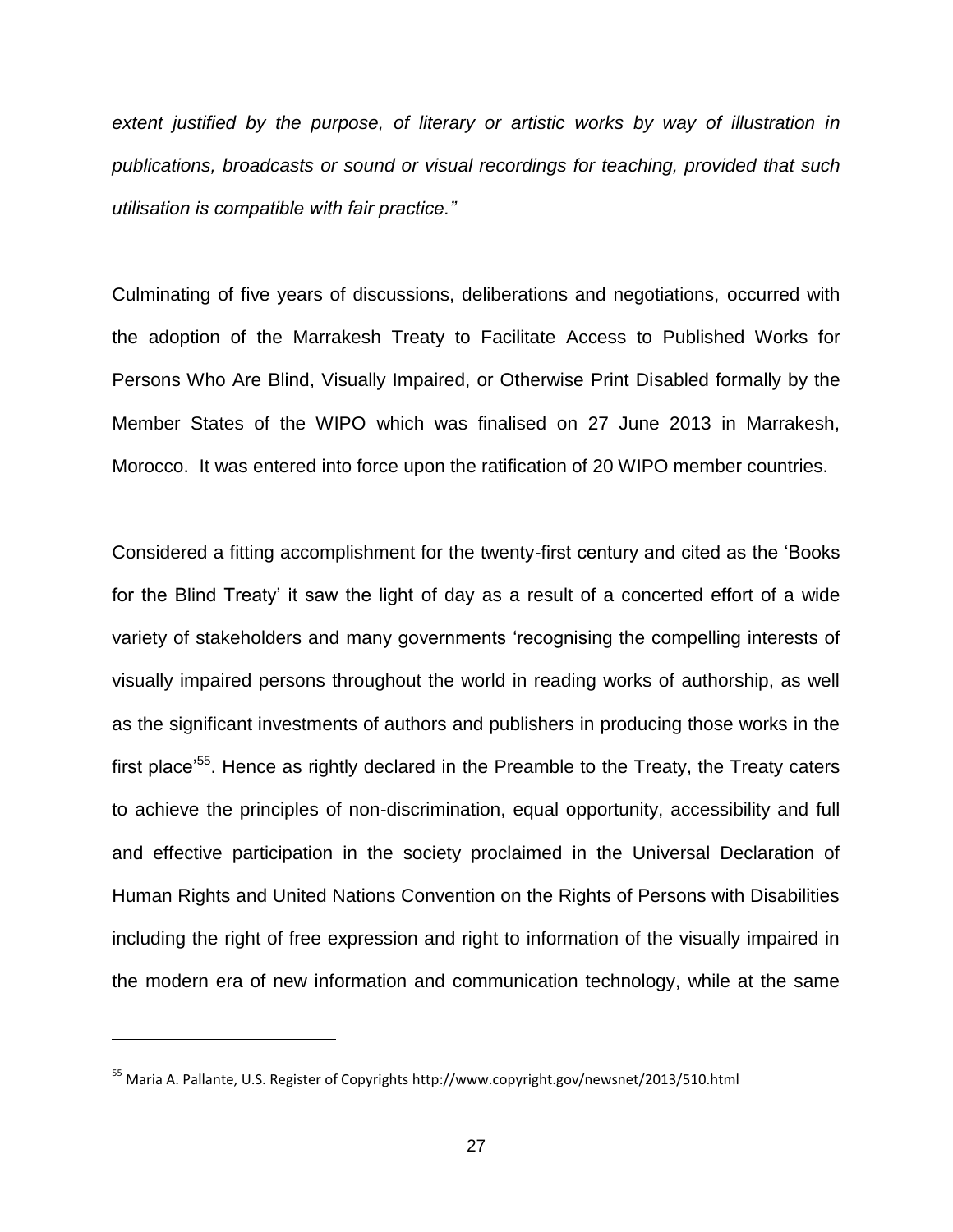*extent justified by the purpose, of literary or artistic works by way of illustration in publications, broadcasts or sound or visual recordings for teaching, provided that such utilisation is compatible with fair practice."*

Culminating of five years of discussions, deliberations and negotiations, occurred with the adoption of the Marrakesh Treaty to Facilitate Access to Published Works for Persons Who Are Blind, Visually Impaired, or Otherwise Print Disabled formally by the Member States of the WIPO which was finalised on 27 June 2013 in Marrakesh, Morocco. It was entered into force upon the ratification of 20 WIPO member countries.

Considered a fitting accomplishment for the twenty-first century and cited as the 'Books for the Blind Treaty' it saw the light of day as a result of a concerted effort of a wide variety of stakeholders and many governments 'recognising the compelling interests of visually impaired persons throughout the world in reading works of authorship, as well as the significant investments of authors and publishers in producing those works in the first place'[55]. Hence as rightly declared in the Preamble to the Treaty, the Treaty caters to achieve the principles of non-discrimination, equal opportunity, accessibility and full and effective participation in the society proclaimed in the Universal Declaration of Human Rights and United Nations Convention on the Rights of Persons with Disabilities including the right of free expression and right to information of the visually impaired in the modern era of new information and communication technology, while at the same

---

[55] Maria A. Pallante, U.S. Register of Copyrights http://www.copyright.gov/newsnet/2013/510.html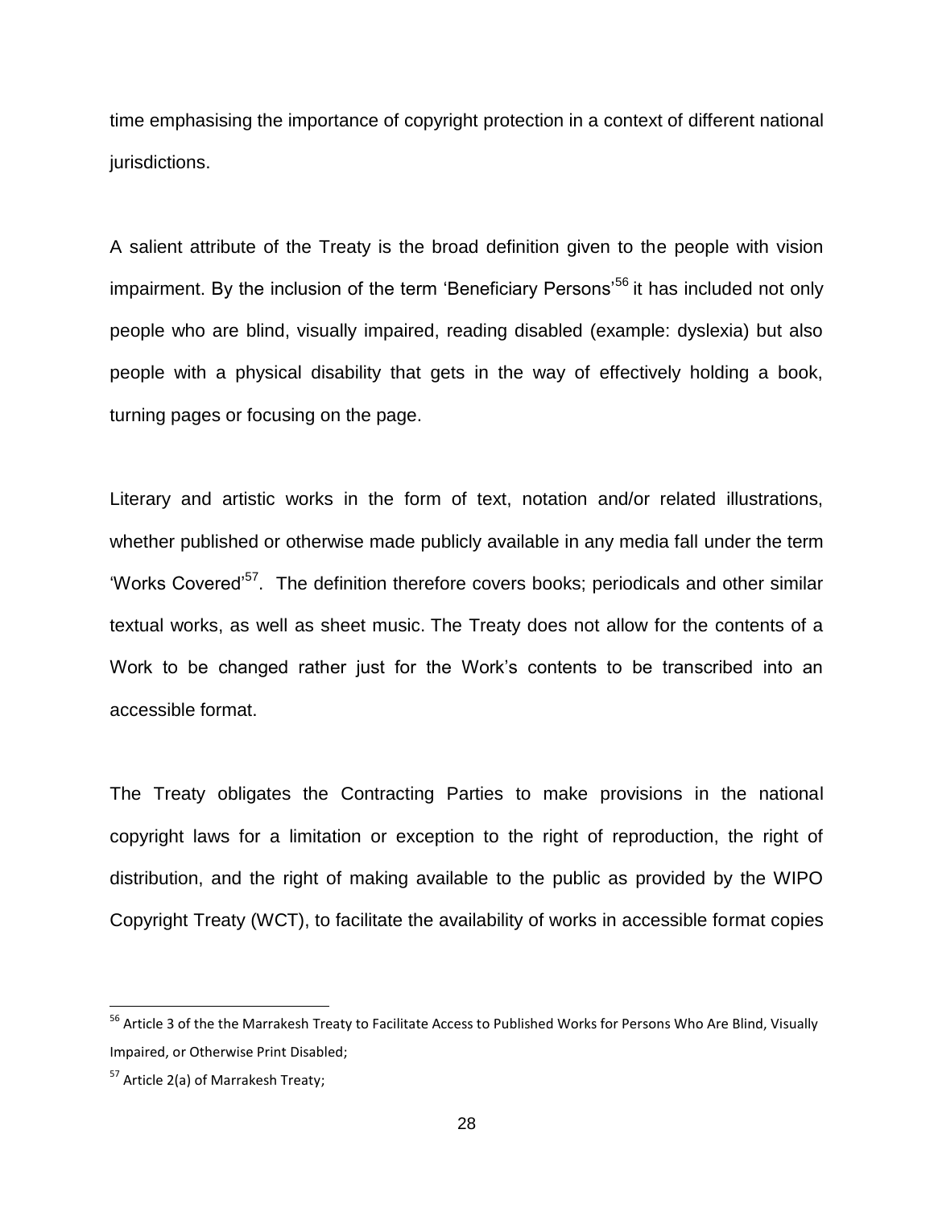time emphasising the importance of copyright protection in a context of different national jurisdictions.

A salient attribute of the Treaty is the broad definition given to the people with vision impairment. By the inclusion of the term 'Beneficiary Persons'[56] it has included not only people who are blind, visually impaired, reading disabled (example: dyslexia) but also people with a physical disability that gets in the way of effectively holding a book, turning pages or focusing on the page.

Literary and artistic works in the form of text, notation and/or related illustrations, whether published or otherwise made publicly available in any media fall under the term 'Works Covered'[57]. The definition therefore covers books; periodicals and other similar textual works, as well as sheet music. The Treaty does not allow for the contents of a Work to be changed rather just for the Work's contents to be transcribed into an accessible format.

The Treaty obligates the Contracting Parties to make provisions in the national copyright laws for a limitation or exception to the right of reproduction, the right of distribution, and the right of making available to the public as provided by the WIPO Copyright Treaty (WCT), to facilitate the availability of works in accessible format copies

---

[56] Article 3 of the the Marrakesh Treaty to Facilitate Access to Published Works for Persons Who Are Blind, Visually Impaired, or Otherwise Print Disabled;

[57] Article 2(a) of Marrakesh Treaty;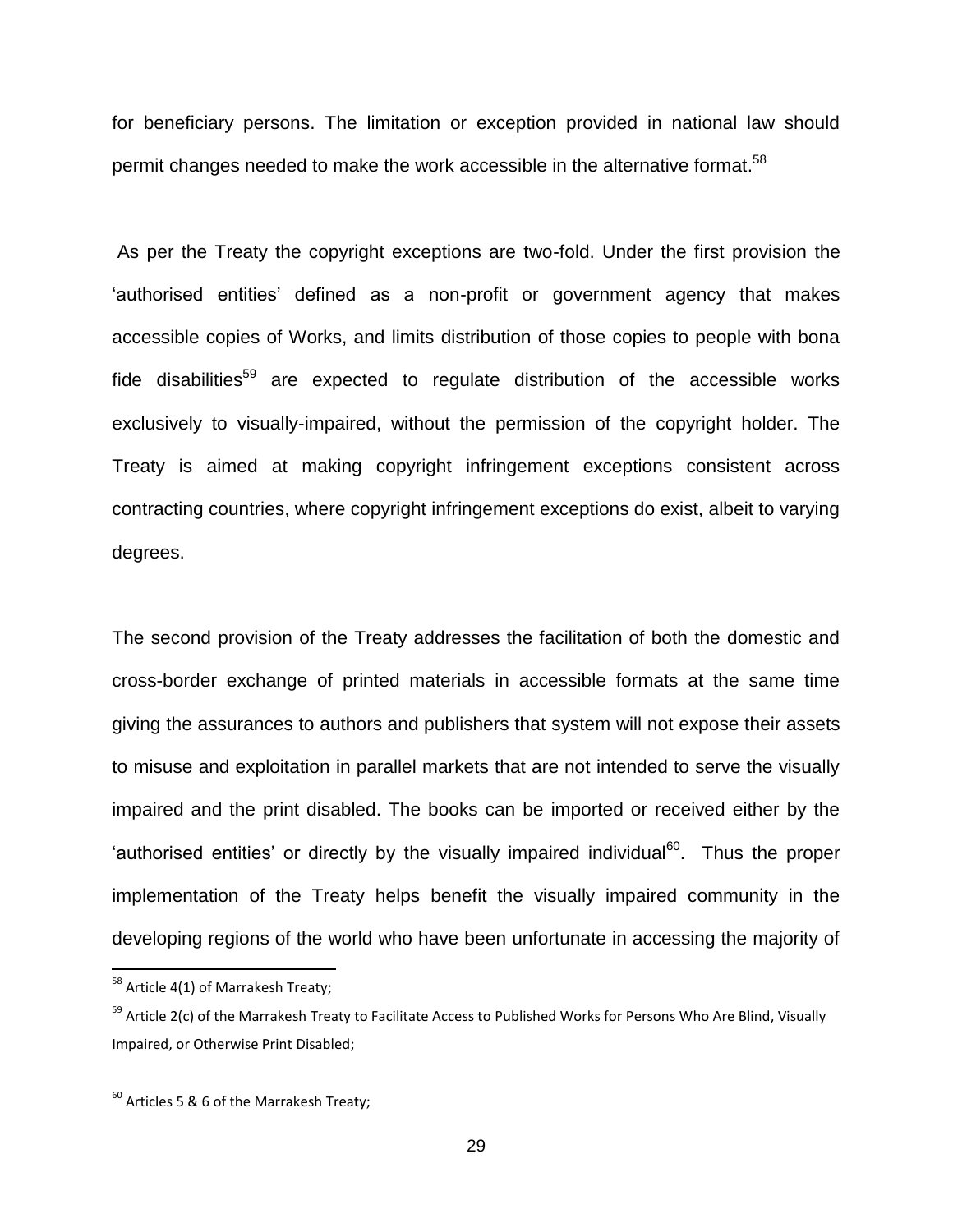for beneficiary persons. The limitation or exception provided in national law should permit changes needed to make the work accessible in the alternative format.[58]

As per the Treaty the copyright exceptions are two-fold. Under the first provision the 'authorised entities' defined as a non-profit or government agency that makes accessible copies of Works, and limits distribution of those copies to people with bona fide disabilities[59] are expected to regulate distribution of the accessible works exclusively to visually-impaired, without the permission of the copyright holder. The Treaty is aimed at making copyright infringement exceptions consistent across contracting countries, where copyright infringement exceptions do exist, albeit to varying degrees.

The second provision of the Treaty addresses the facilitation of both the domestic and cross-border exchange of printed materials in accessible formats at the same time giving the assurances to authors and publishers that system will not expose their assets to misuse and exploitation in parallel markets that are not intended to serve the visually impaired and the print disabled. The books can be imported or received either by the 'authorised entities' or directly by the visually impaired individual[60]. Thus the proper implementation of the Treaty helps benefit the visually impaired community in the developing regions of the world who have been unfortunate in accessing the majority of

---

[58] Article 4(1) of Marrakesh Treaty;

[59] Article 2(c) of the Marrakesh Treaty to Facilitate Access to Published Works for Persons Who Are Blind, Visually Impaired, or Otherwise Print Disabled;

[60] Articles 5 & 6 of the Marrakesh Treaty;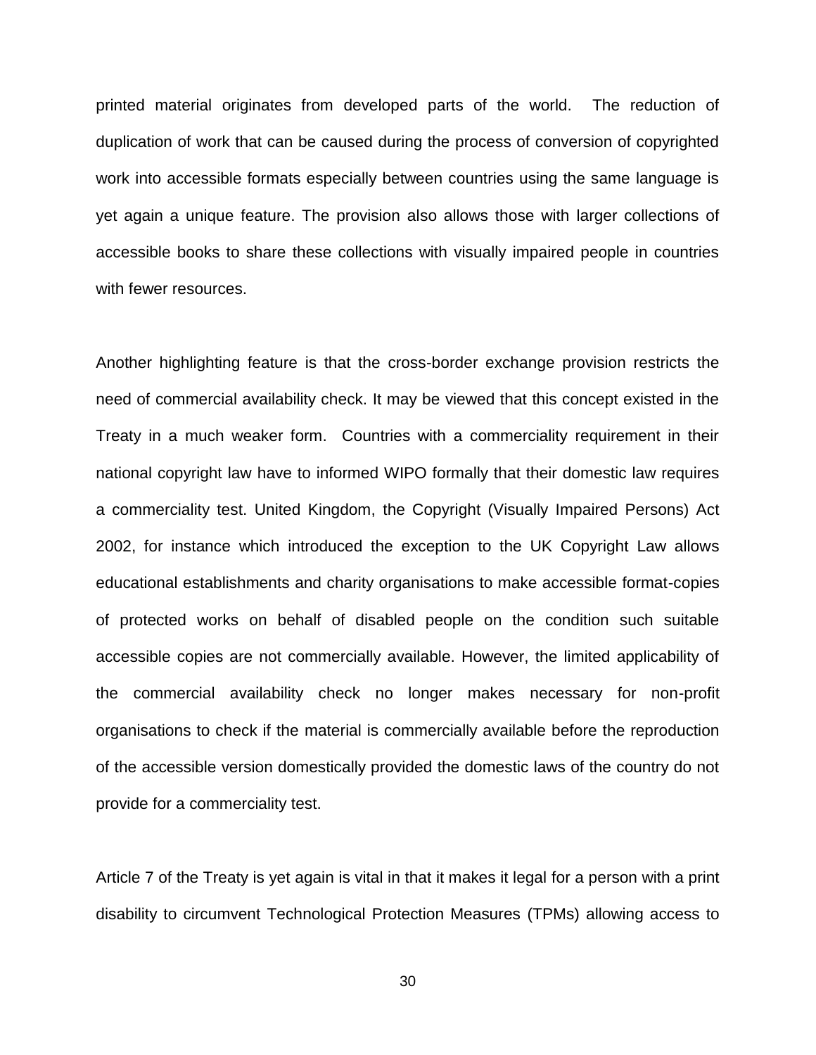printed material originates from developed parts of the world. The reduction of duplication of work that can be caused during the process of conversion of copyrighted work into accessible formats especially between countries using the same language is yet again a unique feature. The provision also allows those with larger collections of accessible books to share these collections with visually impaired people in countries with fewer resources.

Another highlighting feature is that the cross-border exchange provision restricts the need of commercial availability check. It may be viewed that this concept existed in the Treaty in a much weaker form. Countries with a commerciality requirement in their national copyright law have to informed WIPO formally that their domestic law requires a commerciality test. United Kingdom, the Copyright (Visually Impaired Persons) Act 2002, for instance which introduced the exception to the UK Copyright Law allows educational establishments and charity organisations to make accessible format-copies of protected works on behalf of disabled people on the condition such suitable accessible copies are not commercially available. However, the limited applicability of the commercial availability check no longer makes necessary for non-profit organisations to check if the material is commercially available before the reproduction of the accessible version domestically provided the domestic laws of the country do not provide for a commerciality test.

Article 7 of the Treaty is yet again is vital in that it makes it legal for a person with a print disability to circumvent Technological Protection Measures (TPMs) allowing access to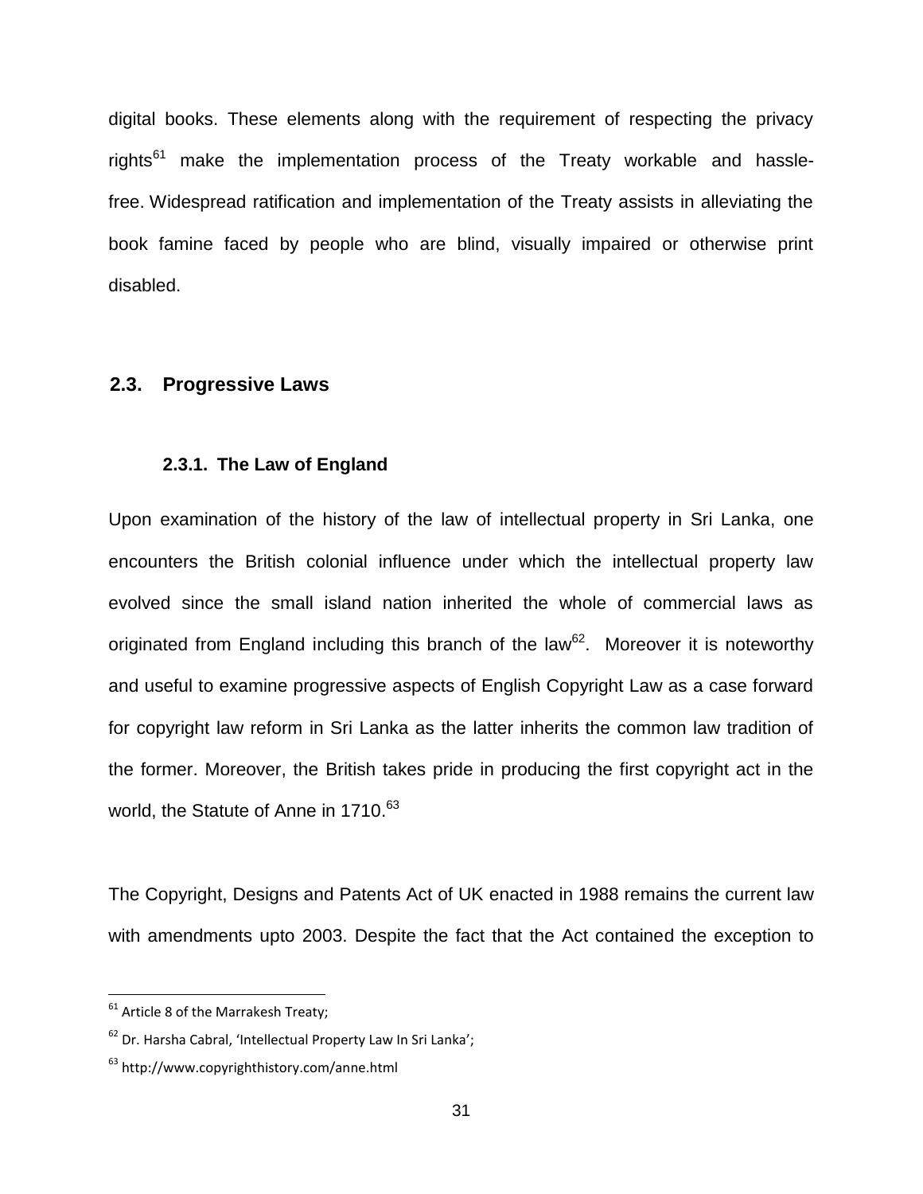digital books. These elements along with the requirement of respecting the privacy rights[61] make the implementation process of the Treaty workable and hassle-free. Widespread ratification and implementation of the Treaty assists in alleviating the book famine faced by people who are blind, visually impaired or otherwise print disabled.

## 2.3. Progressive Laws

### 2.3.1. The Law of England

Upon examination of the history of the law of intellectual property in Sri Lanka, one encounters the British colonial influence under which the intellectual property law evolved since the small island nation inherited the whole of commercial laws as originated from England including this branch of the law[62]. Moreover it is noteworthy and useful to examine progressive aspects of English Copyright Law as a case forward for copyright law reform in Sri Lanka as the latter inherits the common law tradition of the former. Moreover, the British takes pride in producing the first copyright act in the world, the Statute of Anne in 1710.[63]

The Copyright, Designs and Patents Act of UK enacted in 1988 remains the current law with amendments upto 2003. Despite the fact that the Act contained the exception to

---

[61] Article 8 of the Marrakesh Treaty;

[62] Dr. Harsha Cabral, 'Intellectual Property Law In Sri Lanka';

[63] http://www.copyrighthistory.com/anne.html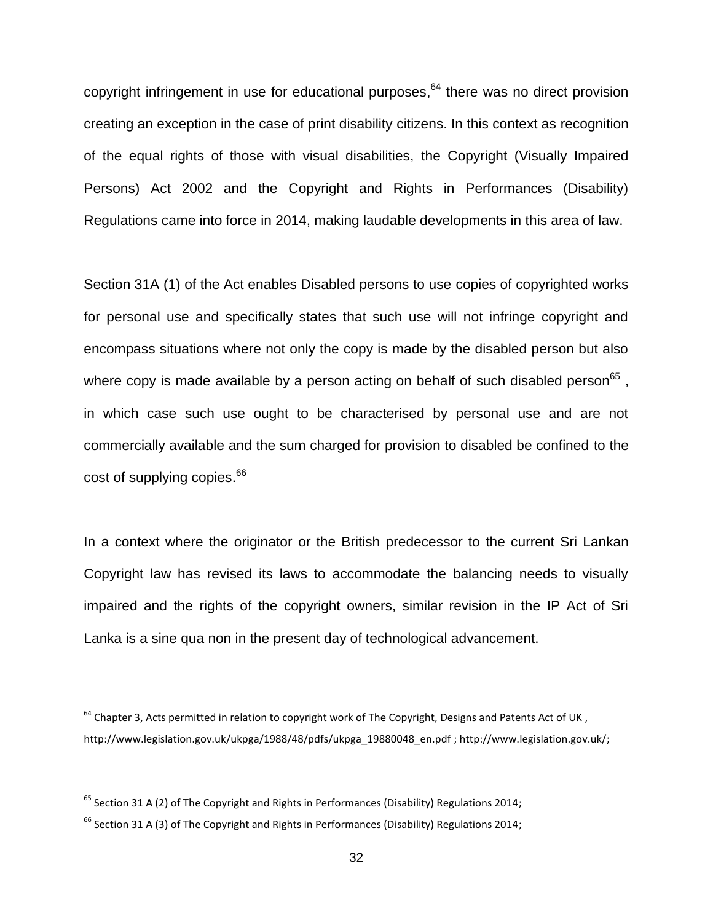copyright infringement in use for educational purposes,[64] there was no direct provision creating an exception in the case of print disability citizens. In this context as recognition of the equal rights of those with visual disabilities, the Copyright (Visually Impaired Persons) Act 2002 and the Copyright and Rights in Performances (Disability) Regulations came into force in 2014, making laudable developments in this area of law.

Section 31A (1) of the Act enables Disabled persons to use copies of copyrighted works for personal use and specifically states that such use will not infringe copyright and encompass situations where not only the copy is made by the disabled person but also where copy is made available by a person acting on behalf of such disabled person[65] , in which case such use ought to be characterised by personal use and are not commercially available and the sum charged for provision to disabled be confined to the cost of supplying copies.[66]

In a context where the originator or the British predecessor to the current Sri Lankan Copyright law has revised its laws to accommodate the balancing needs to visually impaired and the rights of the copyright owners, similar revision in the IP Act of Sri Lanka is a sine qua non in the present day of technological advancement.

---

[64] Chapter 3, Acts permitted in relation to copyright work of The Copyright, Designs and Patents Act of UK , http://www.legislation.gov.uk/ukpga/1988/48/pdfs/ukpga_19880048_en.pdf ; http://www.legislation.gov.uk/;

[65] Section 31 A (2) of The Copyright and Rights in Performances (Disability) Regulations 2014;

[66] Section 31 A (3) of The Copyright and Rights in Performances (Disability) Regulations 2014;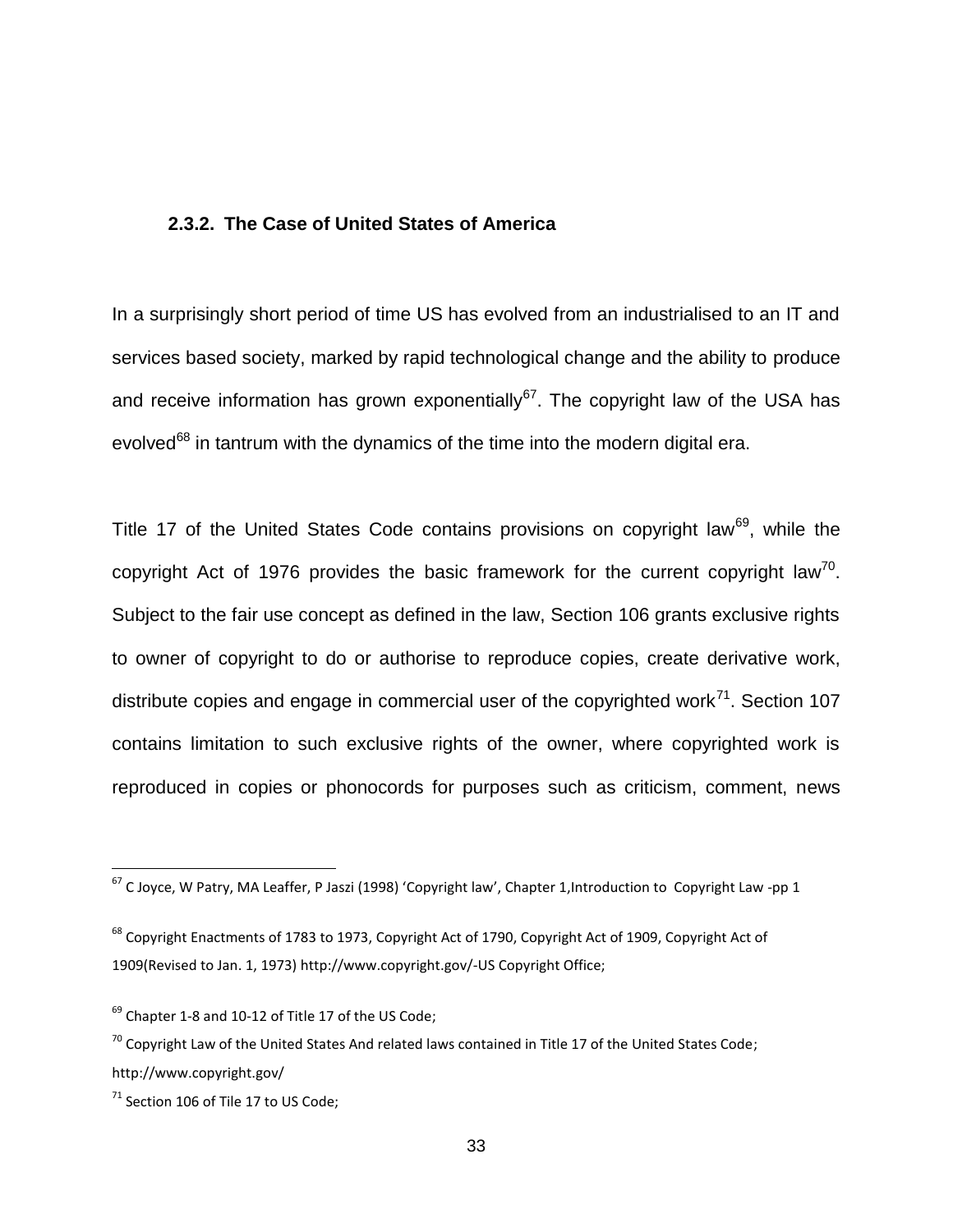### 2.3.2. The Case of United States of America

In a surprisingly short period of time US has evolved from an industrialised to an IT and services based society, marked by rapid technological change and the ability to produce and receive information has grown exponentially[67]. The copyright law of the USA has evolved[68] in tantrum with the dynamics of the time into the modern digital era.

Title 17 of the United States Code contains provisions on copyright law[69], while the copyright Act of 1976 provides the basic framework for the current copyright law[70]. Subject to the fair use concept as defined in the law, Section 106 grants exclusive rights to owner of copyright to do or authorise to reproduce copies, create derivative work, distribute copies and engage in commercial user of the copyrighted work[71]. Section 107 contains limitation to such exclusive rights of the owner, where copyrighted work is reproduced in copies or phonocords for purposes such as criticism, comment, news

---

[67] C Joyce, W Patry, MA Leaffer, P Jaszi (1998) 'Copyright law', Chapter 1,Introduction to Copyright Law -pp 1

[68] Copyright Enactments of 1783 to 1973, Copyright Act of 1790, Copyright Act of 1909, Copyright Act of 1909(Revised to Jan. 1, 1973) http://www.copyright.gov/-US Copyright Office;

[69] Chapter 1-8 and 10-12 of Title 17 of the US Code;

[70] Copyright Law of the United States And related laws contained in Title 17 of the United States Code; http://www.copyright.gov/

[71] Section 106 of Tile 17 to US Code;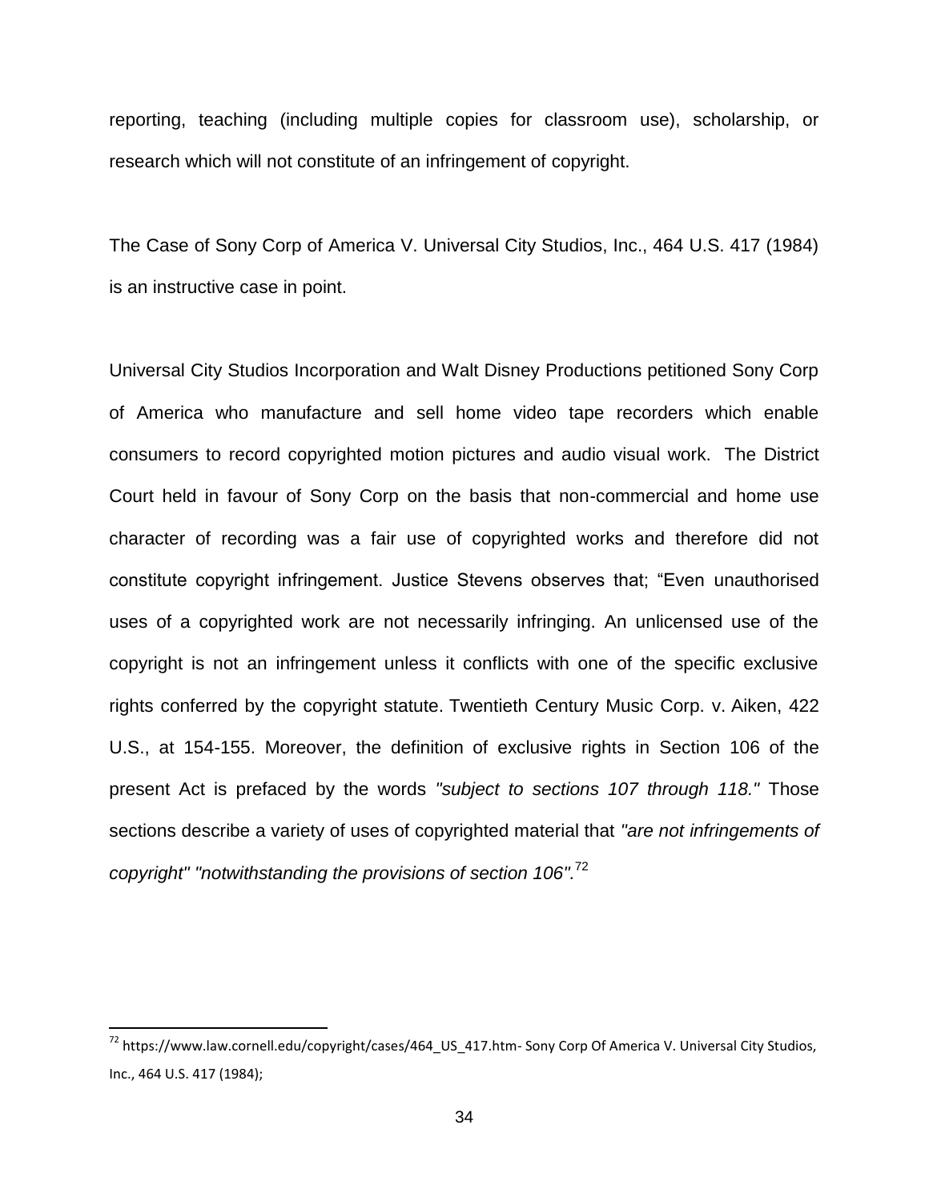reporting, teaching (including multiple copies for classroom use), scholarship, or research which will not constitute of an infringement of copyright.

The Case of Sony Corp of America V. Universal City Studios, Inc., 464 U.S. 417 (1984) is an instructive case in point.

Universal City Studios Incorporation and Walt Disney Productions petitioned Sony Corp of America who manufacture and sell home video tape recorders which enable consumers to record copyrighted motion pictures and audio visual work. The District Court held in favour of Sony Corp on the basis that non-commercial and home use character of recording was a fair use of copyrighted works and therefore did not constitute copyright infringement. Justice Stevens observes that; "Even unauthorised uses of a copyrighted work are not necessarily infringing. An unlicensed use of the copyright is not an infringement unless it conflicts with one of the specific exclusive rights conferred by the copyright statute. Twentieth Century Music Corp. v. Aiken, 422 U.S., at 154-155. Moreover, the definition of exclusive rights in Section 106 of the present Act is prefaced by the words *"subject to sections 107 through 118."* Those sections describe a variety of uses of copyrighted material that *"are not infringements of copyright" "notwithstanding the provisions of section 106".*[72]

---

[72] https://www.law.cornell.edu/copyright/cases/464_US_417.htm- Sony Corp Of America V. Universal City Studios, Inc., 464 U.S. 417 (1984);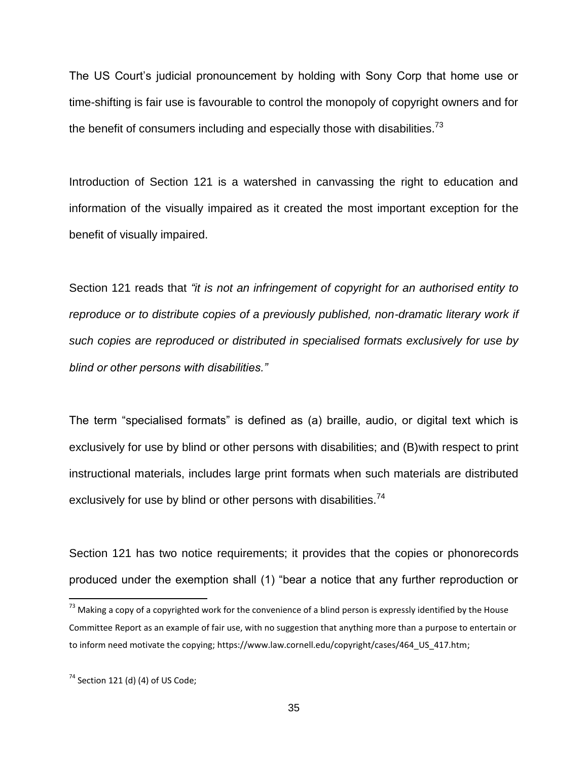The US Court's judicial pronouncement by holding with Sony Corp that home use or time-shifting is fair use is favourable to control the monopoly of copyright owners and for the benefit of consumers including and especially those with disabilities.[73]

Introduction of Section 121 is a watershed in canvassing the right to education and information of the visually impaired as it created the most important exception for the benefit of visually impaired.

Section 121 reads that *"it is not an infringement of copyright for an authorised entity to reproduce or to distribute copies of a previously published, non-dramatic literary work if such copies are reproduced or distributed in specialised formats exclusively for use by blind or other persons with disabilities."*

The term "specialised formats" is defined as (a) braille, audio, or digital text which is exclusively for use by blind or other persons with disabilities; and (B)with respect to print instructional materials, includes large print formats when such materials are distributed exclusively for use by blind or other persons with disabilities.[74]

Section 121 has two notice requirements; it provides that the copies or phonorecords produced under the exemption shall (1) "bear a notice that any further reproduction or

---

[73] Making a copy of a copyrighted work for the convenience of a blind person is expressly identified by the House Committee Report as an example of fair use, with no suggestion that anything more than a purpose to entertain or to inform need motivate the copying; https://www.law.cornell.edu/copyright/cases/464_US_417.htm;

[74] Section 121 (d) (4) of US Code;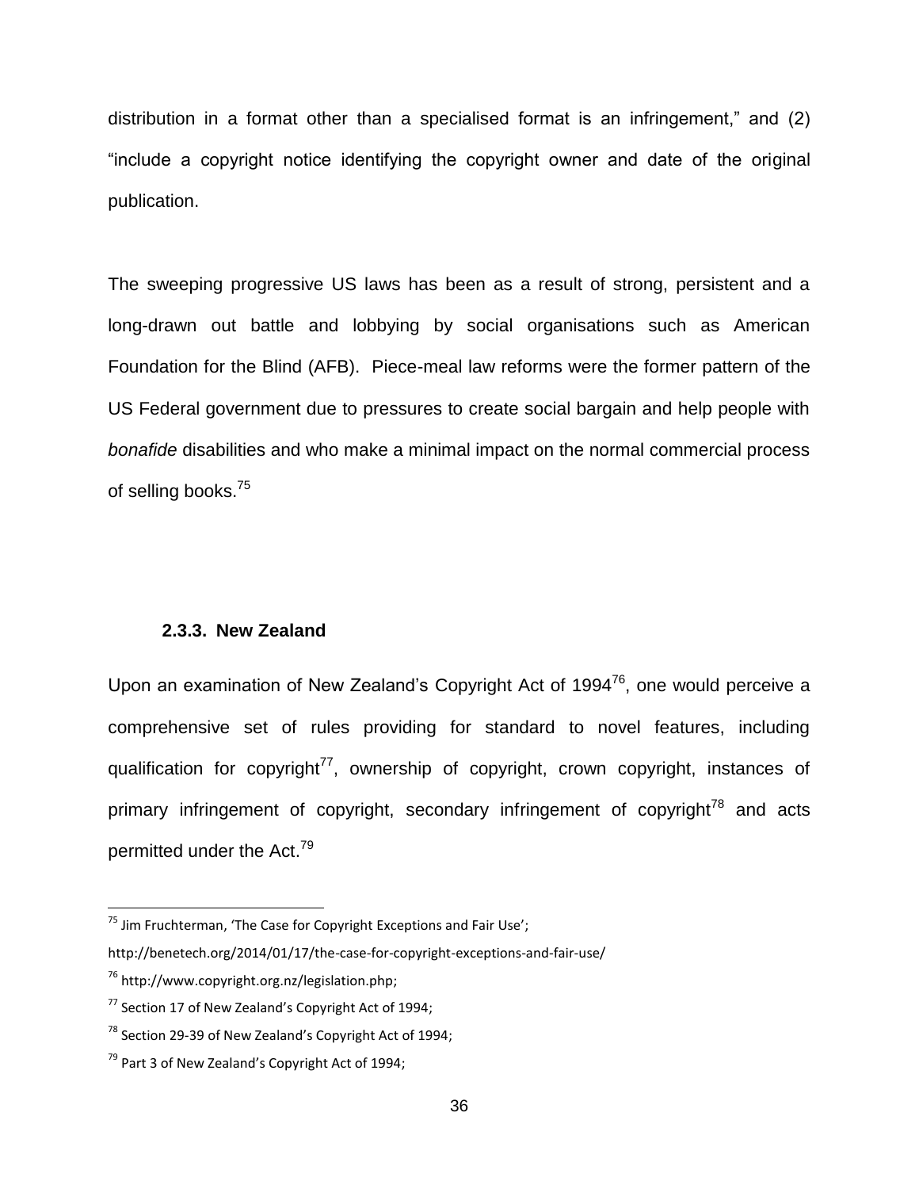distribution in a format other than a specialised format is an infringement," and (2) "include a copyright notice identifying the copyright owner and date of the original publication.

The sweeping progressive US laws has been as a result of strong, persistent and a long-drawn out battle and lobbying by social organisations such as American Foundation for the Blind (AFB). Piece-meal law reforms were the former pattern of the US Federal government due to pressures to create social bargain and help people with *bonafide* disabilities and who make a minimal impact on the normal commercial process of selling books.[75]

### 2.3.3. New Zealand

Upon an examination of New Zealand's Copyright Act of 1994[76], one would perceive a comprehensive set of rules providing for standard to novel features, including qualification for copyright[77], ownership of copyright, crown copyright, instances of primary infringement of copyright, secondary infringement of copyright[78] and acts permitted under the Act.[79]

---

[75] Jim Fruchterman, 'The Case for Copyright Exceptions and Fair Use'; http://benetech.org/2014/01/17/the-case-for-copyright-exceptions-and-fair-use/

[76] http://www.copyright.org.nz/legislation.php;

[77] Section 17 of New Zealand's Copyright Act of 1994;

[78] Section 29-39 of New Zealand's Copyright Act of 1994;

[79] Part 3 of New Zealand's Copyright Act of 1994;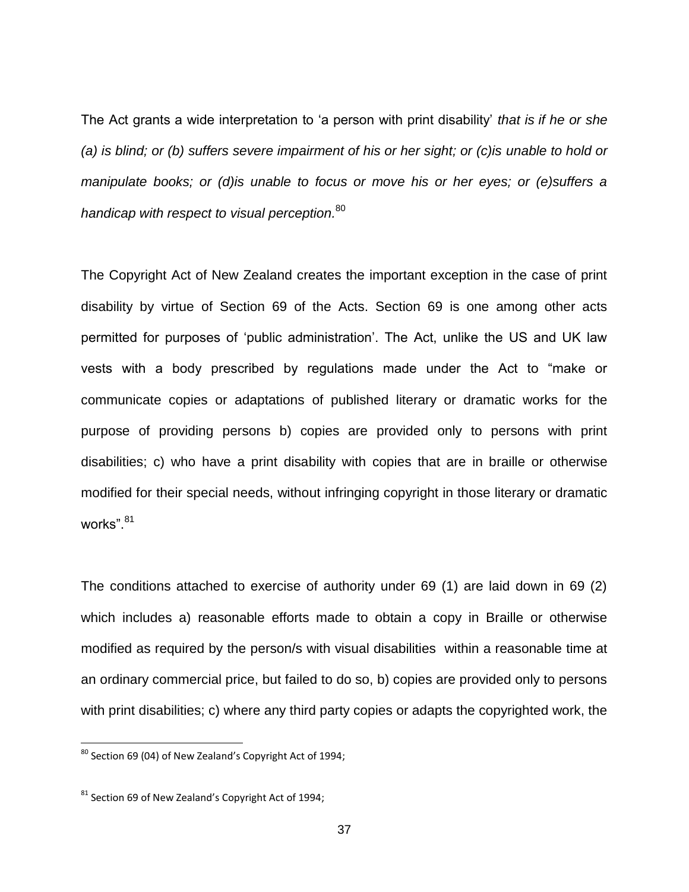The Act grants a wide interpretation to 'a person with print disability' *that is if he or she (a) is blind; or (b) suffers severe impairment of his or her sight; or (c)is unable to hold or manipulate books; or (d)is unable to focus or move his or her eyes; or (e)suffers a handicap with respect to visual perception.*[80]

The Copyright Act of New Zealand creates the important exception in the case of print disability by virtue of Section 69 of the Acts. Section 69 is one among other acts permitted for purposes of 'public administration'. The Act, unlike the US and UK law vests with a body prescribed by regulations made under the Act to "make or communicate copies or adaptations of published literary or dramatic works for the purpose of providing persons b) copies are provided only to persons with print disabilities; c) who have a print disability with copies that are in braille or otherwise modified for their special needs, without infringing copyright in those literary or dramatic works".[81]

The conditions attached to exercise of authority under 69 (1) are laid down in 69 (2) which includes a) reasonable efforts made to obtain a copy in Braille or otherwise modified as required by the person/s with visual disabilities within a reasonable time at an ordinary commercial price, but failed to do so, b) copies are provided only to persons with print disabilities; c) where any third party copies or adapts the copyrighted work, the

---

[80] Section 69 (04) of New Zealand's Copyright Act of 1994;

[81] Section 69 of New Zealand's Copyright Act of 1994;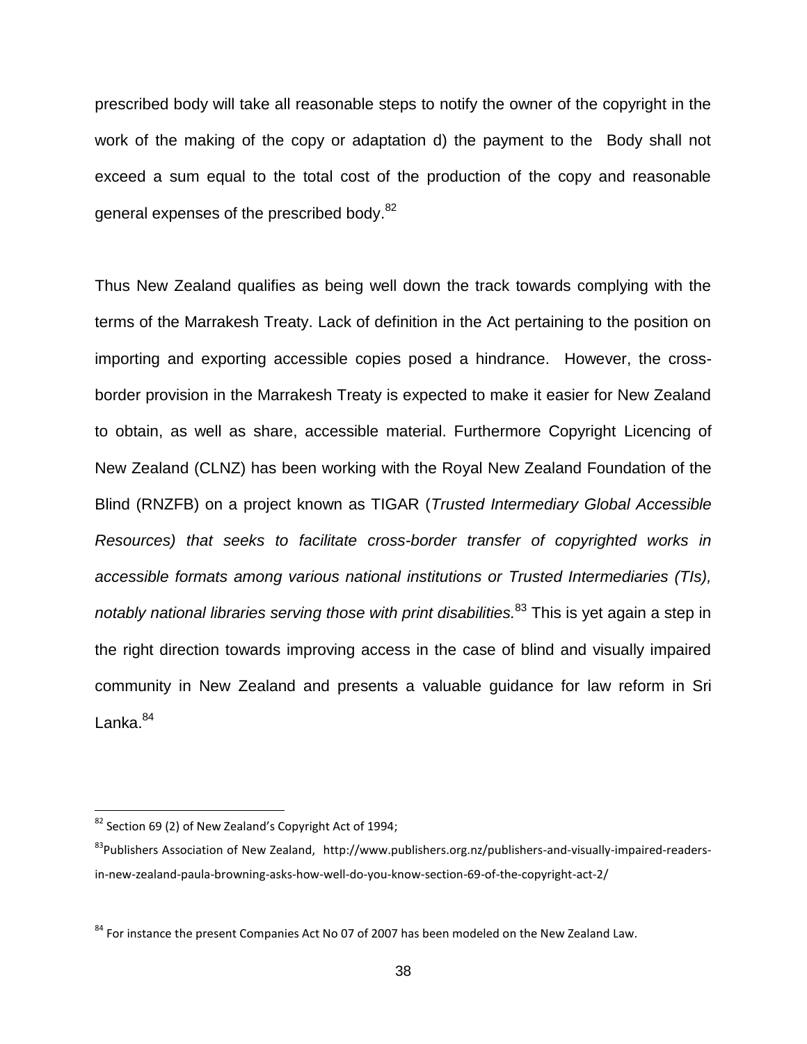prescribed body will take all reasonable steps to notify the owner of the copyright in the work of the making of the copy or adaptation d) the payment to the Body shall not exceed a sum equal to the total cost of the production of the copy and reasonable general expenses of the prescribed body.[82]

Thus New Zealand qualifies as being well down the track towards complying with the terms of the Marrakesh Treaty. Lack of definition in the Act pertaining to the position on importing and exporting accessible copies posed a hindrance. However, the cross-border provision in the Marrakesh Treaty is expected to make it easier for New Zealand to obtain, as well as share, accessible material. Furthermore Copyright Licencing of New Zealand (CLNZ) has been working with the Royal New Zealand Foundation of the Blind (RNZFB) on a project known as TIGAR (*Trusted Intermediary Global Accessible Resources) that seeks to facilitate cross-border transfer of copyrighted works in accessible formats among various national institutions or Trusted Intermediaries (TIs), notably national libraries serving those with print disabilities.*[83] This is yet again a step in the right direction towards improving access in the case of blind and visually impaired community in New Zealand and presents a valuable guidance for law reform in Sri Lanka.[84]

---

[82] Section 69 (2) of New Zealand's Copyright Act of 1994;

[83] Publishers Association of New Zealand, http://www.publishers.org.nz/publishers-and-visually-impaired-readers-in-new-zealand-paula-browning-asks-how-well-do-you-know-section-69-of-the-copyright-act-2/

[84] For instance the present Companies Act No 07 of 2007 has been modeled on the New Zealand Law.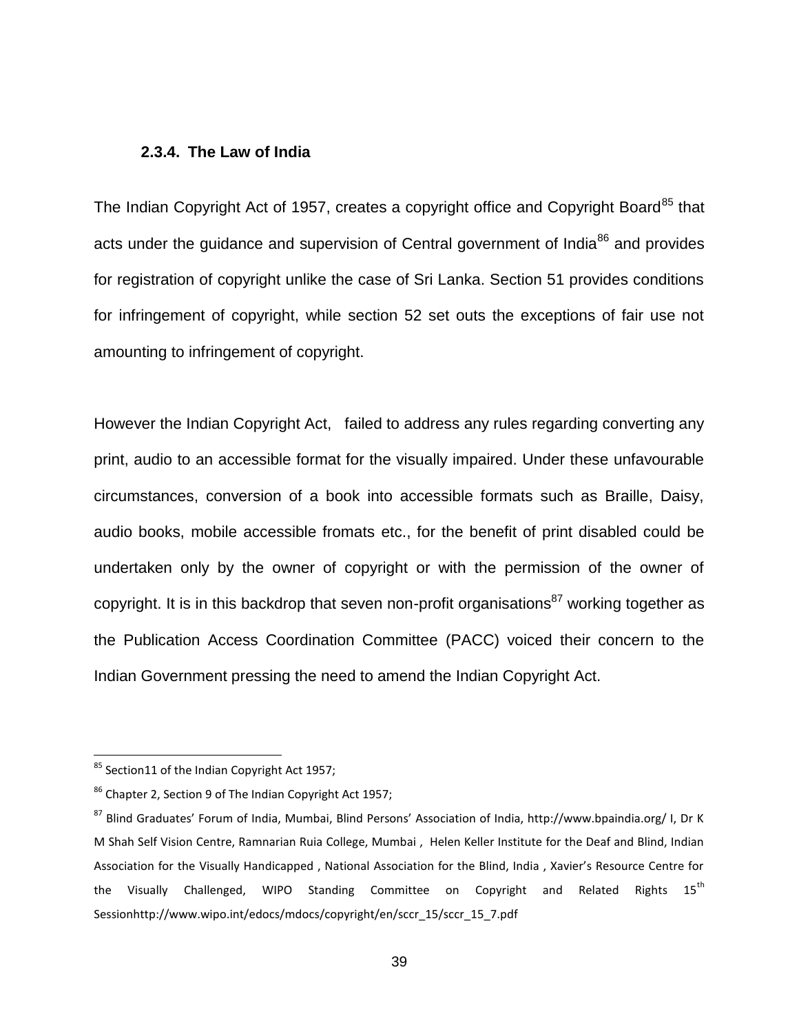### 2.3.4. The Law of India

The Indian Copyright Act of 1957, creates a copyright office and Copyright Board[85] that acts under the guidance and supervision of Central government of India[86] and provides for registration of copyright unlike the case of Sri Lanka. Section 51 provides conditions for infringement of copyright, while section 52 set outs the exceptions of fair use not amounting to infringement of copyright.

However the Indian Copyright Act, failed to address any rules regarding converting any print, audio to an accessible format for the visually impaired. Under these unfavourable circumstances, conversion of a book into accessible formats such as Braille, Daisy, audio books, mobile accessible fromats etc., for the benefit of print disabled could be undertaken only by the owner of copyright or with the permission of the owner of copyright. It is in this backdrop that seven non-profit organisations[87] working together as the Publication Access Coordination Committee (PACC) voiced their concern to the Indian Government pressing the need to amend the Indian Copyright Act.

---

[85] Section11 of the Indian Copyright Act 1957;

[86] Chapter 2, Section 9 of The Indian Copyright Act 1957;

[87] Blind Graduates' Forum of India, Mumbai, Blind Persons' Association of India, http://www.bpaindia.org/ I, Dr K M Shah Self Vision Centre, Ramnarian Ruia College, Mumbai , Helen Keller Institute for the Deaf and Blind, Indian Association for the Visually Handicapped , National Association for the Blind, India , Xavier's Resource Centre for the Visually Challenged, WIPO Standing Committee on Copyright and Related Rights 15th Sessionhttp://www.wipo.int/edocs/mdocs/copyright/en/sccr_15/sccr_15_7.pdf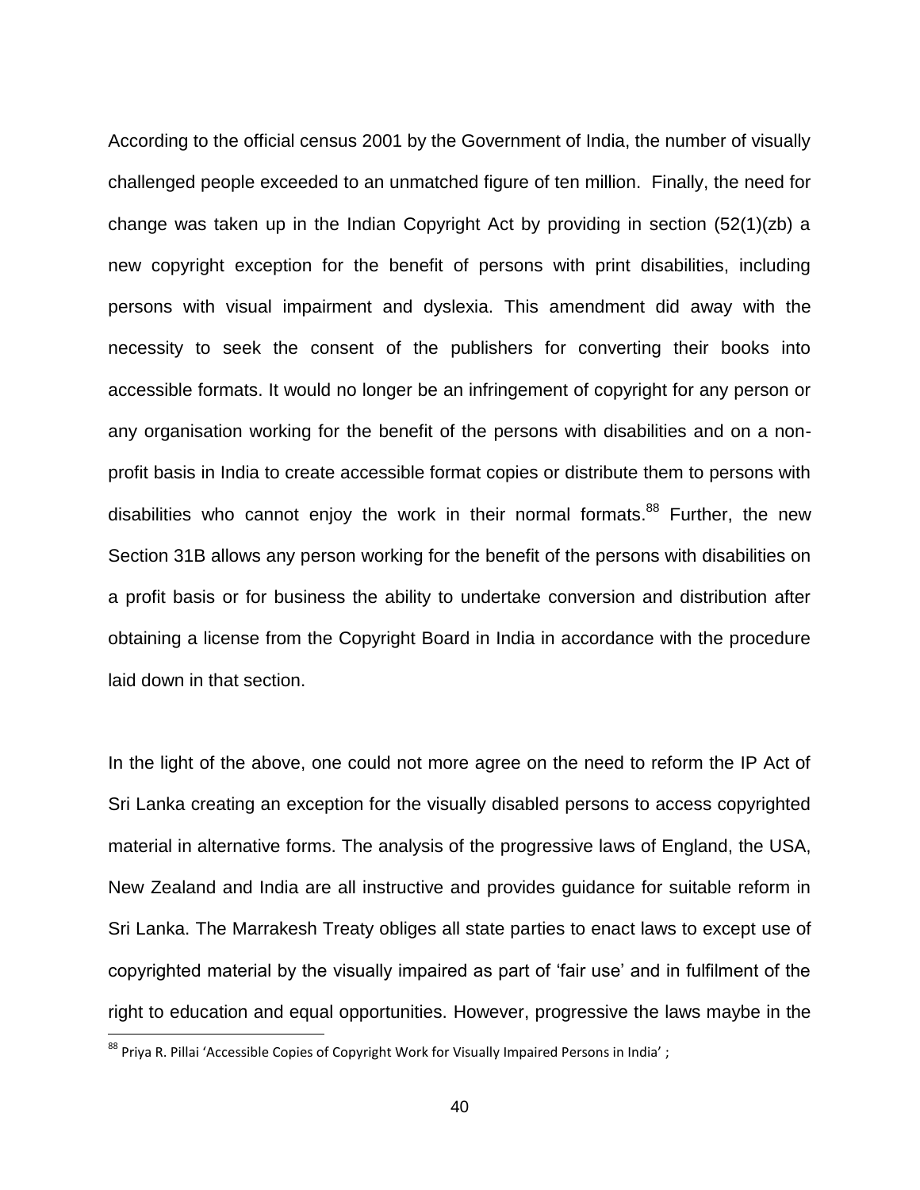According to the official census 2001 by the Government of India, the number of visually challenged people exceeded to an unmatched figure of ten million. Finally, the need for change was taken up in the Indian Copyright Act by providing in section (52(1)(zb) a new copyright exception for the benefit of persons with print disabilities, including persons with visual impairment and dyslexia. This amendment did away with the necessity to seek the consent of the publishers for converting their books into accessible formats. It would no longer be an infringement of copyright for any person or any organisation working for the benefit of the persons with disabilities and on a non-profit basis in India to create accessible format copies or distribute them to persons with disabilities who cannot enjoy the work in their normal formats.[88] Further, the new Section 31B allows any person working for the benefit of the persons with disabilities on a profit basis or for business the ability to undertake conversion and distribution after obtaining a license from the Copyright Board in India in accordance with the procedure laid down in that section.

In the light of the above, one could not more agree on the need to reform the IP Act of Sri Lanka creating an exception for the visually disabled persons to access copyrighted material in alternative forms. The analysis of the progressive laws of England, the USA, New Zealand and India are all instructive and provides guidance for suitable reform in Sri Lanka. The Marrakesh Treaty obliges all state parties to enact laws to except use of copyrighted material by the visually impaired as part of 'fair use' and in fulfilment of the right to education and equal opportunities. However, progressive the laws maybe in the

[88] Priya R. Pillai 'Accessible Copies of Copyright Work for Visually Impaired Persons in India' ;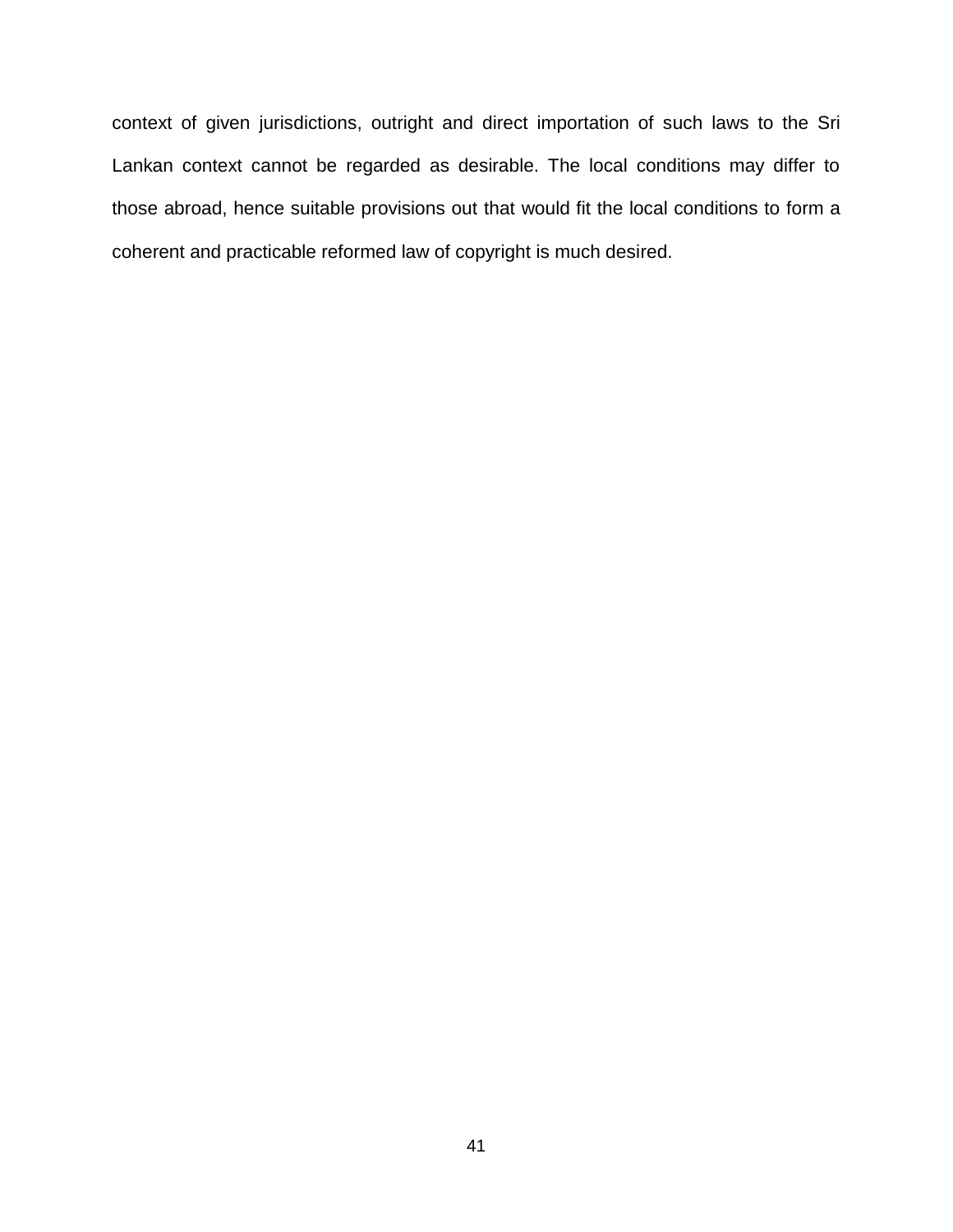context of given jurisdictions, outright and direct importation of such laws to the Sri Lankan context cannot be regarded as desirable. The local conditions may differ to those abroad, hence suitable provisions out that would fit the local conditions to form a coherent and practicable reformed law of copyright is much desired.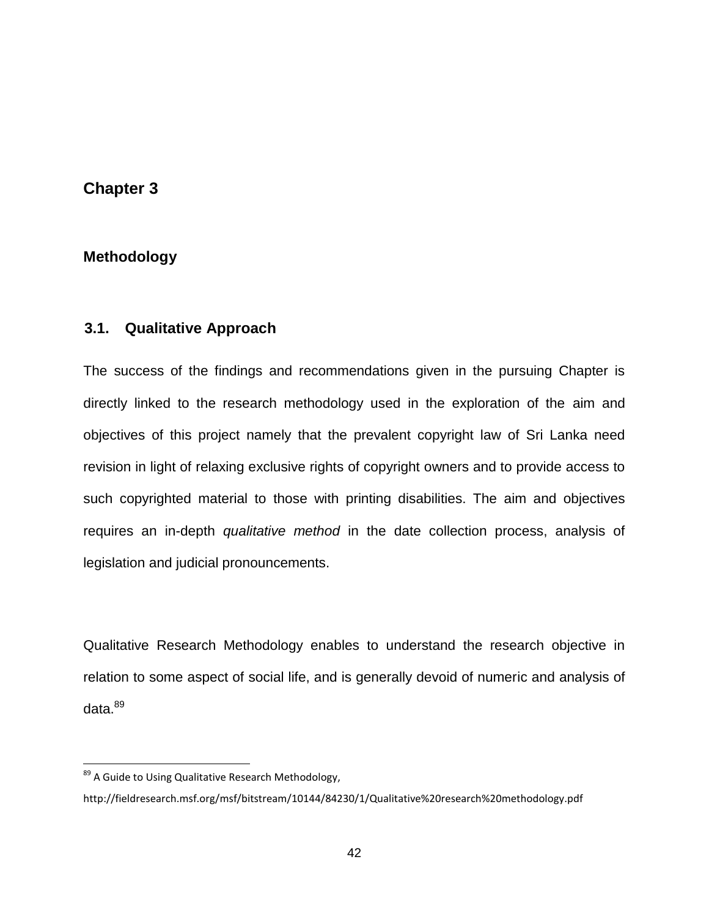# Chapter 3

## Methodology

### 3.1. Qualitative Approach

The success of the findings and recommendations given in the pursuing Chapter is directly linked to the research methodology used in the exploration of the aim and objectives of this project namely that the prevalent copyright law of Sri Lanka need revision in light of relaxing exclusive rights of copyright owners and to provide access to such copyrighted material to those with printing disabilities. The aim and objectives requires an in-depth *qualitative method* in the date collection process, analysis of legislation and judicial pronouncements.

Qualitative Research Methodology enables to understand the research objective in relation to some aspect of social life, and is generally devoid of numeric and analysis of data.[89]

---

[89] A Guide to Using Qualitative Research Methodology, http://fieldresearch.msf.org/msf/bitstream/10144/84230/1/Qualitative%20research%20methodology.pdf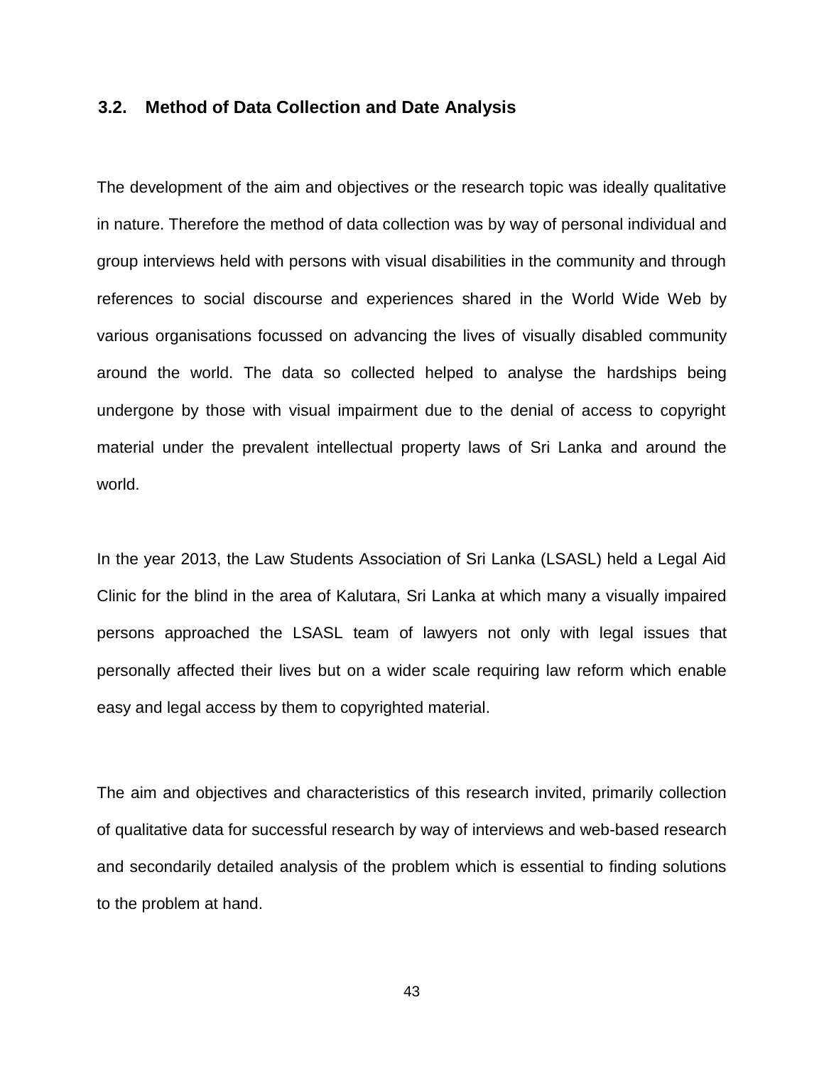## 3.2. Method of Data Collection and Date Analysis

The development of the aim and objectives or the research topic was ideally qualitative in nature. Therefore the method of data collection was by way of personal individual and group interviews held with persons with visual disabilities in the community and through references to social discourse and experiences shared in the World Wide Web by various organisations focussed on advancing the lives of visually disabled community around the world. The data so collected helped to analyse the hardships being undergone by those with visual impairment due to the denial of access to copyright material under the prevalent intellectual property laws of Sri Lanka and around the world.

In the year 2013, the Law Students Association of Sri Lanka (LSASL) held a Legal Aid Clinic for the blind in the area of Kalutara, Sri Lanka at which many a visually impaired persons approached the LSASL team of lawyers not only with legal issues that personally affected their lives but on a wider scale requiring law reform which enable easy and legal access by them to copyrighted material.

The aim and objectives and characteristics of this research invited, primarily collection of qualitative data for successful research by way of interviews and web-based research and secondarily detailed analysis of the problem which is essential to finding solutions to the problem at hand.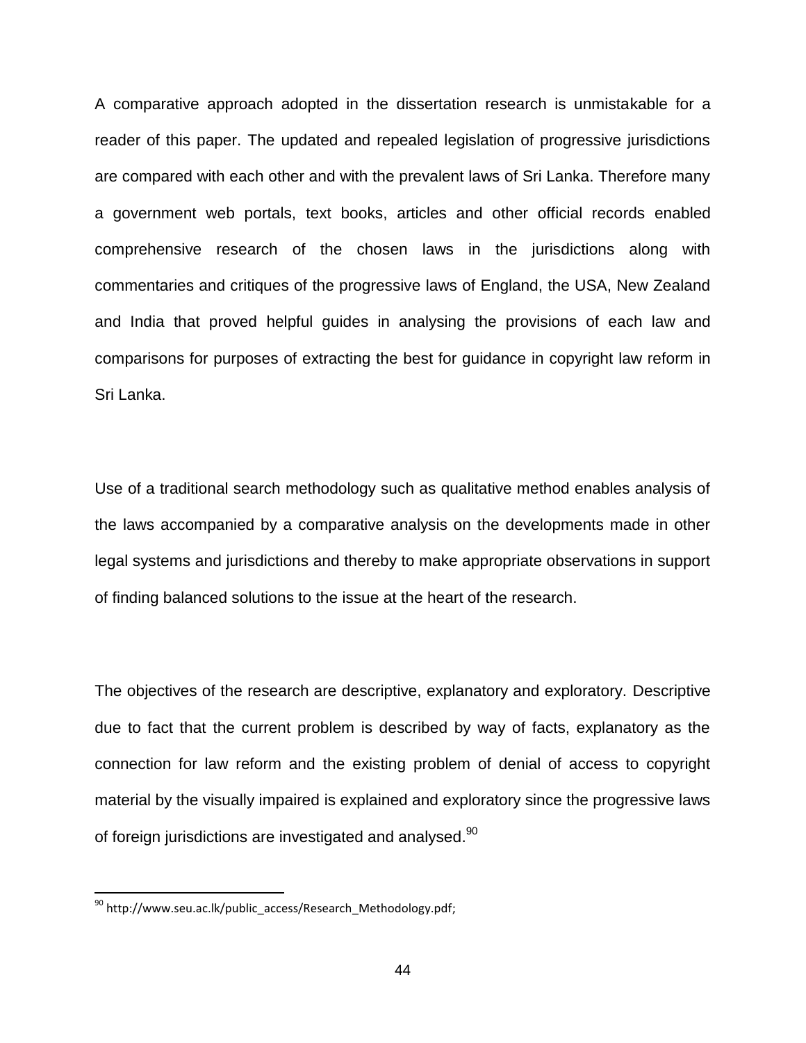A comparative approach adopted in the dissertation research is unmistakable for a reader of this paper. The updated and repealed legislation of progressive jurisdictions are compared with each other and with the prevalent laws of Sri Lanka. Therefore many a government web portals, text books, articles and other official records enabled comprehensive research of the chosen laws in the jurisdictions along with commentaries and critiques of the progressive laws of England, the USA, New Zealand and India that proved helpful guides in analysing the provisions of each law and comparisons for purposes of extracting the best for guidance in copyright law reform in Sri Lanka.

Use of a traditional search methodology such as qualitative method enables analysis of the laws accompanied by a comparative analysis on the developments made in other legal systems and jurisdictions and thereby to make appropriate observations in support of finding balanced solutions to the issue at the heart of the research.

The objectives of the research are descriptive, explanatory and exploratory. Descriptive due to fact that the current problem is described by way of facts, explanatory as the connection for law reform and the existing problem of denial of access to copyright material by the visually impaired is explained and exploratory since the progressive laws of foreign jurisdictions are investigated and analysed.[90]

---

[90] http://www.seu.ac.lk/public_access/Research_Methodology.pdf;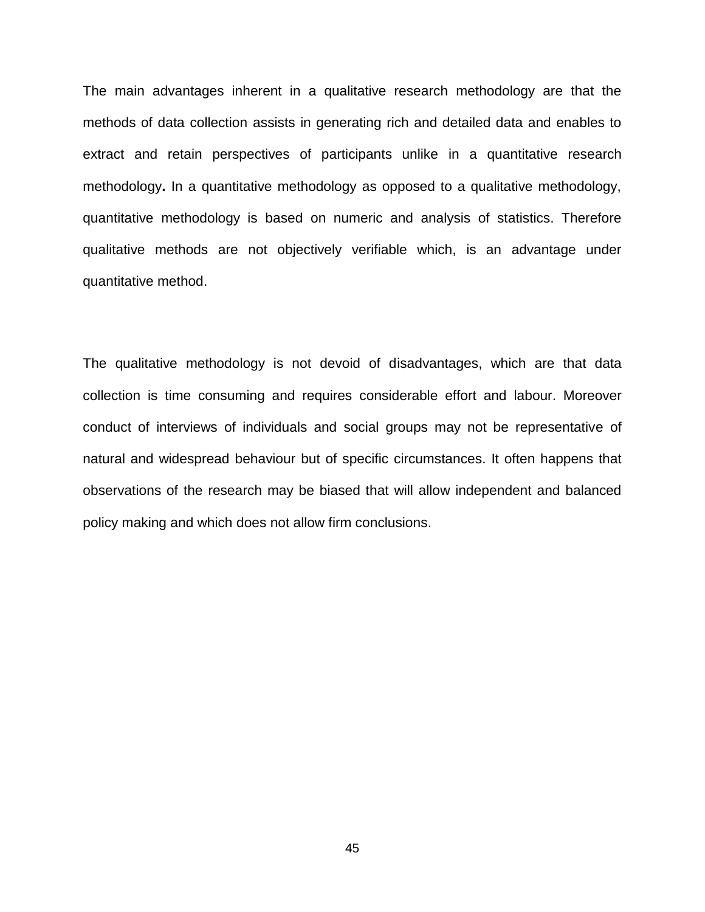The main advantages inherent in a qualitative research methodology are that the methods of data collection assists in generating rich and detailed data and enables to extract and retain perspectives of participants unlike in a quantitative research methodology**.** In a quantitative methodology as opposed to a qualitative methodology, quantitative methodology is based on numeric and analysis of statistics. Therefore qualitative methods are not objectively verifiable which, is an advantage under quantitative method.

The qualitative methodology is not devoid of disadvantages, which are that data collection is time consuming and requires considerable effort and labour. Moreover conduct of interviews of individuals and social groups may not be representative of natural and widespread behaviour but of specific circumstances. It often happens that observations of the research may be biased that will allow independent and balanced policy making and which does not allow firm conclusions.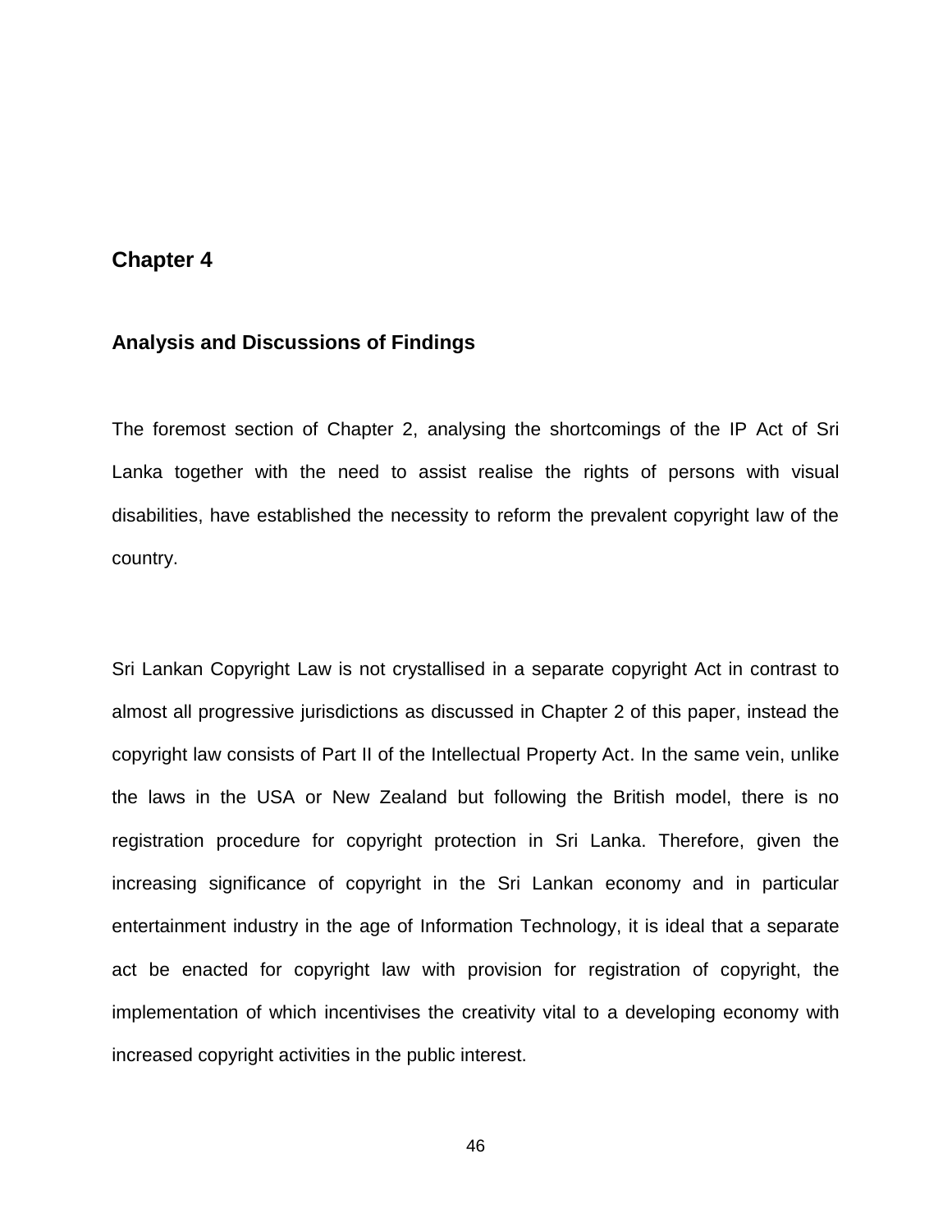# Chapter 4

## Analysis and Discussions of Findings

The foremost section of Chapter 2, analysing the shortcomings of the IP Act of Sri Lanka together with the need to assist realise the rights of persons with visual disabilities, have established the necessity to reform the prevalent copyright law of the country.

Sri Lankan Copyright Law is not crystallised in a separate copyright Act in contrast to almost all progressive jurisdictions as discussed in Chapter 2 of this paper, instead the copyright law consists of Part II of the Intellectual Property Act. In the same vein, unlike the laws in the USA or New Zealand but following the British model, there is no registration procedure for copyright protection in Sri Lanka. Therefore, given the increasing significance of copyright in the Sri Lankan economy and in particular entertainment industry in the age of Information Technology, it is ideal that a separate act be enacted for copyright law with provision for registration of copyright, the implementation of which incentivises the creativity vital to a developing economy with increased copyright activities in the public interest.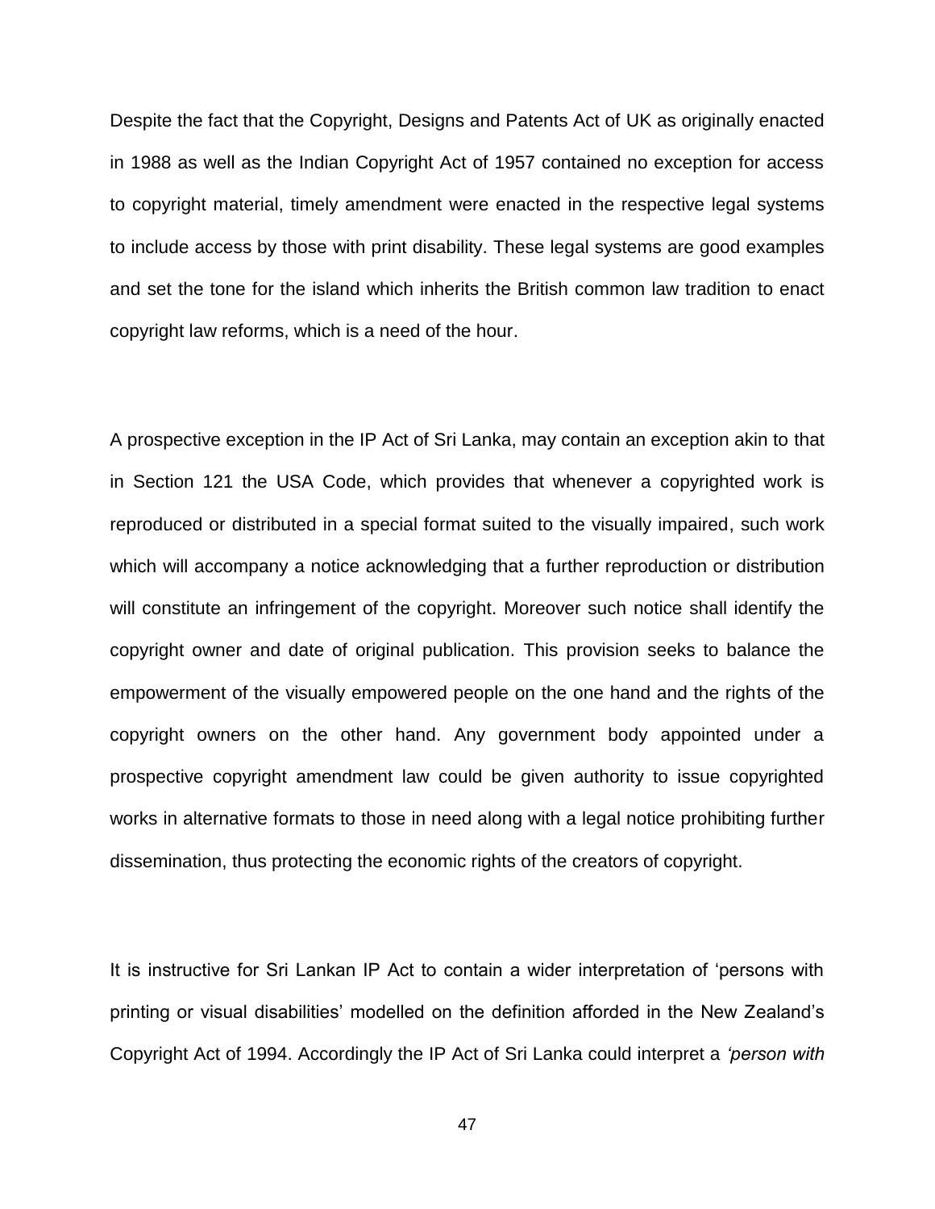Despite the fact that the Copyright, Designs and Patents Act of UK as originally enacted in 1988 as well as the Indian Copyright Act of 1957 contained no exception for access to copyright material, timely amendment were enacted in the respective legal systems to include access by those with print disability. These legal systems are good examples and set the tone for the island which inherits the British common law tradition to enact copyright law reforms, which is a need of the hour.

A prospective exception in the IP Act of Sri Lanka, may contain an exception akin to that in Section 121 the USA Code, which provides that whenever a copyrighted work is reproduced or distributed in a special format suited to the visually impaired, such work which will accompany a notice acknowledging that a further reproduction or distribution will constitute an infringement of the copyright. Moreover such notice shall identify the copyright owner and date of original publication. This provision seeks to balance the empowerment of the visually empowered people on the one hand and the rights of the copyright owners on the other hand. Any government body appointed under a prospective copyright amendment law could be given authority to issue copyrighted works in alternative formats to those in need along with a legal notice prohibiting further dissemination, thus protecting the economic rights of the creators of copyright.

It is instructive for Sri Lankan IP Act to contain a wider interpretation of 'persons with printing or visual disabilities' modelled on the definition afforded in the New Zealand's Copyright Act of 1994. Accordingly the IP Act of Sri Lanka could interpret a *'person with*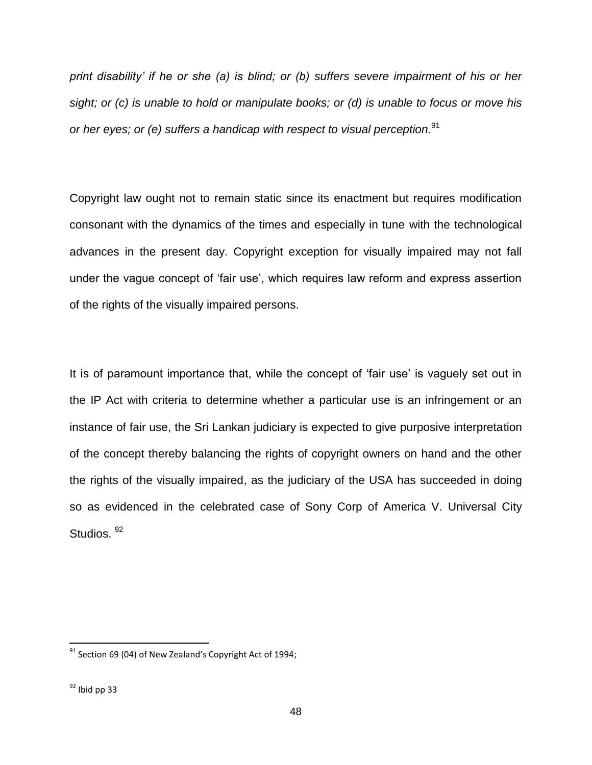*print disability' if he or she (a) is blind; or (b) suffers severe impairment of his or her sight; or (c) is unable to hold or manipulate books; or (d) is unable to focus or move his or her eyes; or (e) suffers a handicap with respect to visual perception.*[91]

Copyright law ought not to remain static since its enactment but requires modification consonant with the dynamics of the times and especially in tune with the technological advances in the present day. Copyright exception for visually impaired may not fall under the vague concept of 'fair use', which requires law reform and express assertion of the rights of the visually impaired persons.

It is of paramount importance that, while the concept of 'fair use' is vaguely set out in the IP Act with criteria to determine whether a particular use is an infringement or an instance of fair use, the Sri Lankan judiciary is expected to give purposive interpretation of the concept thereby balancing the rights of copyright owners on hand and the other the rights of the visually impaired, as the judiciary of the USA has succeeded in doing so as evidenced in the celebrated case of Sony Corp of America V. Universal City Studios. [92]

---

[91] Section 69 (04) of New Zealand's Copyright Act of 1994;

[92] Ibid pp 33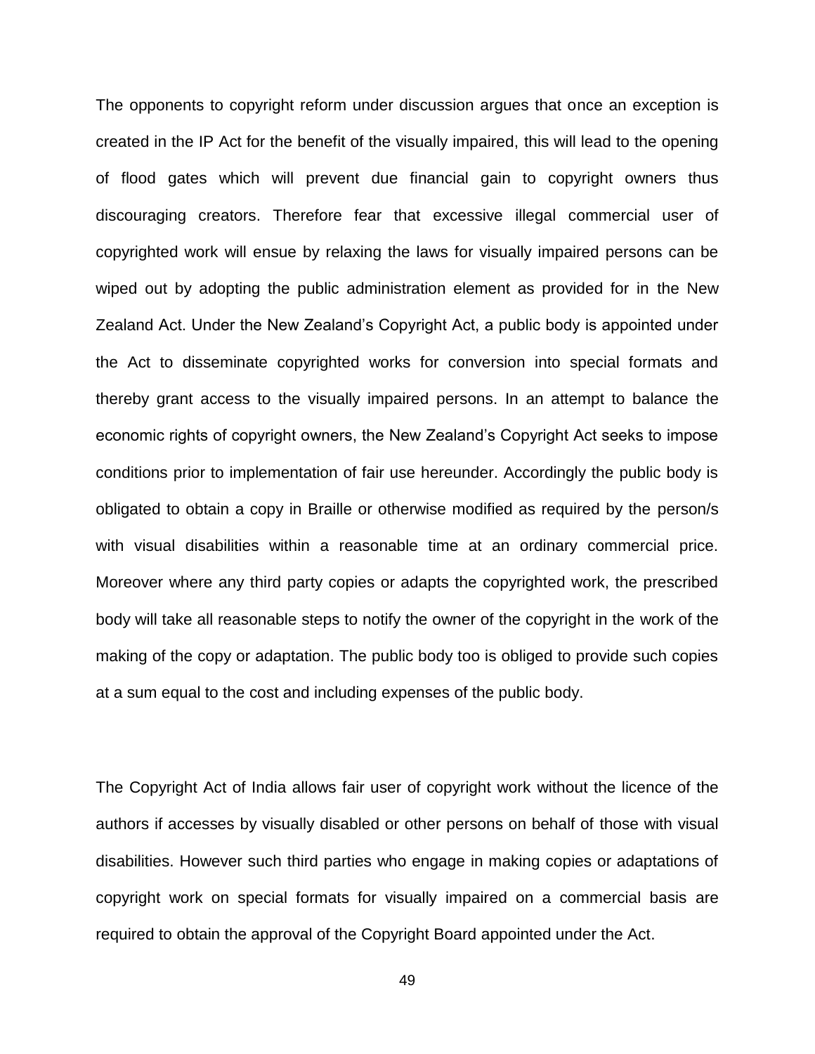The opponents to copyright reform under discussion argues that once an exception is created in the IP Act for the benefit of the visually impaired, this will lead to the opening of flood gates which will prevent due financial gain to copyright owners thus discouraging creators. Therefore fear that excessive illegal commercial user of copyrighted work will ensue by relaxing the laws for visually impaired persons can be wiped out by adopting the public administration element as provided for in the New Zealand Act. Under the New Zealand's Copyright Act, a public body is appointed under the Act to disseminate copyrighted works for conversion into special formats and thereby grant access to the visually impaired persons. In an attempt to balance the economic rights of copyright owners, the New Zealand's Copyright Act seeks to impose conditions prior to implementation of fair use hereunder. Accordingly the public body is obligated to obtain a copy in Braille or otherwise modified as required by the person/s with visual disabilities within a reasonable time at an ordinary commercial price. Moreover where any third party copies or adapts the copyrighted work, the prescribed body will take all reasonable steps to notify the owner of the copyright in the work of the making of the copy or adaptation. The public body too is obliged to provide such copies at a sum equal to the cost and including expenses of the public body.

The Copyright Act of India allows fair user of copyright work without the licence of the authors if accesses by visually disabled or other persons on behalf of those with visual disabilities. However such third parties who engage in making copies or adaptations of copyright work on special formats for visually impaired on a commercial basis are required to obtain the approval of the Copyright Board appointed under the Act.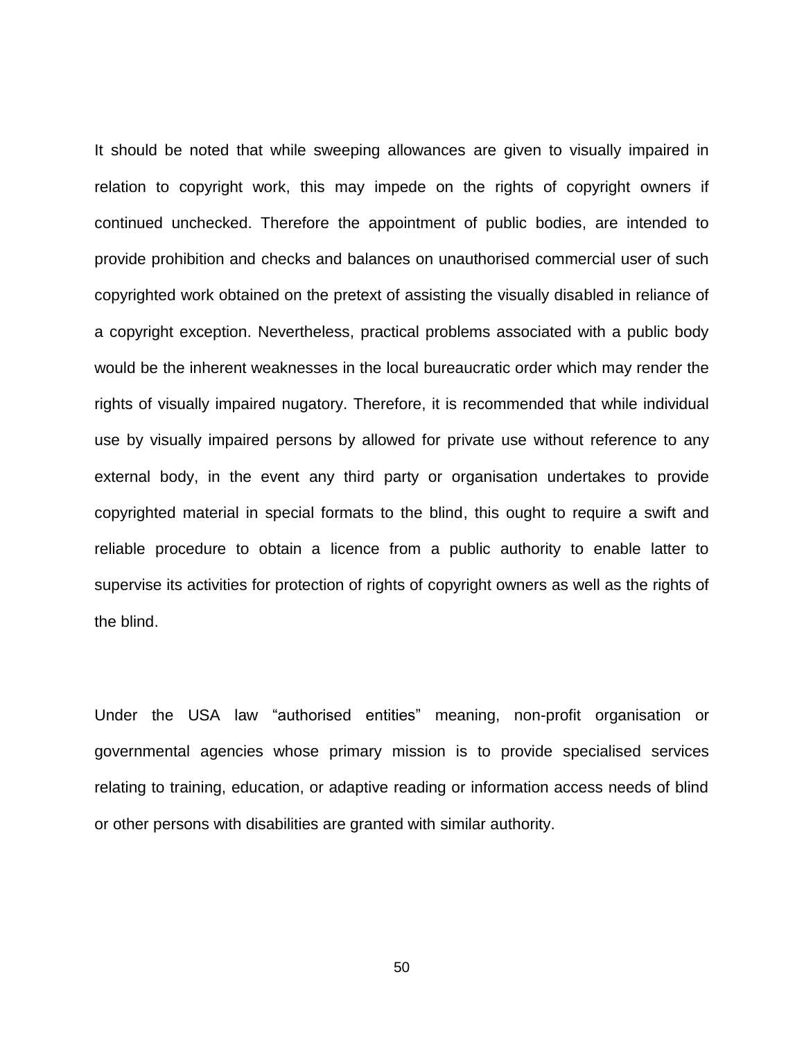It should be noted that while sweeping allowances are given to visually impaired in relation to copyright work, this may impede on the rights of copyright owners if continued unchecked. Therefore the appointment of public bodies, are intended to provide prohibition and checks and balances on unauthorised commercial user of such copyrighted work obtained on the pretext of assisting the visually disabled in reliance of a copyright exception. Nevertheless, practical problems associated with a public body would be the inherent weaknesses in the local bureaucratic order which may render the rights of visually impaired nugatory. Therefore, it is recommended that while individual use by visually impaired persons by allowed for private use without reference to any external body, in the event any third party or organisation undertakes to provide copyrighted material in special formats to the blind, this ought to require a swift and reliable procedure to obtain a licence from a public authority to enable latter to supervise its activities for protection of rights of copyright owners as well as the rights of the blind.

Under the USA law "authorised entities" meaning, non-profit organisation or governmental agencies whose primary mission is to provide specialised services relating to training, education, or adaptive reading or information access needs of blind or other persons with disabilities are granted with similar authority.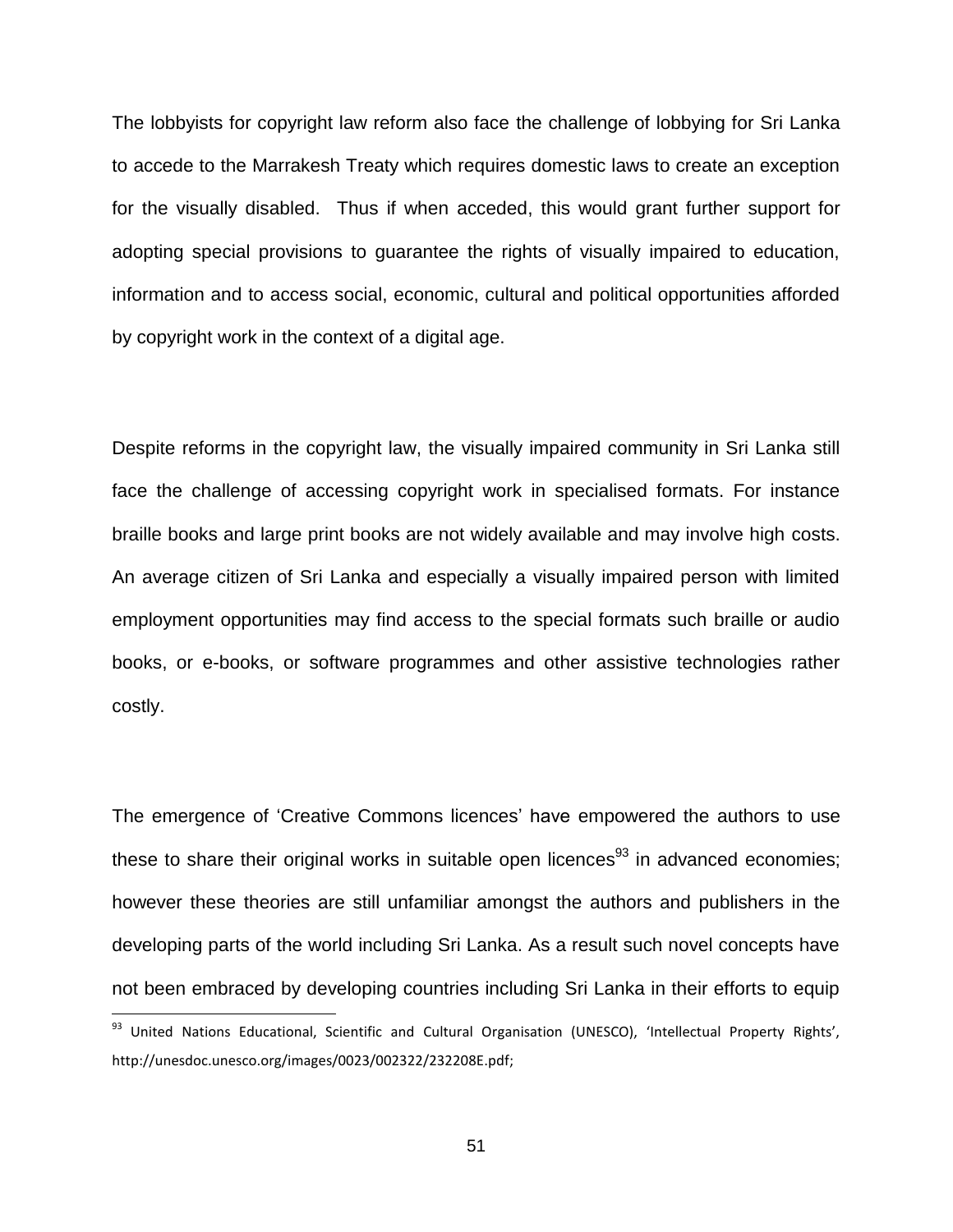The lobbyists for copyright law reform also face the challenge of lobbying for Sri Lanka to accede to the Marrakesh Treaty which requires domestic laws to create an exception for the visually disabled. Thus if when acceded, this would grant further support for adopting special provisions to guarantee the rights of visually impaired to education, information and to access social, economic, cultural and political opportunities afforded by copyright work in the context of a digital age.

Despite reforms in the copyright law, the visually impaired community in Sri Lanka still face the challenge of accessing copyright work in specialised formats. For instance braille books and large print books are not widely available and may involve high costs. An average citizen of Sri Lanka and especially a visually impaired person with limited employment opportunities may find access to the special formats such braille or audio books, or e-books, or software programmes and other assistive technologies rather costly.

The emergence of 'Creative Commons licences' have empowered the authors to use these to share their original works in suitable open licences[93] in advanced economies; however these theories are still unfamiliar amongst the authors and publishers in the developing parts of the world including Sri Lanka. As a result such novel concepts have not been embraced by developing countries including Sri Lanka in their efforts to equip

[93] United Nations Educational, Scientific and Cultural Organisation (UNESCO), 'Intellectual Property Rights', http://unesdoc.unesco.org/images/0023/002322/232208E.pdf;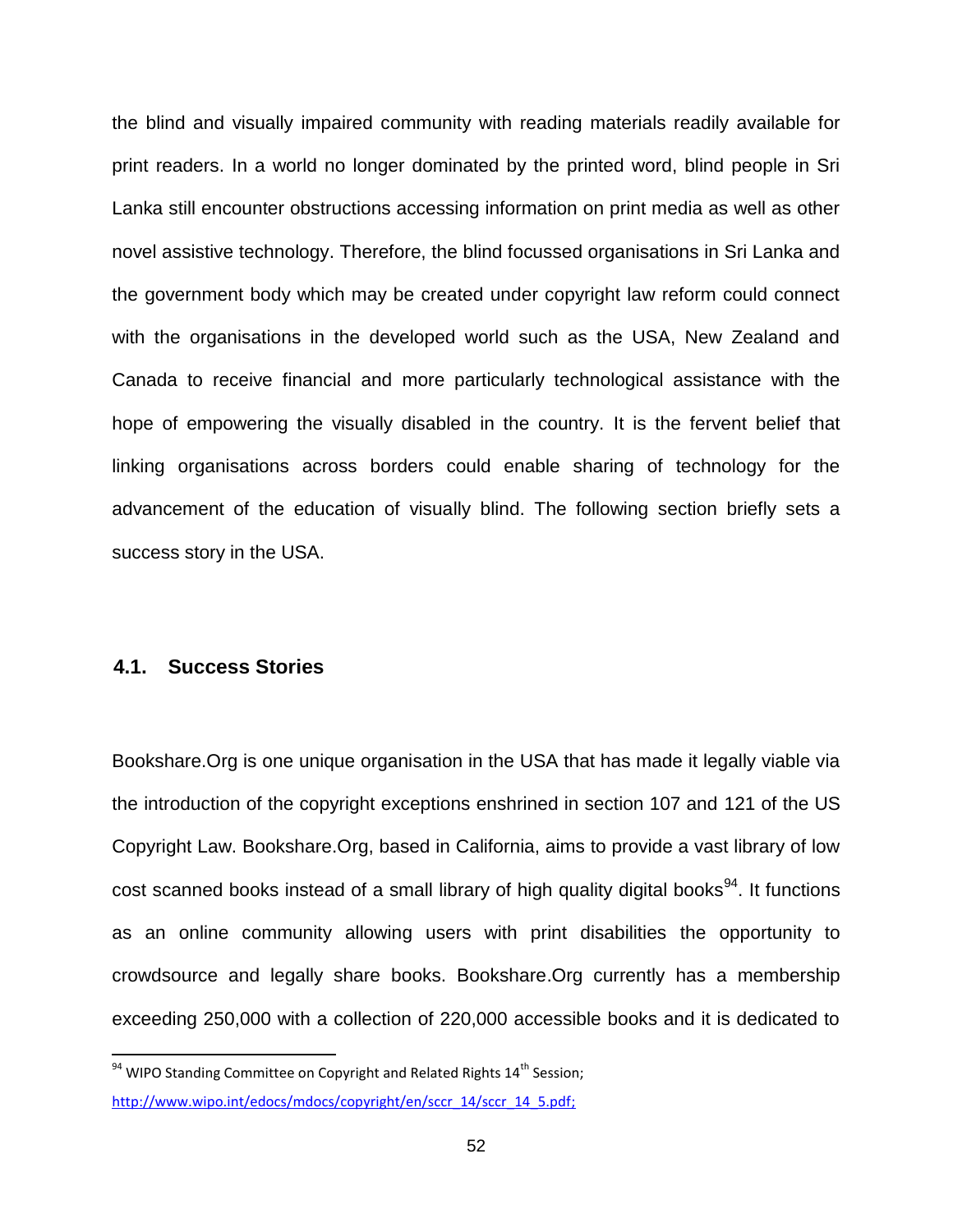the blind and visually impaired community with reading materials readily available for print readers. In a world no longer dominated by the printed word, blind people in Sri Lanka still encounter obstructions accessing information on print media as well as other novel assistive technology. Therefore, the blind focussed organisations in Sri Lanka and the government body which may be created under copyright law reform could connect with the organisations in the developed world such as the USA, New Zealand and Canada to receive financial and more particularly technological assistance with the hope of empowering the visually disabled in the country. It is the fervent belief that linking organisations across borders could enable sharing of technology for the advancement of the education of visually blind. The following section briefly sets a success story in the USA.

### 4.1. Success Stories

Bookshare.Org is one unique organisation in the USA that has made it legally viable via the introduction of the copyright exceptions enshrined in section 107 and 121 of the US Copyright Law. Bookshare.Org, based in California, aims to provide a vast library of low cost scanned books instead of a small library of high quality digital books[94]. It functions as an online community allowing users with print disabilities the opportunity to crowdsource and legally share books. Bookshare.Org currently has a membership exceeding 250,000 with a collection of 220,000 accessible books and it is dedicated to

---

[94] WIPO Standing Committee on Copyright and Related Rights 14th Session; http://www.wipo.int/edocs/mdocs/copyright/en/sccr_14/sccr_14_5.pdf;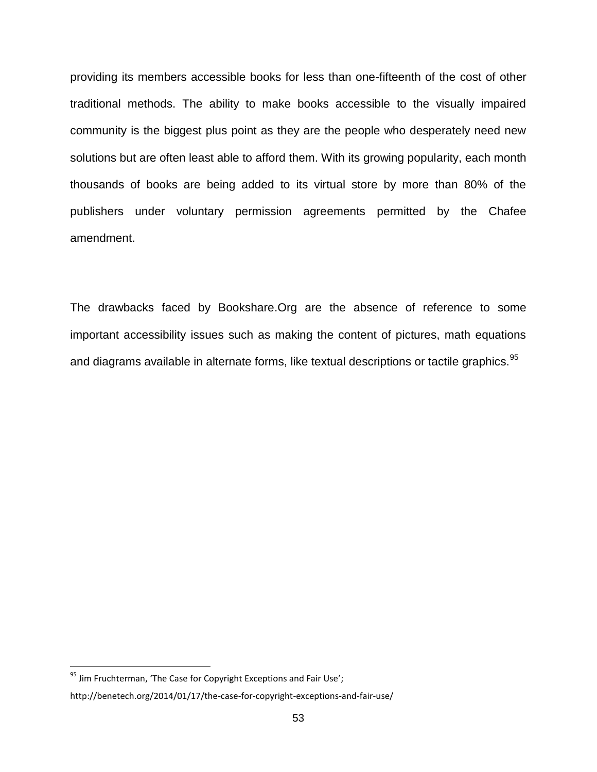providing its members accessible books for less than one-fifteenth of the cost of other traditional methods. The ability to make books accessible to the visually impaired community is the biggest plus point as they are the people who desperately need new solutions but are often least able to afford them. With its growing popularity, each month thousands of books are being added to its virtual store by more than 80% of the publishers under voluntary permission agreements permitted by the Chafee amendment.

The drawbacks faced by Bookshare.Org are the absence of reference to some important accessibility issues such as making the content of pictures, math equations and diagrams available in alternate forms, like textual descriptions or tactile graphics.[95]

---

[95] Jim Fruchterman, 'The Case for Copyright Exceptions and Fair Use'; http://benetech.org/2014/01/17/the-case-for-copyright-exceptions-and-fair-use/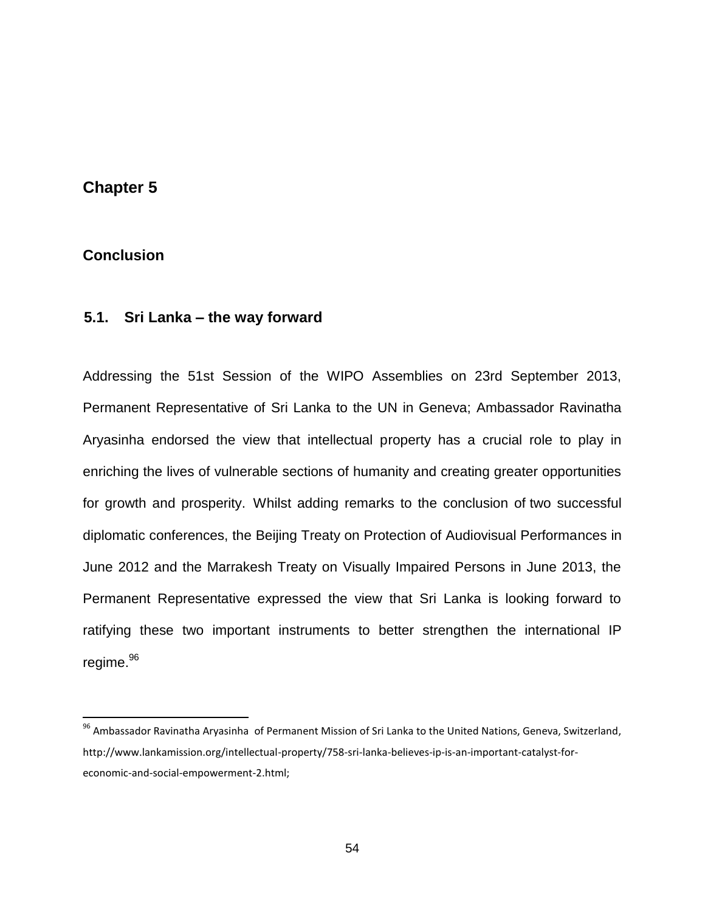# Chapter 5

## Conclusion

### 5.1. Sri Lanka – the way forward

Addressing the 51st Session of the WIPO Assemblies on 23rd September 2013, Permanent Representative of Sri Lanka to the UN in Geneva; Ambassador Ravinatha Aryasinha endorsed the view that intellectual property has a crucial role to play in enriching the lives of vulnerable sections of humanity and creating greater opportunities for growth and prosperity. Whilst adding remarks to the conclusion of two successful diplomatic conferences, the Beijing Treaty on Protection of Audiovisual Performances in June 2012 and the Marrakesh Treaty on Visually Impaired Persons in June 2013, the Permanent Representative expressed the view that Sri Lanka is looking forward to ratifying these two important instruments to better strengthen the international IP regime.[96]

---

[96] Ambassador Ravinatha Aryasinha of Permanent Mission of Sri Lanka to the United Nations, Geneva, Switzerland, http://www.lankamission.org/intellectual-property/758-sri-lanka-believes-ip-is-an-important-catalyst-for-economic-and-social-empowerment-2.html;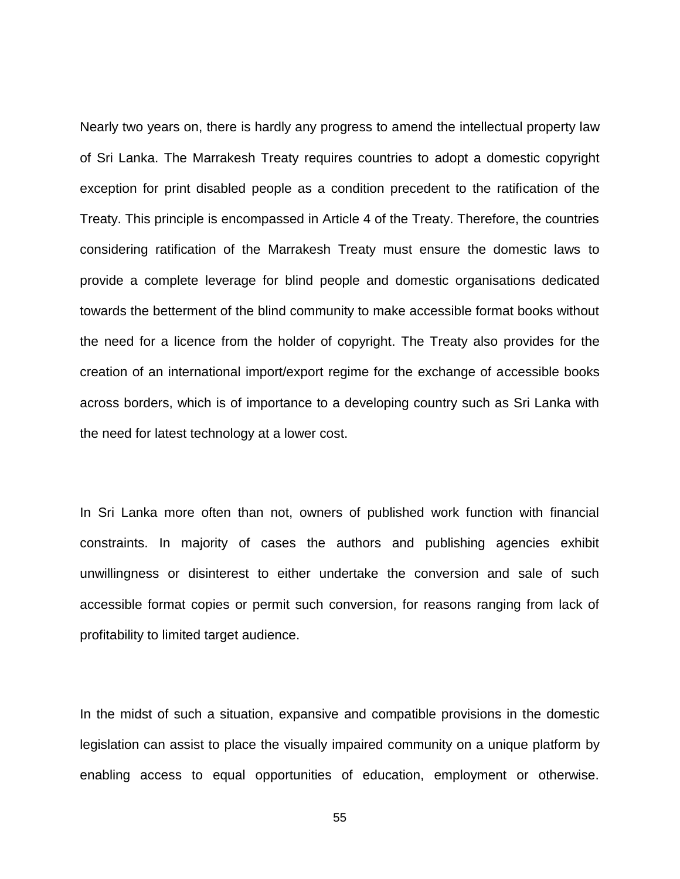Nearly two years on, there is hardly any progress to amend the intellectual property law of Sri Lanka. The Marrakesh Treaty requires countries to adopt a domestic copyright exception for print disabled people as a condition precedent to the ratification of the Treaty. This principle is encompassed in Article 4 of the Treaty. Therefore, the countries considering ratification of the Marrakesh Treaty must ensure the domestic laws to provide a complete leverage for blind people and domestic organisations dedicated towards the betterment of the blind community to make accessible format books without the need for a licence from the holder of copyright. The Treaty also provides for the creation of an international import/export regime for the exchange of accessible books across borders, which is of importance to a developing country such as Sri Lanka with the need for latest technology at a lower cost.

In Sri Lanka more often than not, owners of published work function with financial constraints. In majority of cases the authors and publishing agencies exhibit unwillingness or disinterest to either undertake the conversion and sale of such accessible format copies or permit such conversion, for reasons ranging from lack of profitability to limited target audience.

In the midst of such a situation, expansive and compatible provisions in the domestic legislation can assist to place the visually impaired community on a unique platform by enabling access to equal opportunities of education, employment or otherwise.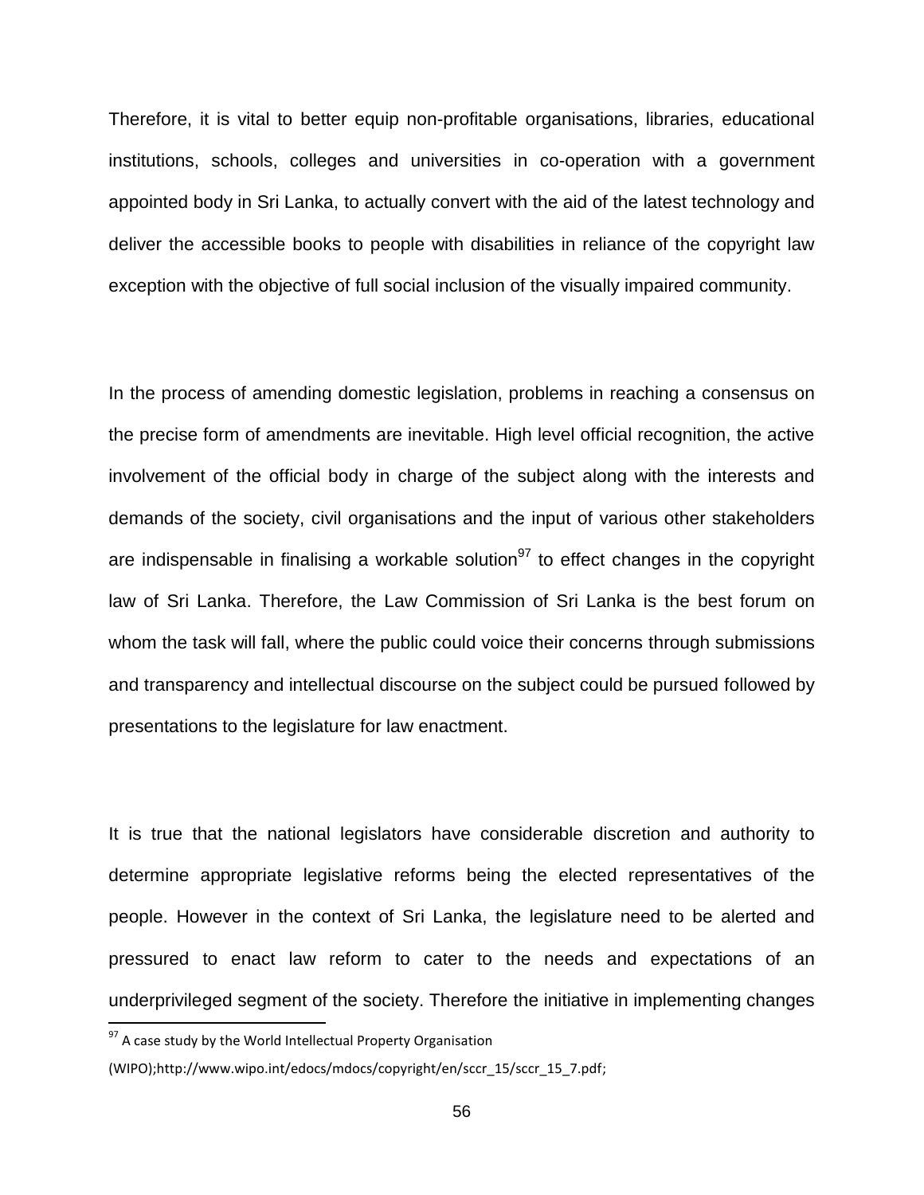Therefore, it is vital to better equip non-profitable organisations, libraries, educational institutions, schools, colleges and universities in co-operation with a government appointed body in Sri Lanka, to actually convert with the aid of the latest technology and deliver the accessible books to people with disabilities in reliance of the copyright law exception with the objective of full social inclusion of the visually impaired community.

In the process of amending domestic legislation, problems in reaching a consensus on the precise form of amendments are inevitable. High level official recognition, the active involvement of the official body in charge of the subject along with the interests and demands of the society, civil organisations and the input of various other stakeholders are indispensable in finalising a workable solution[97] to effect changes in the copyright law of Sri Lanka. Therefore, the Law Commission of Sri Lanka is the best forum on whom the task will fall, where the public could voice their concerns through submissions and transparency and intellectual discourse on the subject could be pursued followed by presentations to the legislature for law enactment.

It is true that the national legislators have considerable discretion and authority to determine appropriate legislative reforms being the elected representatives of the people. However in the context of Sri Lanka, the legislature need to be alerted and pressured to enact law reform to cater to the needs and expectations of an underprivileged segment of the society. Therefore the initiative in implementing changes

---

[97] A case study by the World Intellectual Property Organisation (WIPO);http://www.wipo.int/edocs/mdocs/copyright/en/sccr_15/sccr_15_7.pdf;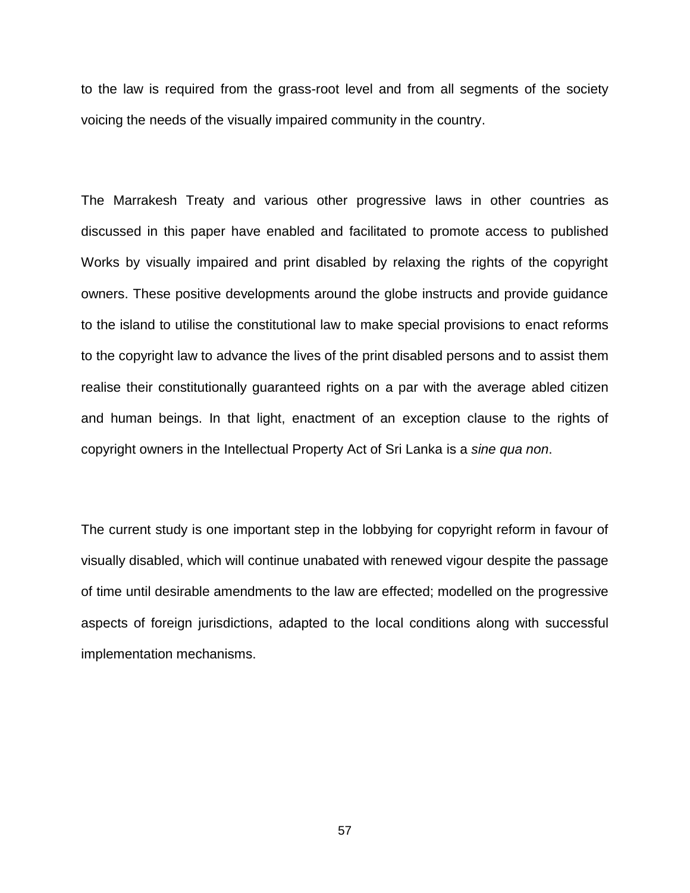to the law is required from the grass-root level and from all segments of the society voicing the needs of the visually impaired community in the country.

The Marrakesh Treaty and various other progressive laws in other countries as discussed in this paper have enabled and facilitated to promote access to published Works by visually impaired and print disabled by relaxing the rights of the copyright owners. These positive developments around the globe instructs and provide guidance to the island to utilise the constitutional law to make special provisions to enact reforms to the copyright law to advance the lives of the print disabled persons and to assist them realise their constitutionally guaranteed rights on a par with the average abled citizen and human beings. In that light, enactment of an exception clause to the rights of copyright owners in the Intellectual Property Act of Sri Lanka is a *sine qua non*.

The current study is one important step in the lobbying for copyright reform in favour of visually disabled, which will continue unabated with renewed vigour despite the passage of time until desirable amendments to the law are effected; modelled on the progressive aspects of foreign jurisdictions, adapted to the local conditions along with successful implementation mechanisms.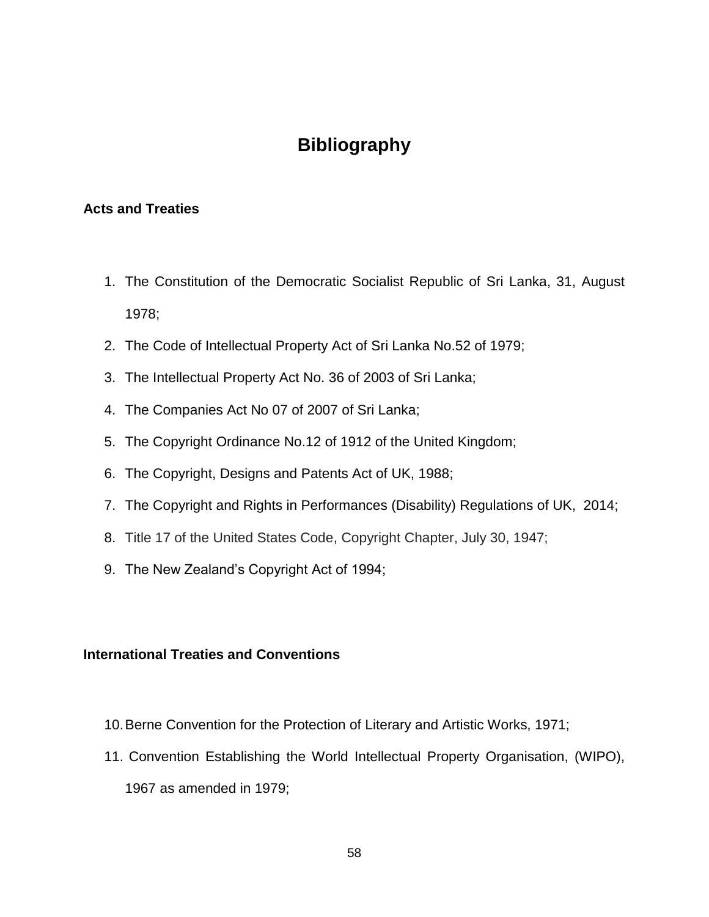# Bibliography

## Acts and Treaties

1. The Constitution of the Democratic Socialist Republic of Sri Lanka, 31, August 1978;
2. The Code of Intellectual Property Act of Sri Lanka No.52 of 1979;
3. The Intellectual Property Act No. 36 of 2003 of Sri Lanka;
4. The Companies Act No 07 of 2007 of Sri Lanka;
5. The Copyright Ordinance No.12 of 1912 of the United Kingdom;
6. The Copyright, Designs and Patents Act of UK, 1988;
7. The Copyright and Rights in Performances (Disability) Regulations of UK, 2014;
8. Title 17 of the United States Code, Copyright Chapter, July 30, 1947;
9. The New Zealand's Copyright Act of 1994;

## International Treaties and Conventions

10. Berne Convention for the Protection of Literary and Artistic Works, 1971;
11. Convention Establishing the World Intellectual Property Organisation, (WIPO), 1967 as amended in 1979;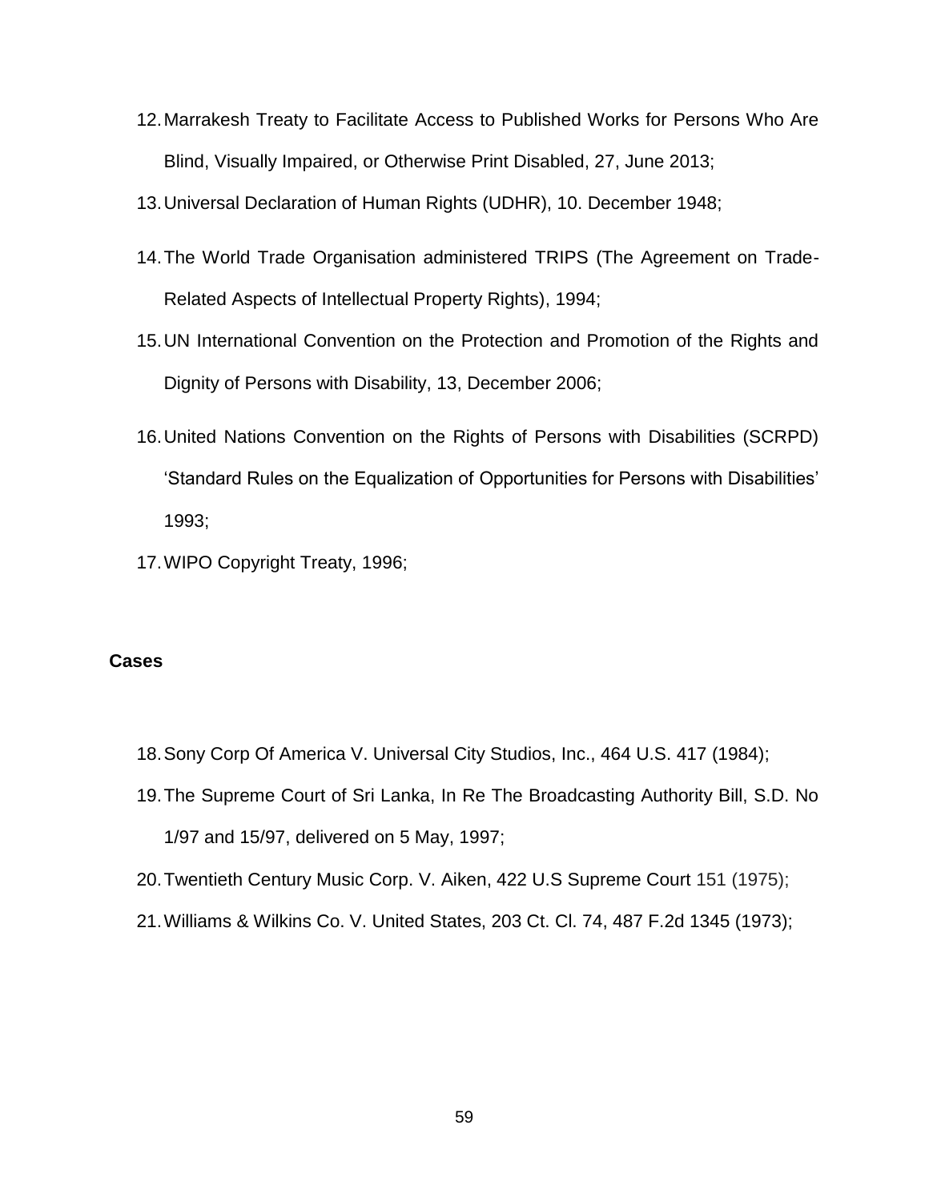12. Marrakesh Treaty to Facilitate Access to Published Works for Persons Who Are Blind, Visually Impaired, or Otherwise Print Disabled, 27, June 2013;
13. Universal Declaration of Human Rights (UDHR), 10. December 1948;
14. The World Trade Organisation administered TRIPS (The Agreement on Trade-Related Aspects of Intellectual Property Rights), 1994;
15. UN International Convention on the Protection and Promotion of the Rights and Dignity of Persons with Disability, 13, December 2006;
16. United Nations Convention on the Rights of Persons with Disabilities (SCRPD) 'Standard Rules on the Equalization of Opportunities for Persons with Disabilities' 1993;
17. WIPO Copyright Treaty, 1996;

**Cases**

18. Sony Corp Of America V. Universal City Studios, Inc., 464 U.S. 417 (1984);
19. The Supreme Court of Sri Lanka, In Re The Broadcasting Authority Bill, S.D. No 1/97 and 15/97, delivered on 5 May, 1997;
20. Twentieth Century Music Corp. V. Aiken, 422 U.S Supreme Court 151 (1975);
21. Williams & Wilkins Co. V. United States, 203 Ct. Cl. 74, 487 F.2d 1345 (1973);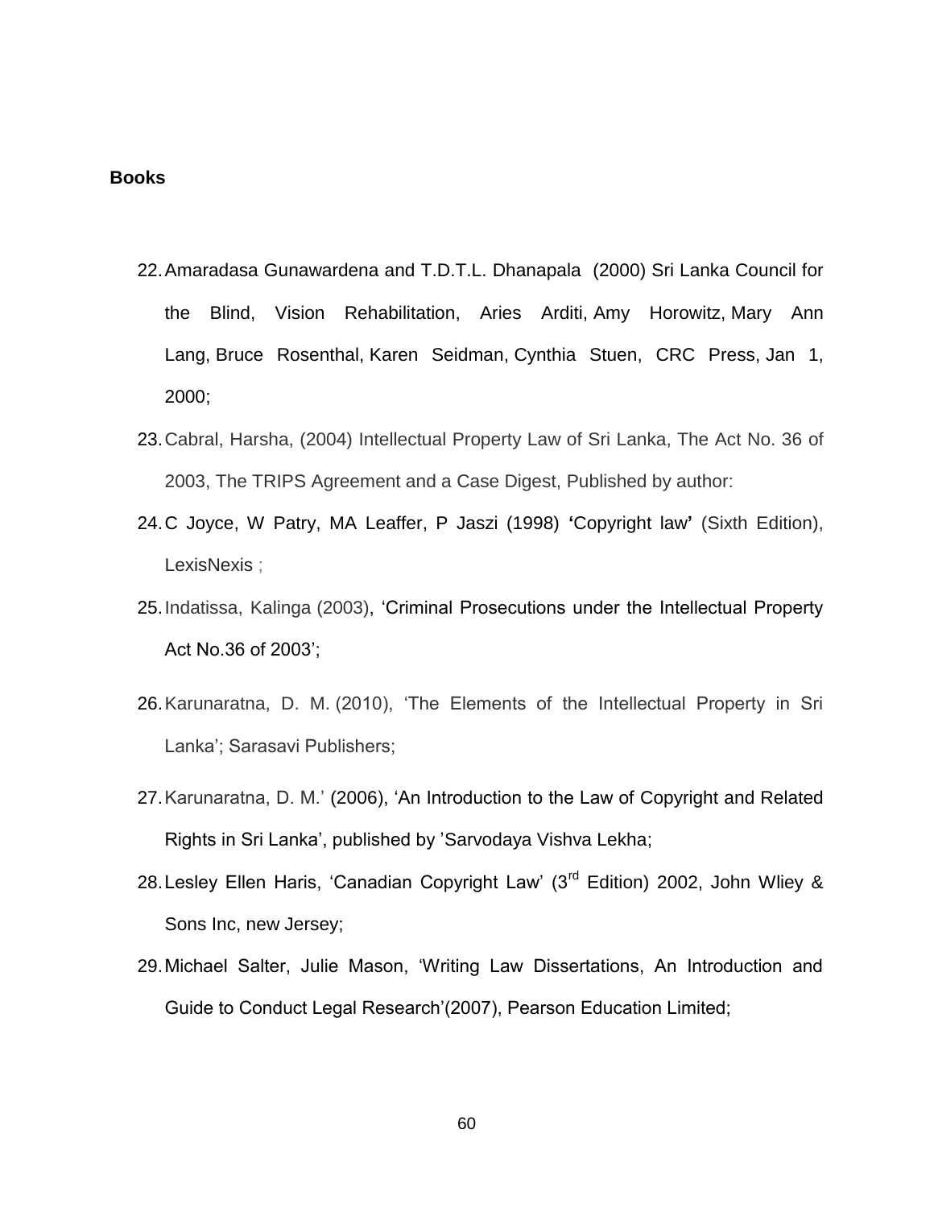**Books**

22. Amaradasa Gunawardena and T.D.T.L. Dhanapala (2000) Sri Lanka Council for the Blind, Vision Rehabilitation, Aries Arditi, Amy Horowitz, Mary Ann Lang, Bruce Rosenthal, Karen Seidman, Cynthia Stuen, CRC Press, Jan 1, 2000;
23. Cabral, Harsha, (2004) Intellectual Property Law of Sri Lanka, The Act No. 36 of 2003, The TRIPS Agreement and a Case Digest, Published by author:
24. C Joyce, W Patry, MA Leaffer, P Jaszi (1998) **'**Copyright law**'** (Sixth Edition), LexisNexis ;
25. Indatissa, Kalinga (2003), 'Criminal Prosecutions under the Intellectual Property Act No.36 of 2003';
26. Karunaratna, D. M. (2010), 'The Elements of the Intellectual Property in Sri Lanka'; Sarasavi Publishers;
27. Karunaratna, D. M.' (2006), 'An Introduction to the Law of Copyright and Related Rights in Sri Lanka', published by 'Sarvodaya Vishva Lekha;
28. Lesley Ellen Haris, 'Canadian Copyright Law' (3rd Edition) 2002, John Wliey & Sons Inc, new Jersey;
29. Michael Salter, Julie Mason, 'Writing Law Dissertations, An Introduction and Guide to Conduct Legal Research'(2007), Pearson Education Limited;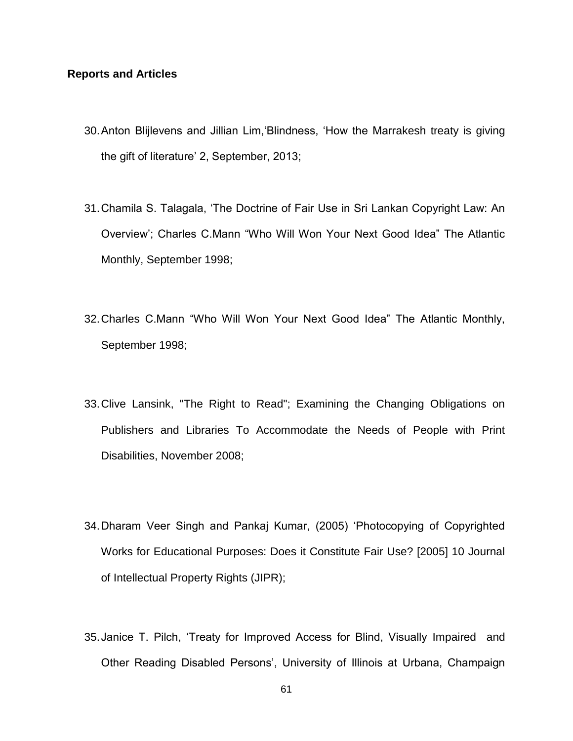**Reports and Articles**

30. Anton Blijlevens and Jillian Lim,'Blindness, 'How the Marrakesh treaty is giving the gift of literature' 2, September, 2013;

31. Chamila S. Talagala, 'The Doctrine of Fair Use in Sri Lankan Copyright Law: An Overview'; Charles C.Mann "Who Will Won Your Next Good Idea" The Atlantic Monthly, September 1998;

32. Charles C.Mann "Who Will Won Your Next Good Idea" The Atlantic Monthly, September 1998;

33. Clive Lansink, "The Right to Read"; Examining the Changing Obligations on Publishers and Libraries To Accommodate the Needs of People with Print Disabilities, November 2008;

34. Dharam Veer Singh and Pankaj Kumar, (2005) 'Photocopying of Copyrighted Works for Educational Purposes: Does it Constitute Fair Use? [2005] 10 Journal of Intellectual Property Rights (JIPR);

35. Janice T. Pilch, 'Treaty for Improved Access for Blind, Visually Impaired and Other Reading Disabled Persons', University of Illinois at Urbana, Champaign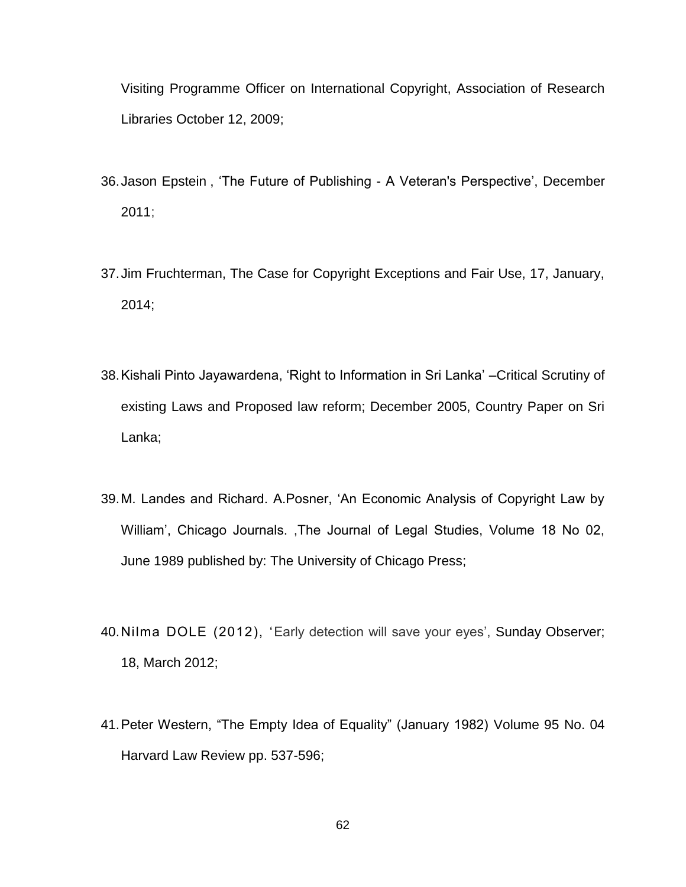Visiting Programme Officer on International Copyright, Association of Research Libraries October 12, 2009;

36. Jason Epstein , 'The Future of Publishing - A Veteran's Perspective', December 2011;

37. Jim Fruchterman, The Case for Copyright Exceptions and Fair Use, 17, January, 2014;

38. Kishali Pinto Jayawardena, 'Right to Information in Sri Lanka' –Critical Scrutiny of existing Laws and Proposed law reform; December 2005, Country Paper on Sri Lanka;

39. M. Landes and Richard. A.Posner, 'An Economic Analysis of Copyright Law by William', Chicago Journals. ,The Journal of Legal Studies, Volume 18 No 02, June 1989 published by: The University of Chicago Press;

40. Nilma DOLE (2012), 'Early detection will save your eyes', Sunday Observer; 18, March 2012;

41. Peter Western, "The Empty Idea of Equality" (January 1982) Volume 95 No. 04 Harvard Law Review pp. 537-596;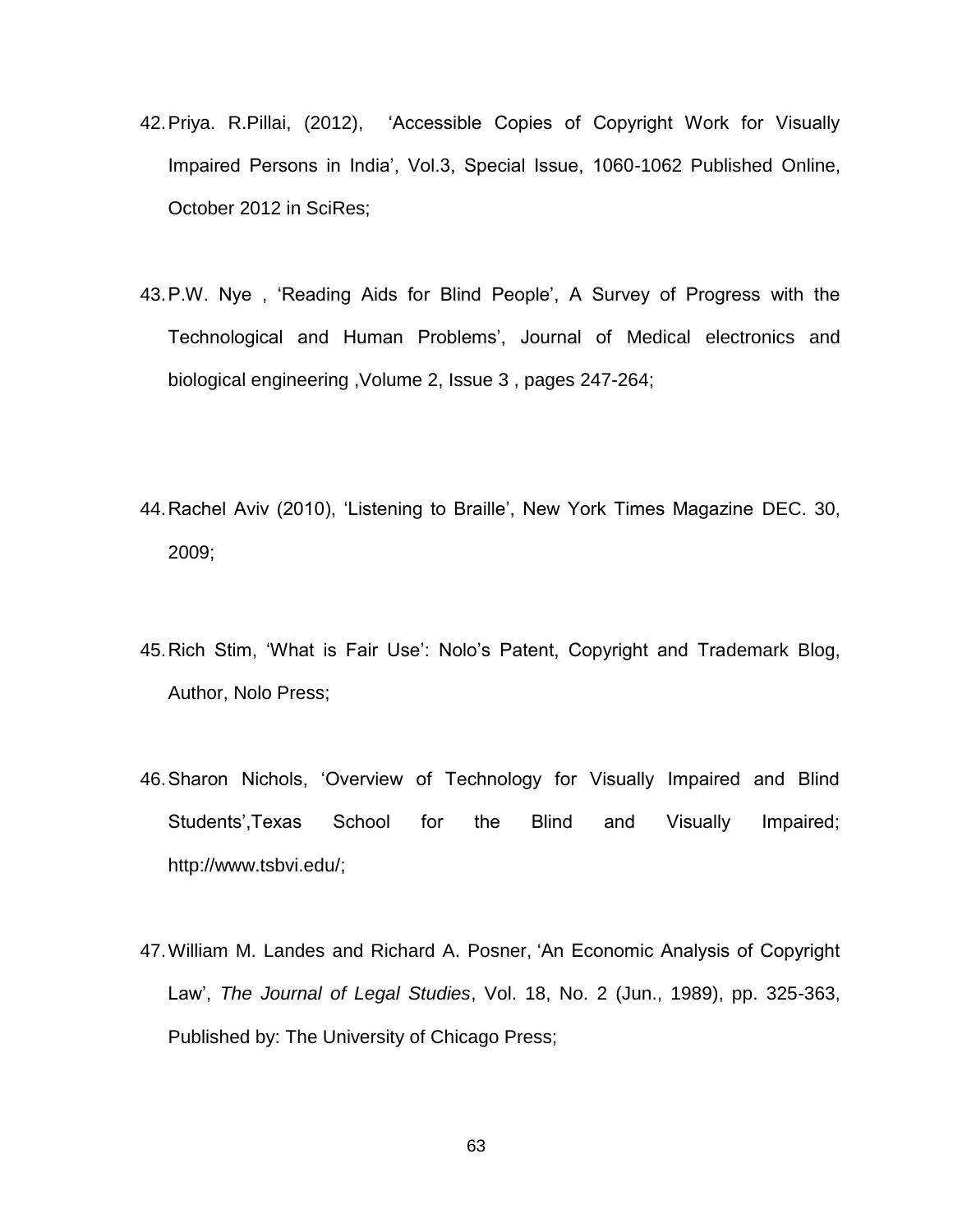42. Priya. R.Pillai, (2012), 'Accessible Copies of Copyright Work for Visually Impaired Persons in India', Vol.3, Special Issue, 1060-1062 Published Online, October 2012 in SciRes;

43. P.W. Nye , 'Reading Aids for Blind People', A Survey of Progress with the Technological and Human Problems', Journal of Medical electronics and biological engineering ,Volume 2, Issue 3 , pages 247-264;

44. Rachel Aviv (2010), 'Listening to Braille', New York Times Magazine DEC. 30, 2009;

45. Rich Stim, 'What is Fair Use': Nolo's Patent, Copyright and Trademark Blog, Author, Nolo Press;

46. Sharon Nichols, 'Overview of Technology for Visually Impaired and Blind Students',Texas School for the Blind and Visually Impaired; http://www.tsbvi.edu/;

47. William M. Landes and Richard A. Posner, 'An Economic Analysis of Copyright Law', *The Journal of Legal Studies*, Vol. 18, No. 2 (Jun., 1989), pp. 325-363, Published by: The University of Chicago Press;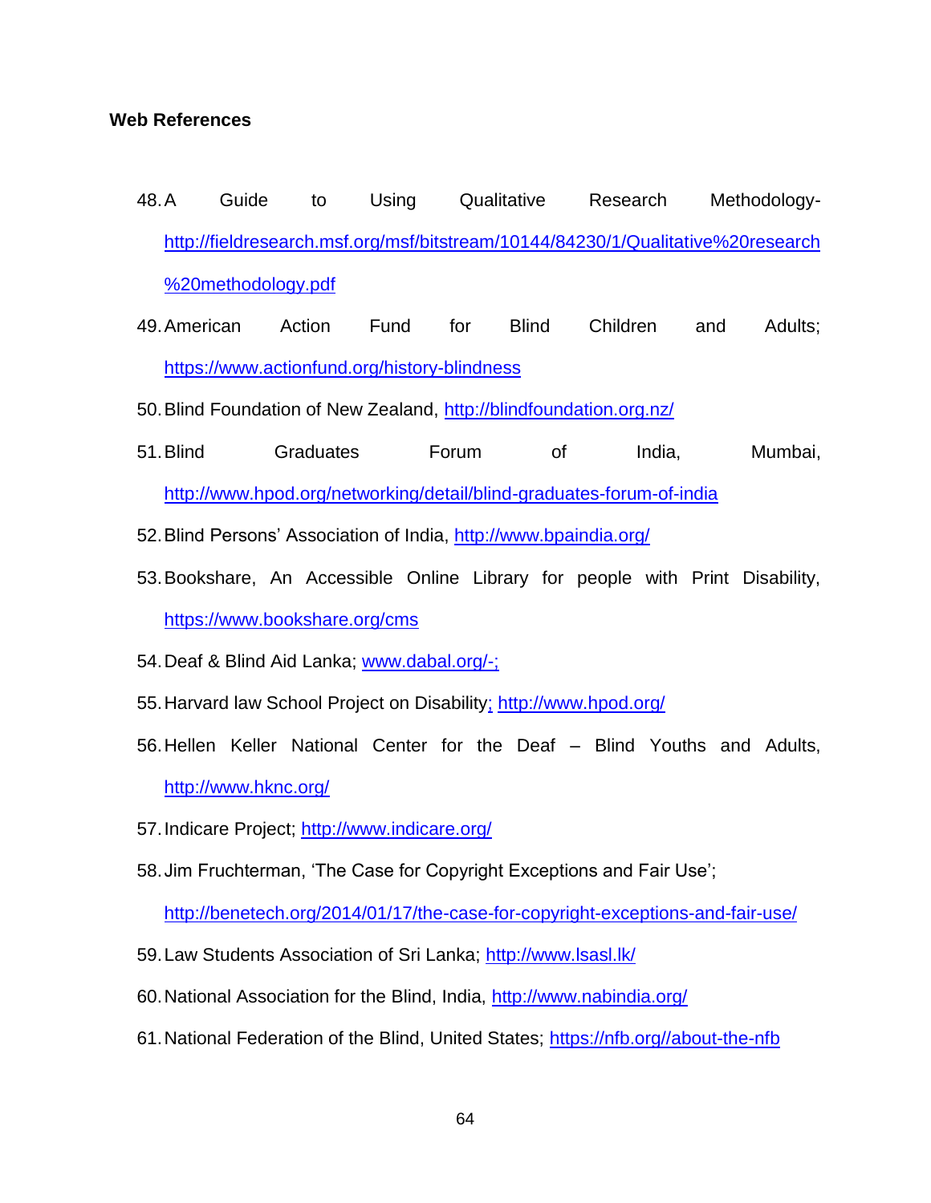**Web References**

48. A Guide to Using Qualitative Research Methodology- http://fieldresearch.msf.org/msf/bitstream/10144/84230/1/Qualitative%20research%20methodology.pdf
49. American Action Fund for Blind Children and Adults; https://www.actionfund.org/history-blindness
50. Blind Foundation of New Zealand, http://blindfoundation.org.nz/
51. Blind Graduates Forum of India, Mumbai, http://www.hpod.org/networking/detail/blind-graduates-forum-of-india
52. Blind Persons' Association of India, http://www.bpaindia.org/
53. Bookshare, An Accessible Online Library for people with Print Disability, https://www.bookshare.org/cms
54. Deaf & Blind Aid Lanka; www.dabal.org/-;
55. Harvard law School Project on Disability; http://www.hpod.org/
56. Hellen Keller National Center for the Deaf – Blind Youths and Adults, http://www.hknc.org/
57. Indicare Project; http://www.indicare.org/
58. Jim Fruchterman, 'The Case for Copyright Exceptions and Fair Use'; http://benetech.org/2014/01/17/the-case-for-copyright-exceptions-and-fair-use/
59. Law Students Association of Sri Lanka; http://www.lsasl.lk/
60. National Association for the Blind, India, http://www.nabindia.org/
61. National Federation of the Blind, United States; https://nfb.org//about-the-nfb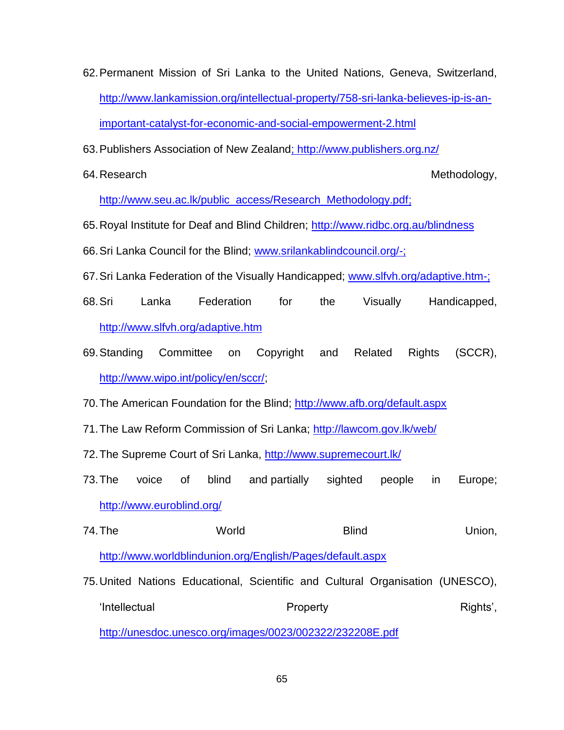62. Permanent Mission of Sri Lanka to the United Nations, Geneva, Switzerland, http://www.lankamission.org/intellectual-property/758-sri-lanka-believes-ip-is-an-important-catalyst-for-economic-and-social-empowerment-2.html
63. Publishers Association of New Zealand; http://www.publishers.org.nz/
64. Research Methodology, http://www.seu.ac.lk/public_access/Research_Methodology.pdf;
65. Royal Institute for Deaf and Blind Children; http://www.ridbc.org.au/blindness
66. Sri Lanka Council for the Blind; www.srilankablindcouncil.org/-;
67. Sri Lanka Federation of the Visually Handicapped; www.slfvh.org/adaptive.htm-;
68. Sri Lanka Federation for the Visually Handicapped, http://www.slfvh.org/adaptive.htm
69. Standing Committee on Copyright and Related Rights (SCCR), http://www.wipo.int/policy/en/sccr/;
70. The American Foundation for the Blind; http://www.afb.org/default.aspx
71. The Law Reform Commission of Sri Lanka; http://lawcom.gov.lk/web/
72. The Supreme Court of Sri Lanka, http://www.supremecourt.lk/
73. The voice of blind and partially sighted people in Europe; http://www.euroblind.org/
74. The World Blind Union, http://www.worldblindunion.org/English/Pages/default.aspx
75. United Nations Educational, Scientific and Cultural Organisation (UNESCO), 'Intellectual Property Rights', http://unesdoc.unesco.org/images/0023/002322/232208E.pdf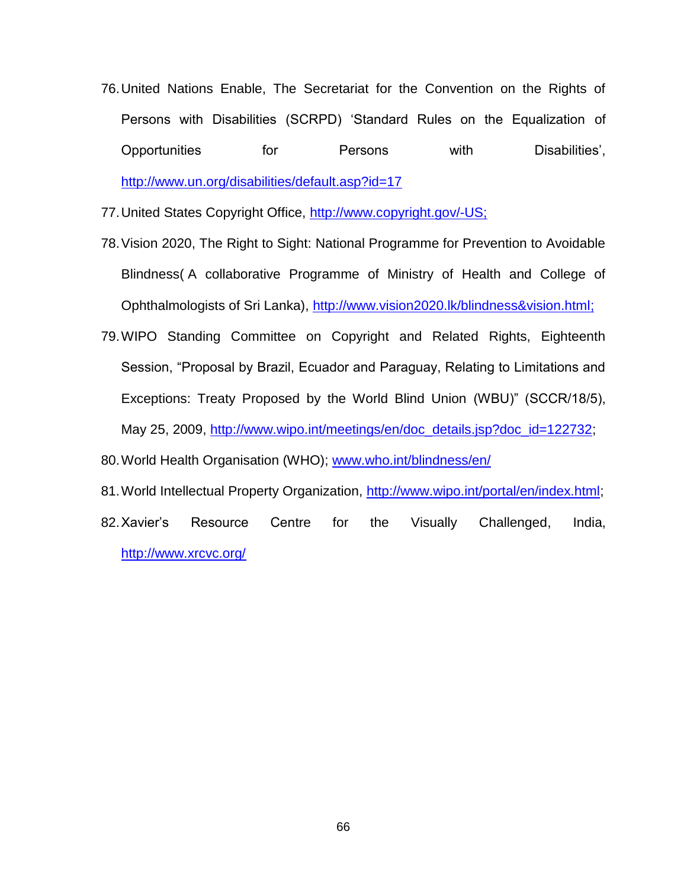76. United Nations Enable, The Secretariat for the Convention on the Rights of Persons with Disabilities (SCRPD) 'Standard Rules on the Equalization of Opportunities for Persons with Disabilities', http://www.un.org/disabilities/default.asp?id=17
77. United States Copyright Office, http://www.copyright.gov/-US;
78. Vision 2020, The Right to Sight: National Programme for Prevention to Avoidable Blindness( A collaborative Programme of Ministry of Health and College of Ophthalmologists of Sri Lanka), http://www.vision2020.lk/blindness&vision.html;
79. WIPO Standing Committee on Copyright and Related Rights, Eighteenth Session, "Proposal by Brazil, Ecuador and Paraguay, Relating to Limitations and Exceptions: Treaty Proposed by the World Blind Union (WBU)" (SCCR/18/5), May 25, 2009, http://www.wipo.int/meetings/en/doc_details.jsp?doc_id=122732;
80. World Health Organisation (WHO); www.who.int/blindness/en/
81. World Intellectual Property Organization, http://www.wipo.int/portal/en/index.html;
82. Xavier's Resource Centre for the Visually Challenged, India, http://www.xrcvc.org/